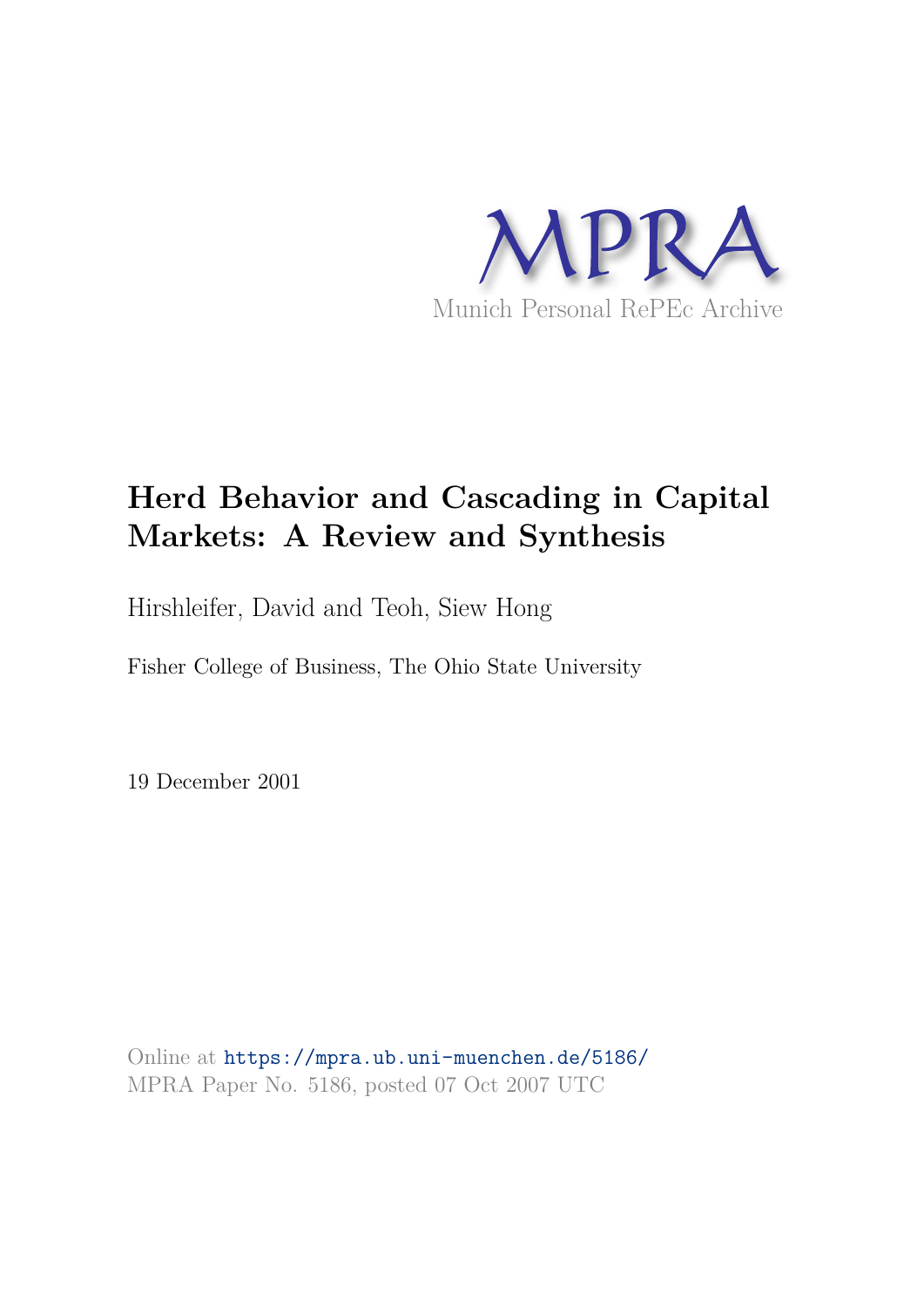MPRA

Munich Personal RePEc Archive

# Herd Behavior and Cascading in Capital Markets: A Review and Synthesis

Hirshleifer, David and Teoh, Siew Hong

Fisher College of Business, The Ohio State University

19 December 2001

Online at https://mpra.ub.uni-muenchen.de/5186/
MPRA Paper No. 5186, posted 07 Oct 2007 UTC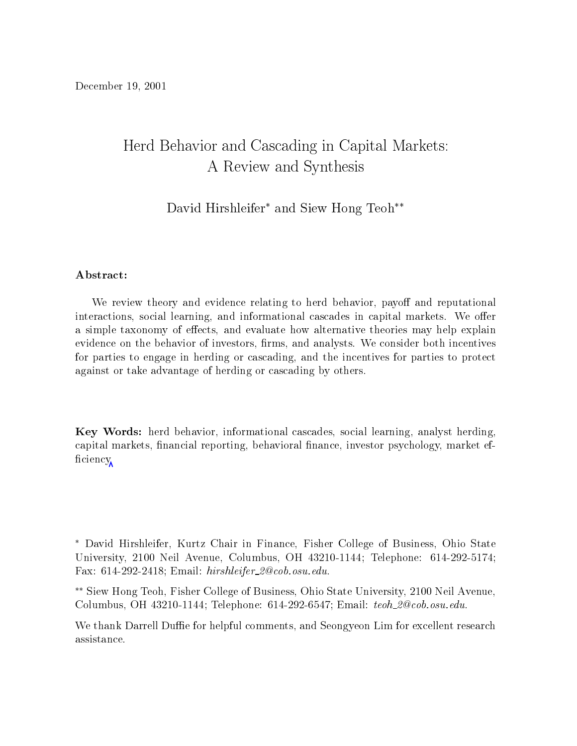December 19, 2001

# Herd Behavior and Cascading in Capital Markets: A Review and Synthesis

David Hirshleifer* and Siew Hong Teoh**

**Abstract:**

We review theory and evidence relating to herd behavior, payoff and reputational interactions, social learning, and informational cascades in capital markets. We offer a simple taxonomy of effects, and evaluate how alternative theories may help explain evidence on the behavior of investors, firms, and analysts. We consider both incentives for parties to engage in herding or cascading, and the incentives for parties to protect against or take advantage of herding or cascading by others.

**Key Words:** herd behavior, informational cascades, social learning, analyst herding, capital markets, financial reporting, behavioral finance, investor psychology, market efficiency.

* David Hirshleifer, Kurtz Chair in Finance, Fisher College of Business, Ohio State University, 2100 Neil Avenue, Columbus, OH 43210-1144; Telephone: 614-292-5174; Fax: 614-292-2418; Email: *hirshleifer_2@cob.osu.edu*.

** Siew Hong Teoh, Fisher College of Business, Ohio State University, 2100 Neil Avenue, Columbus, OH 43210-1144; Telephone: 614-292-6547; Email: *teoh_2@cob.osu.edu*.

We thank Darrell Duffie for helpful comments, and Seongyeon Lim for excellent research assistance.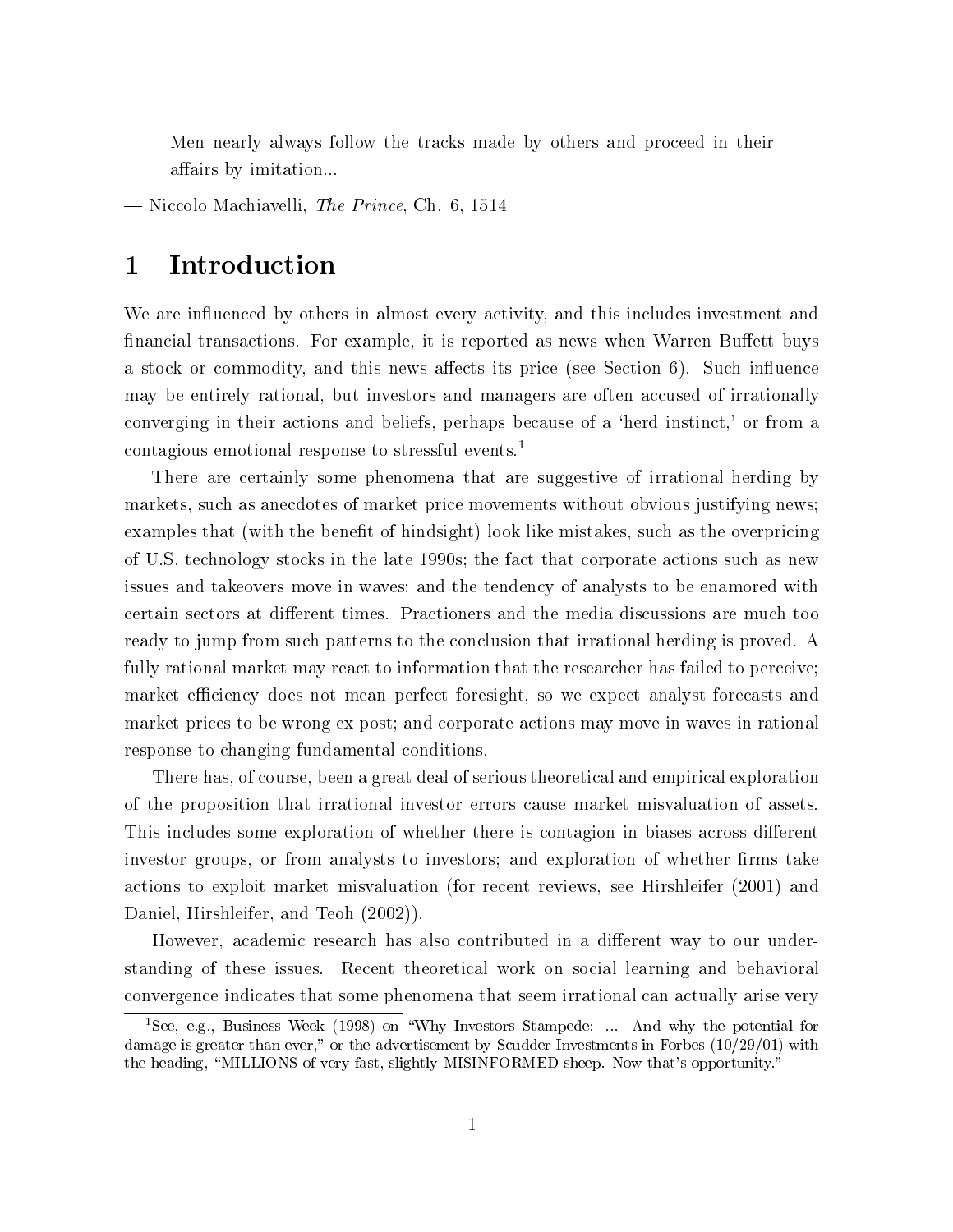> Men nearly always follow the tracks made by others and proceed in their affairs by imitation...

— Niccolo Machiavelli, *The Prince*, Ch. 6, 1514

# 1 Introduction

We are influenced by others in almost every activity, and this includes investment and financial transactions. For example, it is reported as news when Warren Buffett buys a stock or commodity, and this news affects its price (see Section 6). Such influence may be entirely rational, but investors and managers are often accused of irrationally converging in their actions and beliefs, perhaps because of a 'herd instinct,' or from a contagious emotional response to stressful events.[1]

There are certainly some phenomena that are suggestive of irrational herding by markets, such as anecdotes of market price movements without obvious justifying news; examples that (with the benefit of hindsight) look like mistakes, such as the overpricing of U.S. technology stocks in the late 1990s; the fact that corporate actions such as new issues and takeovers move in waves; and the tendency of analysts to be enamored with certain sectors at different times. Practioners and the media discussions are much too ready to jump from such patterns to the conclusion that irrational herding is proved. A fully rational market may react to information that the researcher has failed to perceive; market efficiency does not mean perfect foresight, so we expect analyst forecasts and market prices to be wrong ex post; and corporate actions may move in waves in rational response to changing fundamental conditions.

There has, of course, been a great deal of serious theoretical and empirical exploration of the proposition that irrational investor errors cause market misvaluation of assets. This includes some exploration of whether there is contagion in biases across different investor groups, or from analysts to investors; and exploration of whether firms take actions to exploit market misvaluation (for recent reviews, see Hirshleifer (2001) and Daniel, Hirshleifer, and Teoh (2002)).

However, academic research has also contributed in a different way to our understanding of these issues. Recent theoretical work on social learning and behavioral convergence indicates that some phenomena that seem irrational can actually arise very

[1] See, e.g., Business Week (1998) on "Why Investors Stampede: ... And why the potential for damage is greater than ever," or the advertisement by Scudder Investments in Forbes (10/29/01) with the heading, "MILLIONS of very fast, slightly MISINFORMED sheep. Now that's opportunity."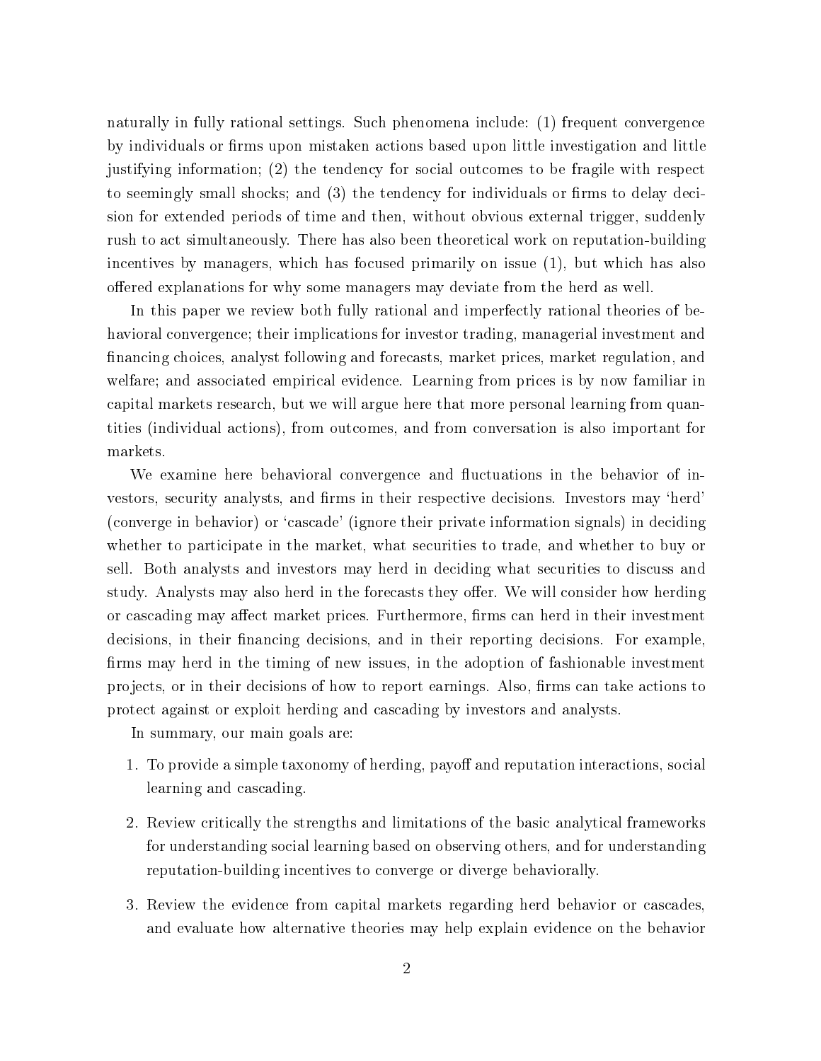naturally in fully rational settings. Such phenomena include: (1) frequent convergence by individuals or firms upon mistaken actions based upon little investigation and little justifying information; (2) the tendency for social outcomes to be fragile with respect to seemingly small shocks; and (3) the tendency for individuals or firms to delay decision for extended periods of time and then, without obvious external trigger, suddenly rush to act simultaneously. There has also been theoretical work on reputation-building incentives by managers, which has focused primarily on issue (1), but which has also offered explanations for why some managers may deviate from the herd as well.

In this paper we review both fully rational and imperfectly rational theories of behavioral convergence; their implications for investor trading, managerial investment and financing choices, analyst following and forecasts, market prices, market regulation, and welfare; and associated empirical evidence. Learning from prices is by now familiar in capital markets research, but we will argue here that more personal learning from quantities (individual actions), from outcomes, and from conversation is also important for markets.

We examine here behavioral convergence and fluctuations in the behavior of investors, security analysts, and firms in their respective decisions. Investors may 'herd' (converge in behavior) or 'cascade' (ignore their private information signals) in deciding whether to participate in the market, what securities to trade, and whether to buy or sell. Both analysts and investors may herd in deciding what securities to discuss and study. Analysts may also herd in the forecasts they offer. We will consider how herding or cascading may affect market prices. Furthermore, firms can herd in their investment decisions, in their financing decisions, and in their reporting decisions. For example, firms may herd in the timing of new issues, in the adoption of fashionable investment projects, or in their decisions of how to report earnings. Also, firms can take actions to protect against or exploit herding and cascading by investors and analysts.

In summary, our main goals are:

1. To provide a simple taxonomy of herding, payoff and reputation interactions, social learning and cascading.

2. Review critically the strengths and limitations of the basic analytical frameworks for understanding social learning based on observing others, and for understanding reputation-building incentives to converge or diverge behaviorally.

3. Review the evidence from capital markets regarding herd behavior or cascades, and evaluate how alternative theories may help explain evidence on the behavior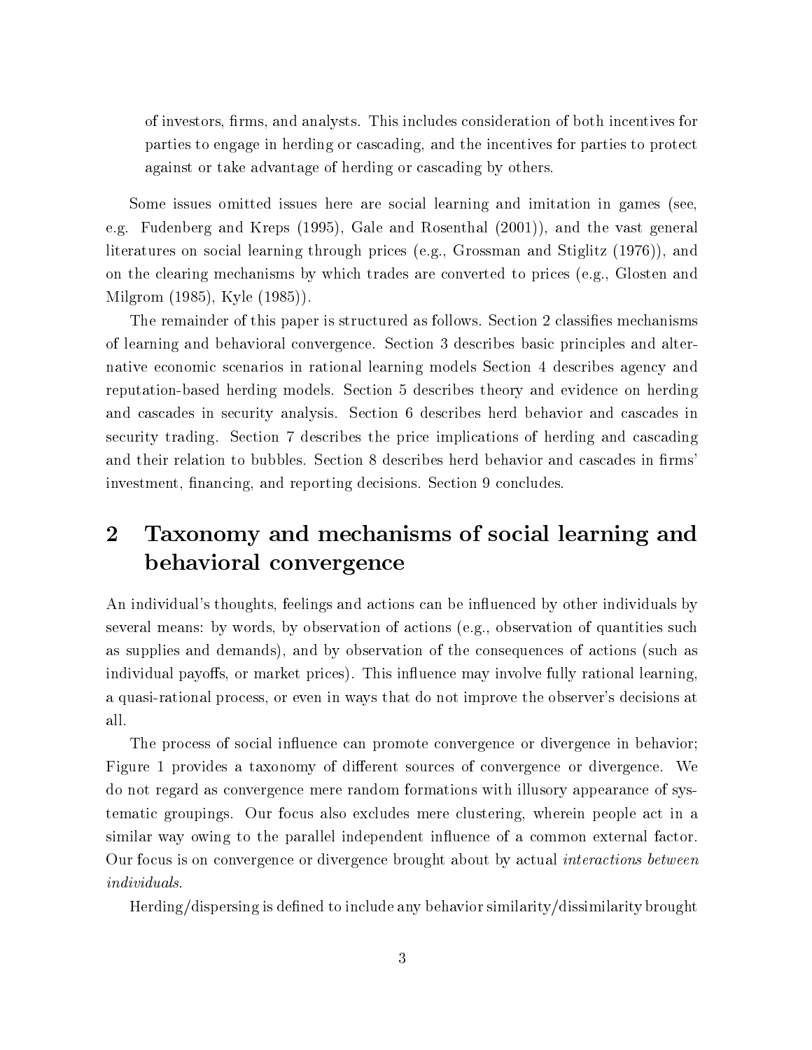of investors, firms, and analysts. This includes consideration of both incentives for parties to engage in herding or cascading, and the incentives for parties to protect against or take advantage of herding or cascading by others.

Some issues omitted issues here are social learning and imitation in games (see, e.g. Fudenberg and Kreps (1995), Gale and Rosenthal (2001)), and the vast general literatures on social learning through prices (e.g., Grossman and Stiglitz (1976)), and on the clearing mechanisms by which trades are converted to prices (e.g., Glosten and Milgrom (1985), Kyle (1985)).

The remainder of this paper is structured as follows. Section 2 classifies mechanisms of learning and behavioral convergence. Section 3 describes basic principles and alternative economic scenarios in rational learning models Section 4 describes agency and reputation-based herding models. Section 5 describes theory and evidence on herding and cascades in security analysis. Section 6 describes herd behavior and cascades in security trading. Section 7 describes the price implications of herding and cascading and their relation to bubbles. Section 8 describes herd behavior and cascades in firms' investment, financing, and reporting decisions. Section 9 concludes.

## 2 Taxonomy and mechanisms of social learning and behavioral convergence

An individual's thoughts, feelings and actions can be influenced by other individuals by several means: by words, by observation of actions (e.g., observation of quantities such as supplies and demands), and by observation of the consequences of actions (such as individual payoffs, or market prices). This influence may involve fully rational learning, a quasi-rational process, or even in ways that do not improve the observer's decisions at all.

The process of social influence can promote convergence or divergence in behavior; Figure 1 provides a taxonomy of different sources of convergence or divergence. We do not regard as convergence mere random formations with illusory appearance of systematic groupings. Our focus also excludes mere clustering, wherein people act in a similar way owing to the parallel independent influence of a common external factor. Our focus is on convergence or divergence brought about by actual *interactions between individuals*.

Herding/dispersing is defined to include any behavior similarity/dissimilarity brought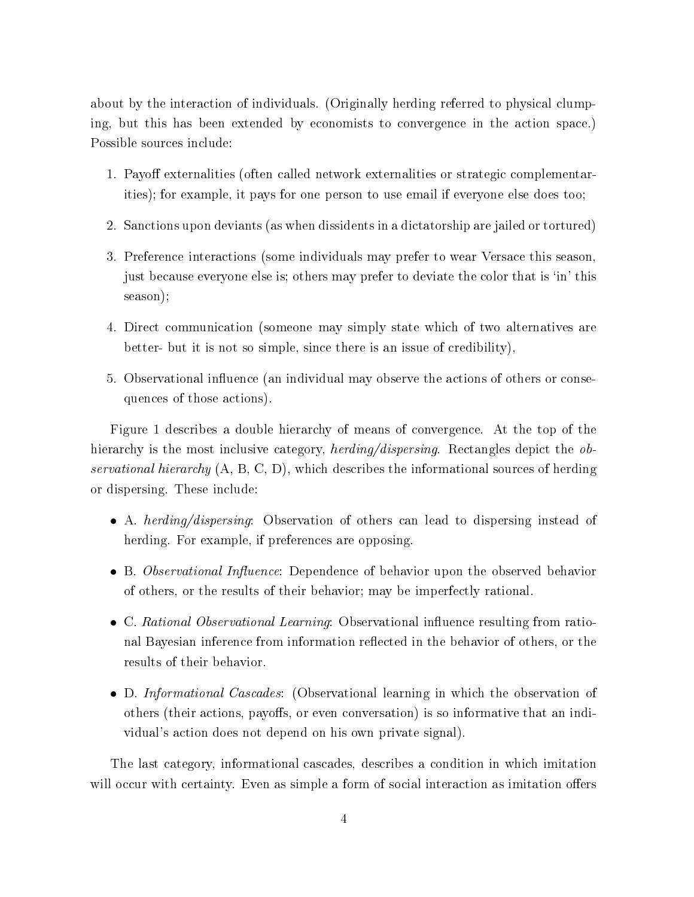about by the interaction of individuals. (Originally herding referred to physical clumping, but this has been extended by economists to convergence in the action space.) Possible sources include:

1. Payoff externalities (often called network externalities or strategic complementarities); for example, it pays for one person to use email if everyone else does too;
2. Sanctions upon deviants (as when dissidents in a dictatorship are jailed or tortured)
3. Preference interactions (some individuals may prefer to wear Versace this season, just because everyone else is; others may prefer to deviate the color that is 'in' this season);
4. Direct communication (someone may simply state which of two alternatives are better- but it is not so simple, since there is an issue of credibility),
5. Observational influence (an individual may observe the actions of others or consequences of those actions).

Figure 1 describes a double hierarchy of means of convergence. At the top of the hierarchy is the most inclusive category, *herding/dispersing*. Rectangles depict the *observational hierarchy* (A, B, C, D), which describes the informational sources of herding or dispersing. These include:

- A. *herding/dispersing*: Observation of others can lead to dispersing instead of herding. For example, if preferences are opposing.
- B. *Observational Influence*: Dependence of behavior upon the observed behavior of others, or the results of their behavior; may be imperfectly rational.
- C. *Rational Observational Learning*: Observational influence resulting from rational Bayesian inference from information reflected in the behavior of others, or the results of their behavior.
- D. *Informational Cascades*: (Observational learning in which the observation of others (their actions, payoffs, or even conversation) is so informative that an individual's action does not depend on his own private signal).

The last category, informational cascades, describes a condition in which imitation will occur with certainty. Even as simple a form of social interaction as imitation offers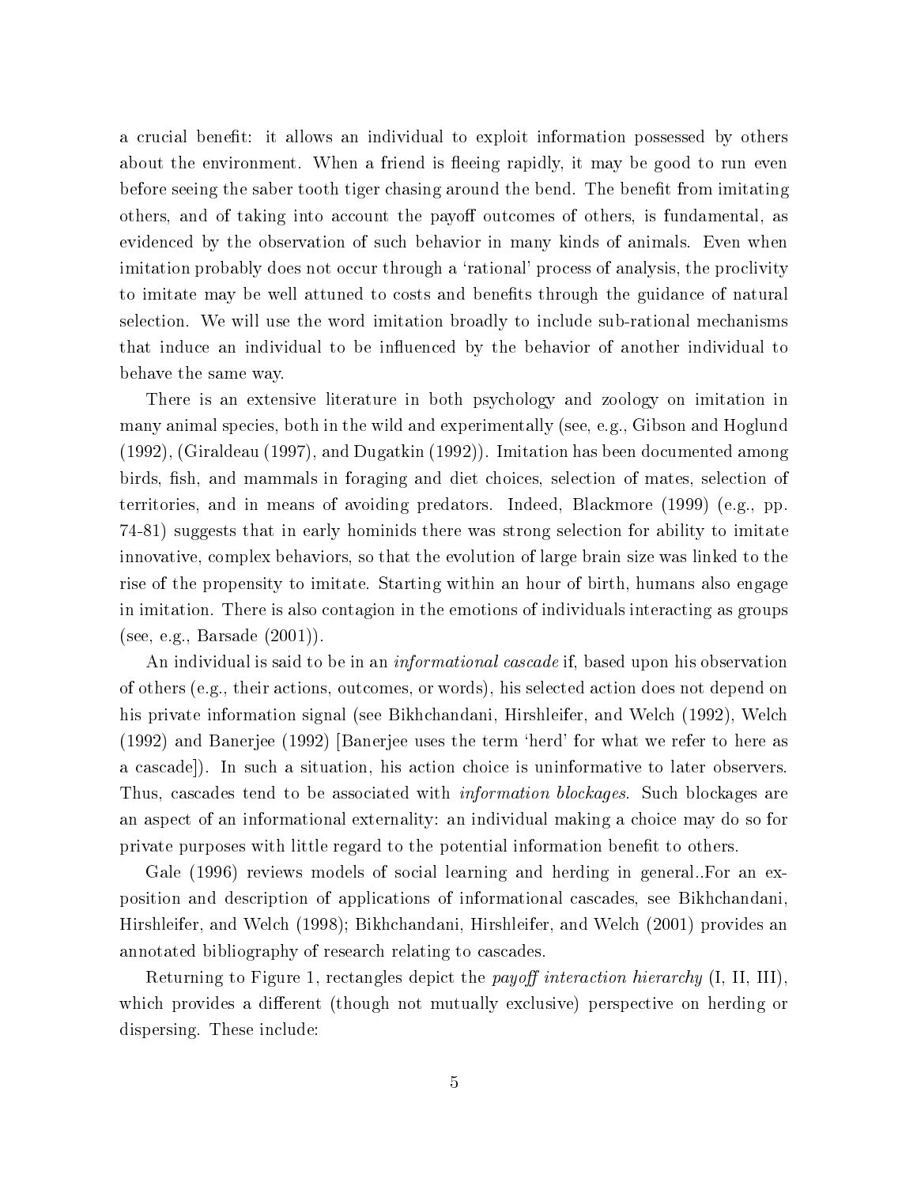a crucial benefit: it allows an individual to exploit information possessed by others about the environment. When a friend is fleeing rapidly, it may be good to run even before seeing the saber tooth tiger chasing around the bend. The benefit from imitating others, and of taking into account the payoff outcomes of others, is fundamental, as evidenced by the observation of such behavior in many kinds of animals. Even when imitation probably does not occur through a 'rational' process of analysis, the proclivity to imitate may be well attuned to costs and benefits through the guidance of natural selection. We will use the word imitation broadly to include sub-rational mechanisms that induce an individual to be influenced by the behavior of another individual to behave the same way.

There is an extensive literature in both psychology and zoology on imitation in many animal species, both in the wild and experimentally (see, e.g., Gibson and Hoglund (1992), (Giraldeau (1997), and Dugatkin (1992)). Imitation has been documented among birds, fish, and mammals in foraging and diet choices, selection of mates, selection of territories, and in means of avoiding predators. Indeed, Blackmore (1999) (e.g., pp. 74-81) suggests that in early hominids there was strong selection for ability to imitate innovative, complex behaviors, so that the evolution of large brain size was linked to the rise of the propensity to imitate. Starting within an hour of birth, humans also engage in imitation. There is also contagion in the emotions of individuals interacting as groups (see, e.g., Barsade (2001)).

An individual is said to be in an *informational cascade* if, based upon his observation of others (e.g., their actions, outcomes, or words), his selected action does not depend on his private information signal (see Bikhchandani, Hirshleifer, and Welch (1992), Welch (1992) and Banerjee (1992) [Banerjee uses the term 'herd' for what we refer to here as a cascade]). In such a situation, his action choice is uninformative to later observers. Thus, cascades tend to be associated with *information blockages*. Such blockages are an aspect of an informational externality: an individual making a choice may do so for private purposes with little regard to the potential information benefit to others.

Gale (1996) reviews models of social learning and herding in general..For an exposition and description of applications of informational cascades, see Bikhchandani, Hirshleifer, and Welch (1998); Bikhchandani, Hirshleifer, and Welch (2001) provides an annotated bibliography of research relating to cascades.

Returning to Figure 1, rectangles depict the *payoff interaction hierarchy* (I, II, III), which provides a different (though not mutually exclusive) perspective on herding or dispersing. These include: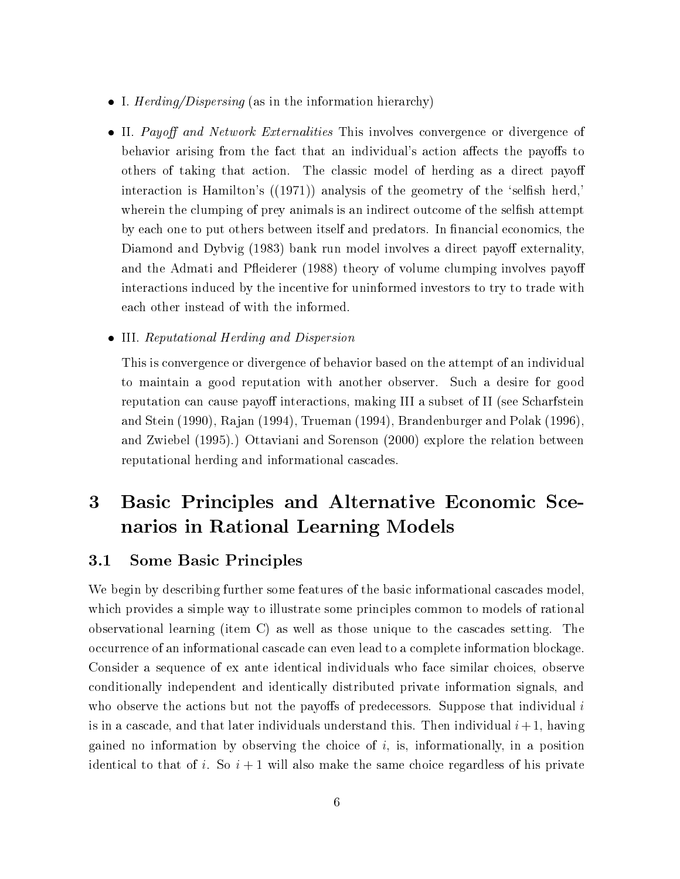- I. *Herding/Dispersing* (as in the information hierarchy)

- II. *Payoff and Network Externalities* This involves convergence or divergence of behavior arising from the fact that an individual's action affects the payoffs to others of taking that action. The classic model of herding as a direct payoff interaction is Hamilton's ((1971)) analysis of the geometry of the 'selfish herd,' wherein the clumping of prey animals is an indirect outcome of the selfish attempt by each one to put others between itself and predators. In financial economics, the Diamond and Dybvig (1983) bank run model involves a direct payoff externality, and the Admati and Pfleiderer (1988) theory of volume clumping involves payoff interactions induced by the incentive for uninformed investors to try to trade with each other instead of with the informed.

- III. *Reputational Herding and Dispersion*

  This is convergence or divergence of behavior based on the attempt of an individual to maintain a good reputation with another observer. Such a desire for good reputation can cause payoff interactions, making III a subset of II (see Scharfstein and Stein (1990), Rajan (1994), Trueman (1994), Brandenburger and Polak (1996), and Zwiebel (1995).) Ottaviani and Sorenson (2000) explore the relation between reputational herding and informational cascades.

# 3 Basic Principles and Alternative Economic Scenarios in Rational Learning Models

## 3.1 Some Basic Principles

We begin by describing further some features of the basic informational cascades model, which provides a simple way to illustrate some principles common to models of rational observational learning (item C) as well as those unique to the cascades setting. The occurrence of an informational cascade can even lead to a complete information blockage. Consider a sequence of ex ante identical individuals who face similar choices, observe conditionally independent and identically distributed private information signals, and who observe the actions but not the payoffs of predecessors. Suppose that individual $i$ is in a cascade, and that later individuals understand this. Then individual $i+1$, having gained no information by observing the choice of $i$, is, informationally, in a position identical to that of $i$. So $i+1$ will also make the same choice regardless of his private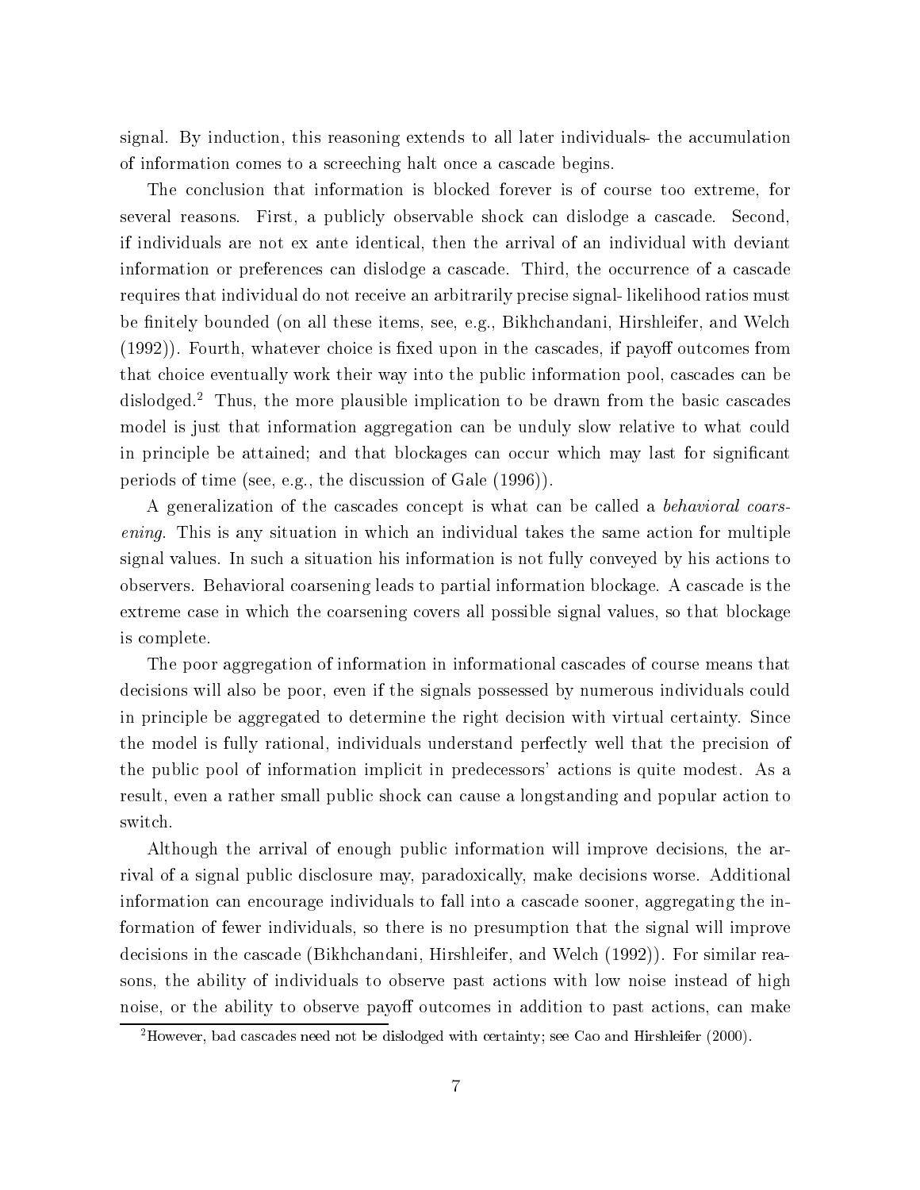signal. By induction, this reasoning extends to all later individuals- the accumulation of information comes to a screeching halt once a cascade begins.

The conclusion that information is blocked forever is of course too extreme, for several reasons. First, a publicly observable shock can dislodge a cascade. Second, if individuals are not ex ante identical, then the arrival of an individual with deviant information or preferences can dislodge a cascade. Third, the occurrence of a cascade requires that individual do not receive an arbitrarily precise signal- likelihood ratios must be finitely bounded (on all these items, see, e.g., Bikhchandani, Hirshleifer, and Welch (1992)). Fourth, whatever choice is fixed upon in the cascades, if payoff outcomes from that choice eventually work their way into the public information pool, cascades can be dislodged.[2] Thus, the more plausible implication to be drawn from the basic cascades model is just that information aggregation can be unduly slow relative to what could in principle be attained; and that blockages can occur which may last for significant periods of time (see, e.g., the discussion of Gale (1996)).

A generalization of the cascades concept is what can be called a *behavioral coarsening*. This is any situation in which an individual takes the same action for multiple signal values. In such a situation his information is not fully conveyed by his actions to observers. Behavioral coarsening leads to partial information blockage. A cascade is the extreme case in which the coarsening covers all possible signal values, so that blockage is complete.

The poor aggregation of information in informational cascades of course means that decisions will also be poor, even if the signals possessed by numerous individuals could in principle be aggregated to determine the right decision with virtual certainty. Since the model is fully rational, individuals understand perfectly well that the precision of the public pool of information implicit in predecessors' actions is quite modest. As a result, even a rather small public shock can cause a longstanding and popular action to switch.

Although the arrival of enough public information will improve decisions, the arrival of a signal public disclosure may, paradoxically, make decisions worse. Additional information can encourage individuals to fall into a cascade sooner, aggregating the information of fewer individuals, so there is no presumption that the signal will improve decisions in the cascade (Bikhchandani, Hirshleifer, and Welch (1992)). For similar reasons, the ability of individuals to observe past actions with low noise instead of high noise, or the ability to observe payoff outcomes in addition to past actions, can make

[2] However, bad cascades need not be dislodged with certainty; see Cao and Hirshleifer (2000).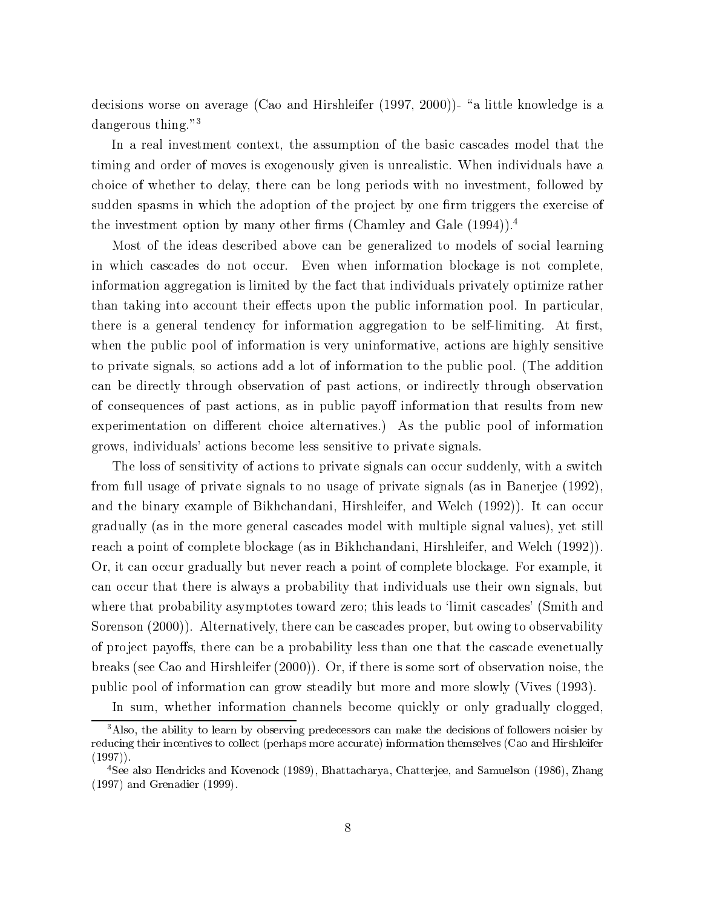decisions worse on average (Cao and Hirshleifer (1997, 2000))- "a little knowledge is a dangerous thing."[3]

In a real investment context, the assumption of the basic cascades model that the timing and order of moves is exogenously given is unrealistic. When individuals have a choice of whether to delay, there can be long periods with no investment, followed by sudden spasms in which the adoption of the project by one firm triggers the exercise of the investment option by many other firms (Chamley and Gale (1994)).[4]

Most of the ideas described above can be generalized to models of social learning in which cascades do not occur. Even when information blockage is not complete, information aggregation is limited by the fact that individuals privately optimize rather than taking into account their effects upon the public information pool. In particular, there is a general tendency for information aggregation to be self-limiting. At first, when the public pool of information is very uninformative, actions are highly sensitive to private signals, so actions add a lot of information to the public pool. (The addition can be directly through observation of past actions, or indirectly through observation of consequences of past actions, as in public payoff information that results from new experimentation on different choice alternatives.) As the public pool of information grows, individuals' actions become less sensitive to private signals.

The loss of sensitivity of actions to private signals can occur suddenly, with a switch from full usage of private signals to no usage of private signals (as in Banerjee (1992), and the binary example of Bikhchandani, Hirshleifer, and Welch (1992)). It can occur gradually (as in the more general cascades model with multiple signal values), yet still reach a point of complete blockage (as in Bikhchandani, Hirshleifer, and Welch (1992)). Or, it can occur gradually but never reach a point of complete blockage. For example, it can occur that there is always a probability that individuals use their own signals, but where that probability asymptotes toward zero; this leads to 'limit cascades' (Smith and Sorenson (2000)). Alternatively, there can be cascades proper, but owing to observability of project payoffs, there can be a probability less than one that the cascade evenetually breaks (see Cao and Hirshleifer (2000)). Or, if there is some sort of observation noise, the public pool of information can grow steadily but more and more slowly (Vives (1993).

In sum, whether information channels become quickly or only gradually clogged,

[3]Also, the ability to learn by observing predecessors can make the decisions of followers noisier by reducing their incentives to collect (perhaps more accurate) information themselves (Cao and Hirshleifer (1997)).

[4]See also Hendricks and Kovenock (1989), Bhattacharya, Chatterjee, and Samuelson (1986), Zhang (1997) and Grenadier (1999).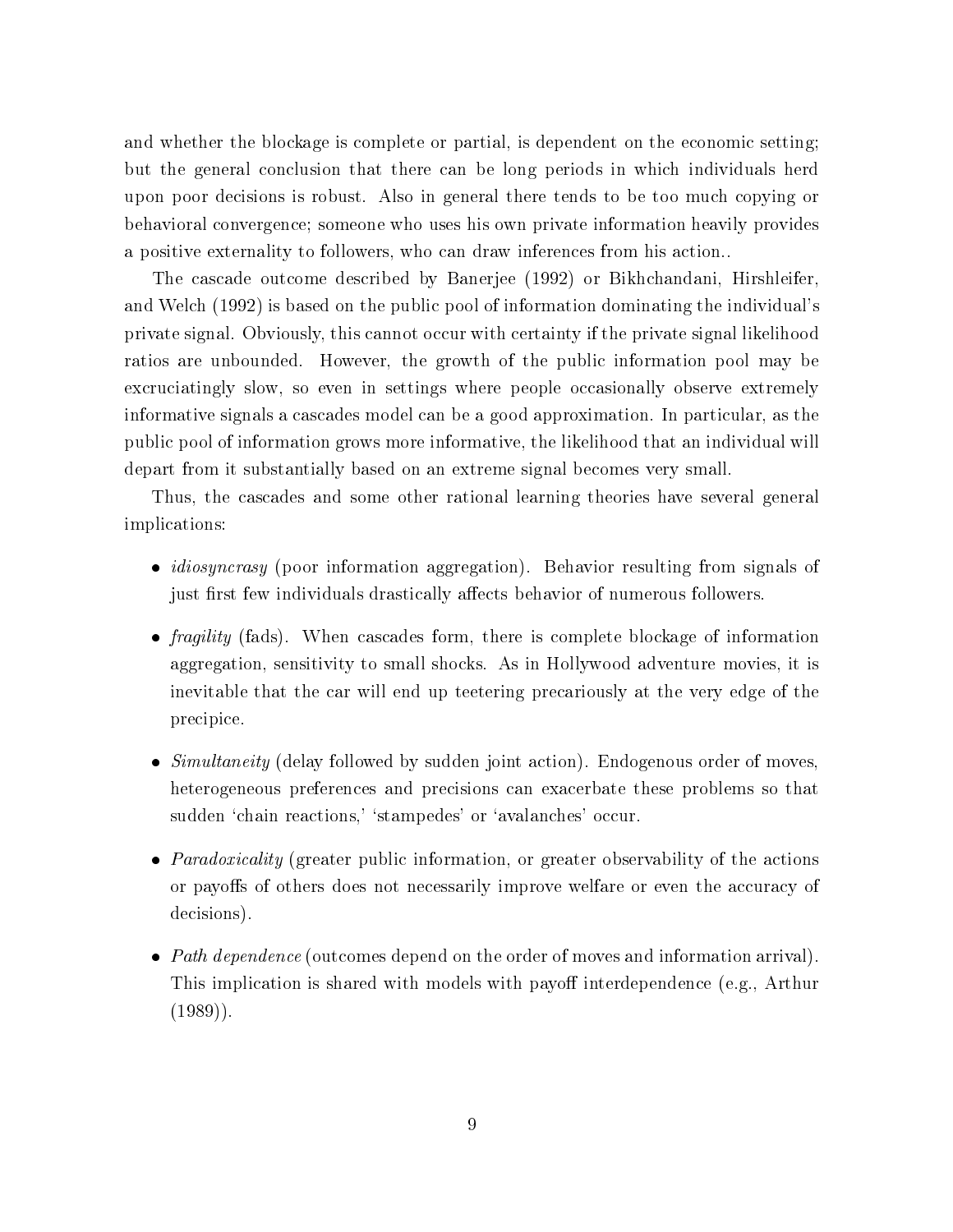and whether the blockage is complete or partial, is dependent on the economic setting; but the general conclusion that there can be long periods in which individuals herd upon poor decisions is robust. Also in general there tends to be too much copying or behavioral convergence; someone who uses his own private information heavily provides a positive externality to followers, who can draw inferences from his action..

The cascade outcome described by Banerjee (1992) or Bikhchandani, Hirshleifer, and Welch (1992) is based on the public pool of information dominating the individual's private signal. Obviously, this cannot occur with certainty if the private signal likelihood ratios are unbounded. However, the growth of the public information pool may be excruciatingly slow, so even in settings where people occasionally observe extremely informative signals a cascades model can be a good approximation. In particular, as the public pool of information grows more informative, the likelihood that an individual will depart from it substantially based on an extreme signal becomes very small.

Thus, the cascades and some other rational learning theories have several general implications:

- *idiosyncrasy* (poor information aggregation). Behavior resulting from signals of just first few individuals drastically affects behavior of numerous followers.
- *fragility* (fads). When cascades form, there is complete blockage of information aggregation, sensitivity to small shocks. As in Hollywood adventure movies, it is inevitable that the car will end up teetering precariously at the very edge of the precipice.
- *Simultaneity* (delay followed by sudden joint action). Endogenous order of moves, heterogeneous preferences and precisions can exacerbate these problems so that sudden 'chain reactions,' 'stampedes' or 'avalanches' occur.
- *Paradoxicality* (greater public information, or greater observability of the actions or payoffs of others does not necessarily improve welfare or even the accuracy of decisions).
- *Path dependence* (outcomes depend on the order of moves and information arrival). This implication is shared with models with payoff interdependence (e.g., Arthur (1989)).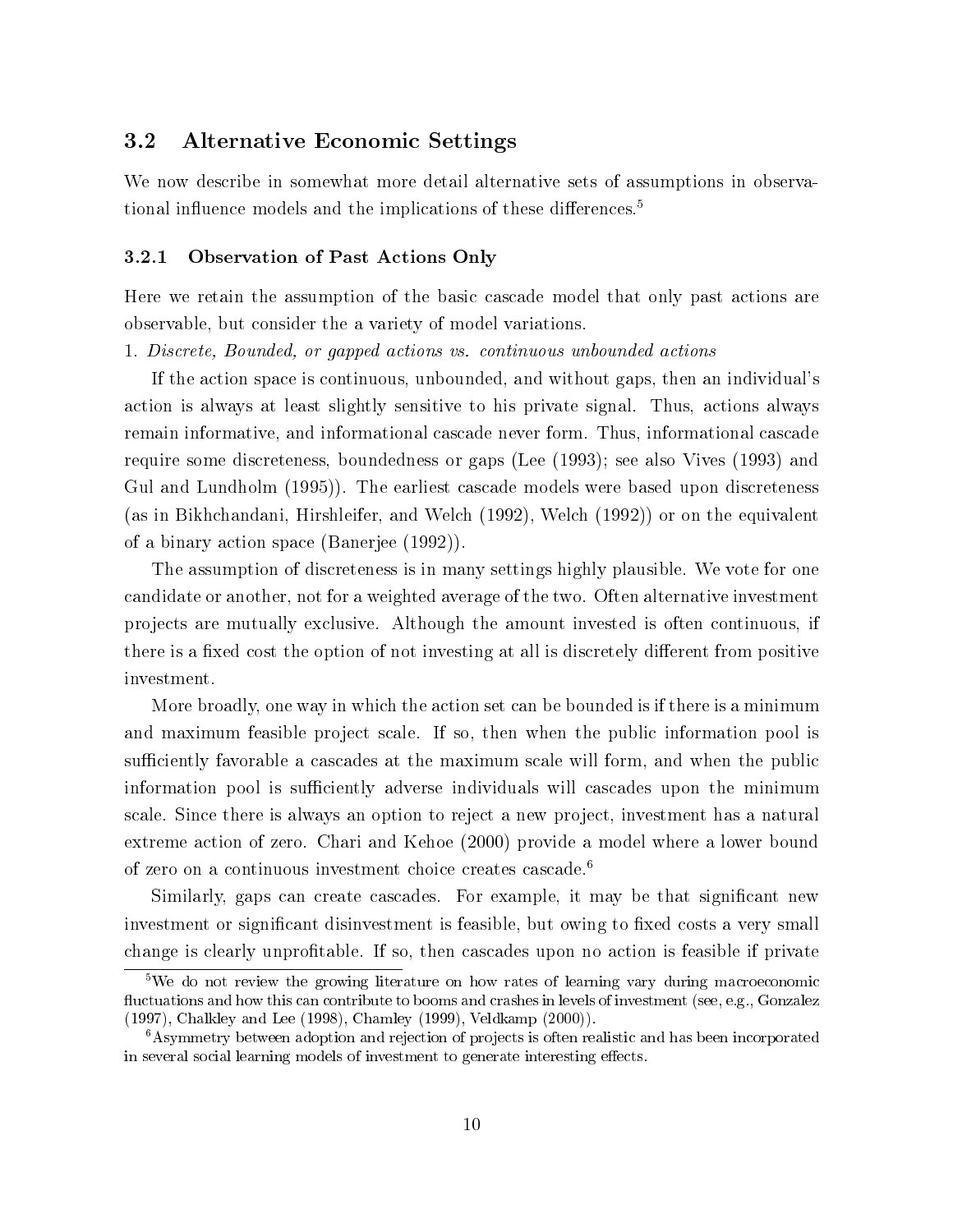## 3.2 Alternative Economic Settings

We now describe in somewhat more detail alternative sets of assumptions in observational influence models and the implications of these differences.[5]

### 3.2.1 Observation of Past Actions Only

Here we retain the assumption of the basic cascade model that only past actions are observable, but consider the a variety of model variations.

1. *Discrete, Bounded, or gapped actions vs. continuous unbounded actions*

If the action space is continuous, unbounded, and without gaps, then an individual's action is always at least slightly sensitive to his private signal. Thus, actions always remain informative, and informational cascade never form. Thus, informational cascade require some discreteness, boundedness or gaps (Lee (1993); see also Vives (1993) and Gul and Lundholm (1995)). The earliest cascade models were based upon discreteness (as in Bikhchandani, Hirshleifer, and Welch (1992), Welch (1992)) or on the equivalent of a binary action space (Banerjee (1992)).

The assumption of discreteness is in many settings highly plausible. We vote for one candidate or another, not for a weighted average of the two. Often alternative investment projects are mutually exclusive. Although the amount invested is often continuous, if there is a fixed cost the option of not investing at all is discretely different from positive investment.

More broadly, one way in which the action set can be bounded is if there is a minimum and maximum feasible project scale. If so, then when the public information pool is sufficiently favorable a cascades at the maximum scale will form, and when the public information pool is sufficiently adverse individuals will cascades upon the minimum scale. Since there is always an option to reject a new project, investment has a natural extreme action of zero. Chari and Kehoe (2000) provide a model where a lower bound of zero on a continuous investment choice creates cascade.[6]

Similarly, gaps can create cascades. For example, it may be that significant new investment or significant disinvestment is feasible, but owing to fixed costs a very small change is clearly unprofitable. If so, then cascades upon no action is feasible if private

[5] We do not review the growing literature on how rates of learning vary during macroeconomic fluctuations and how this can contribute to booms and crashes in levels of investment (see, e.g., Gonzalez (1997), Chalkley and Lee (1998), Chamley (1999), Veldkamp (2000)).

[6] Asymmetry between adoption and rejection of projects is often realistic and has been incorporated in several social learning models of investment to generate interesting effects.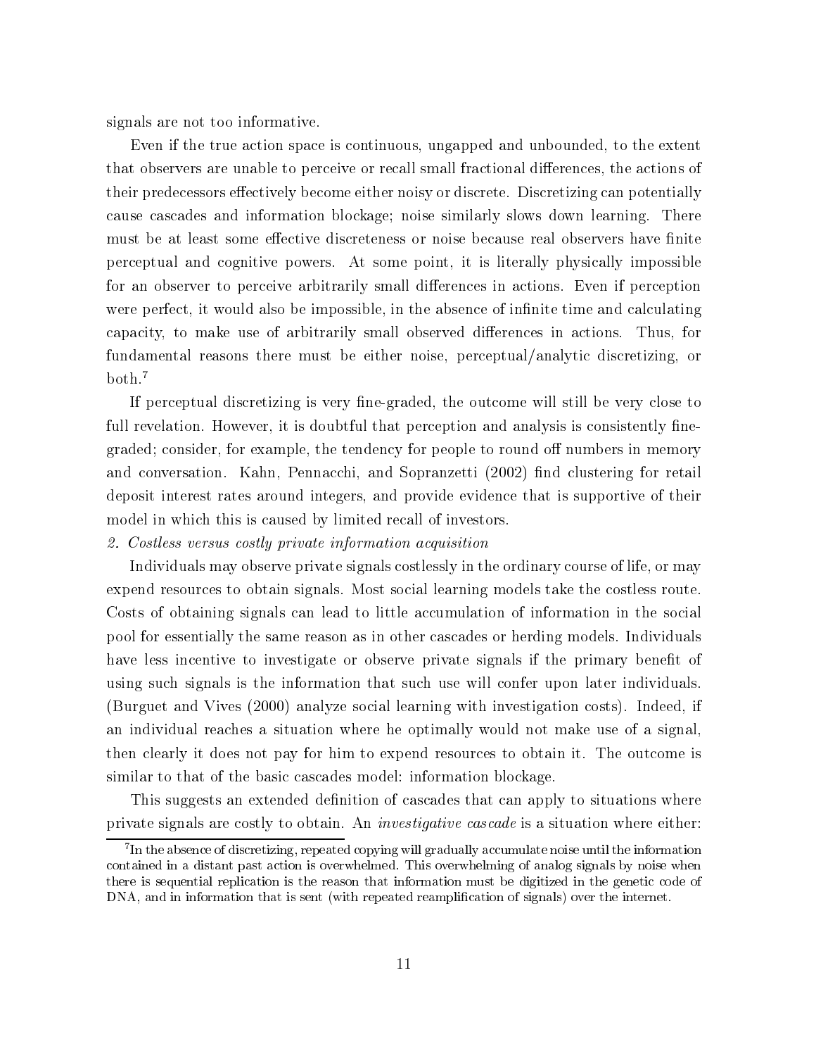signals are not too informative.

Even if the true action space is continuous, ungapped and unbounded, to the extent that observers are unable to perceive or recall small fractional differences, the actions of their predecessors effectively become either noisy or discrete. Discretizing can potentially cause cascades and information blockage; noise similarly slows down learning. There must be at least some effective discreteness or noise because real observers have finite perceptual and cognitive powers. At some point, it is literally physically impossible for an observer to perceive arbitrarily small differences in actions. Even if perception were perfect, it would also be impossible, in the absence of infinite time and calculating capacity, to make use of arbitrarily small observed differences in actions. Thus, for fundamental reasons there must be either noise, perceptual/analytic discretizing, or both.[7]

If perceptual discretizing is very fine-graded, the outcome will still be very close to full revelation. However, it is doubtful that perception and analysis is consistently fine-graded; consider, for example, the tendency for people to round off numbers in memory and conversation. Kahn, Pennacchi, and Sopranzetti (2002) find clustering for retail deposit interest rates around integers, and provide evidence that is supportive of their model in which this is caused by limited recall of investors.

*2. Costless versus costly private information acquisition*

Individuals may observe private signals costlessly in the ordinary course of life, or may expend resources to obtain signals. Most social learning models take the costless route. Costs of obtaining signals can lead to little accumulation of information in the social pool for essentially the same reason as in other cascades or herding models. Individuals have less incentive to investigate or observe private signals if the primary benefit of using such signals is the information that such use will confer upon later individuals. (Burguet and Vives (2000) analyze social learning with investigation costs). Indeed, if an individual reaches a situation where he optimally would not make use of a signal, then clearly it does not pay for him to expend resources to obtain it. The outcome is similar to that of the basic cascades model: information blockage.

This suggests an extended definition of cascades that can apply to situations where private signals are costly to obtain. An *investigative cascade* is a situation where either:

[7] In the absence of discretizing, repeated copying will gradually accumulate noise until the information contained in a distant past action is overwhelmed. This overwhelming of analog signals by noise when there is sequential replication is the reason that information must be digitized in the genetic code of DNA, and in information that is sent (with repeated reamplification of signals) over the internet.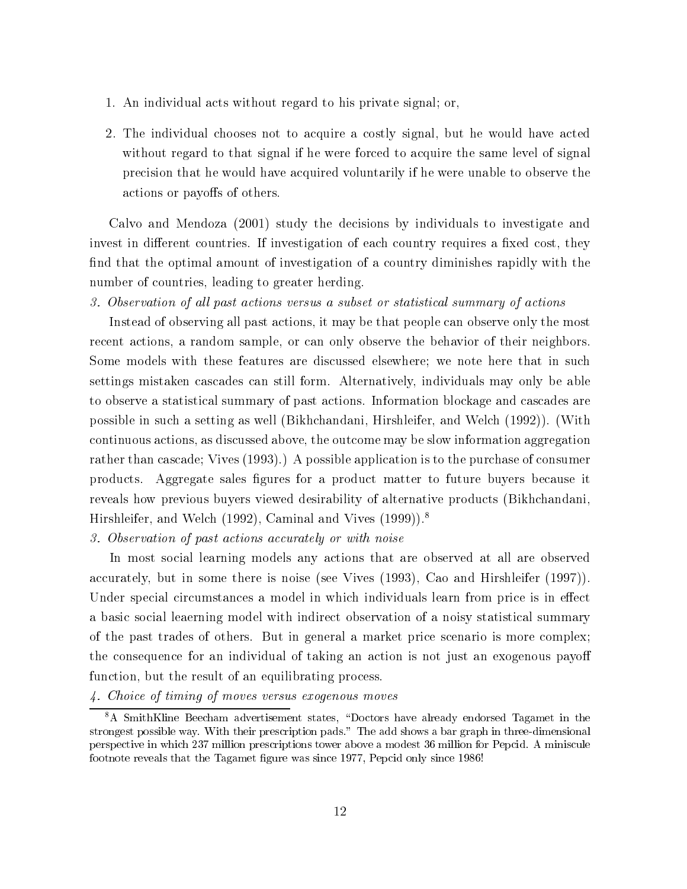1. An individual acts without regard to his private signal; or,
2. The individual chooses not to acquire a costly signal, but he would have acted without regard to that signal if he were forced to acquire the same level of signal precision that he would have acquired voluntarily if he were unable to observe the actions or payoffs of others.

Calvo and Mendoza (2001) study the decisions by individuals to investigate and invest in different countries. If investigation of each country requires a fixed cost, they find that the optimal amount of investigation of a country diminishes rapidly with the number of countries, leading to greater herding.

*3. Observation of all past actions versus a subset or statistical summary of actions*

Instead of observing all past actions, it may be that people can observe only the most recent actions, a random sample, or can only observe the behavior of their neighbors. Some models with these features are discussed elsewhere; we note here that in such settings mistaken cascades can still form. Alternatively, individuals may only be able to observe a statistical summary of past actions. Information blockage and cascades are possible in such a setting as well (Bikhchandani, Hirshleifer, and Welch (1992)). (With continuous actions, as discussed above, the outcome may be slow information aggregation rather than cascade; Vives (1993).) A possible application is to the purchase of consumer products. Aggregate sales figures for a product matter to future buyers because it reveals how previous buyers viewed desirability of alternative products (Bikhchandani, Hirshleifer, and Welch (1992), Caminal and Vives (1999)).[8]

*3. Observation of past actions accurately or with noise*

In most social learning models any actions that are observed at all are observed accurately, but in some there is noise (see Vives (1993), Cao and Hirshleifer (1997)). Under special circumstances a model in which individuals learn from price is in effect a basic social leaerning model with indirect observation of a noisy statistical summary of the past trades of others. But in general a market price scenario is more complex; the consequence for an individual of taking an action is not just an exogenous payoff function, but the result of an equilibrating process.

*4. Choice of timing of moves versus exogenous moves*

[8] A SmithKline Beecham advertisement states, "Doctors have already endorsed Tagamet in the strongest possible way. With their prescription pads." The add shows a bar graph in three-dimensional perspective in which 237 million prescriptions tower above a modest 36 million for Pepcid. A miniscule footnote reveals that the Tagamet figure was since 1977, Pepcid only since 1986!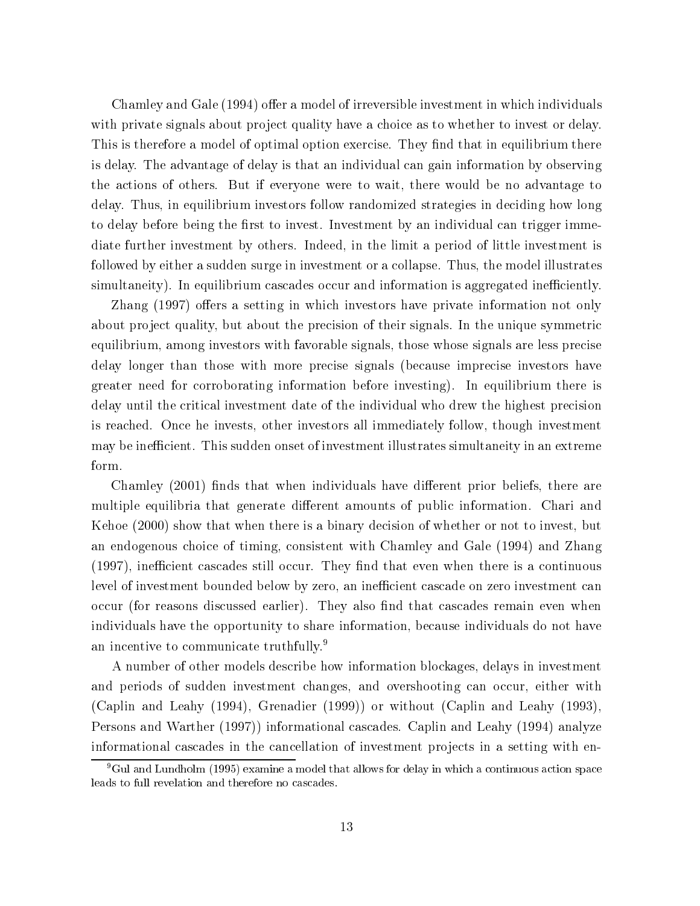Chamley and Gale (1994) offer a model of irreversible investment in which individuals with private signals about project quality have a choice as to whether to invest or delay. This is therefore a model of optimal option exercise. They find that in equilibrium there is delay. The advantage of delay is that an individual can gain information by observing the actions of others. But if everyone were to wait, there would be no advantage to delay. Thus, in equilibrium investors follow randomized strategies in deciding how long to delay before being the first to invest. Investment by an individual can trigger immediate further investment by others. Indeed, in the limit a period of little investment is followed by either a sudden surge in investment or a collapse. Thus, the model illustrates simultaneity). In equilibrium cascades occur and information is aggregated inefficiently.

Zhang (1997) offers a setting in which investors have private information not only about project quality, but about the precision of their signals. In the unique symmetric equilibrium, among investors with favorable signals, those whose signals are less precise delay longer than those with more precise signals (because imprecise investors have greater need for corroborating information before investing). In equilibrium there is delay until the critical investment date of the individual who drew the highest precision is reached. Once he invests, other investors all immediately follow, though investment may be inefficient. This sudden onset of investment illustrates simultaneity in an extreme form.

Chamley (2001) finds that when individuals have different prior beliefs, there are multiple equilibria that generate different amounts of public information. Chari and Kehoe (2000) show that when there is a binary decision of whether or not to invest, but an endogenous choice of timing, consistent with Chamley and Gale (1994) and Zhang (1997), inefficient cascades still occur. They find that even when there is a continuous level of investment bounded below by zero, an inefficient cascade on zero investment can occur (for reasons discussed earlier). They also find that cascades remain even when individuals have the opportunity to share information, because individuals do not have an incentive to communicate truthfully.[9]

A number of other models describe how information blockages, delays in investment and periods of sudden investment changes, and overshooting can occur, either with (Caplin and Leahy (1994), Grenadier (1999)) or without (Caplin and Leahy (1993), Persons and Warther (1997)) informational cascades. Caplin and Leahy (1994) analyze informational cascades in the cancellation of investment projects in a setting with en-

[9] Gul and Lundholm (1995) examine a model that allows for delay in which a continuous action space leads to full revelation and therefore no cascades.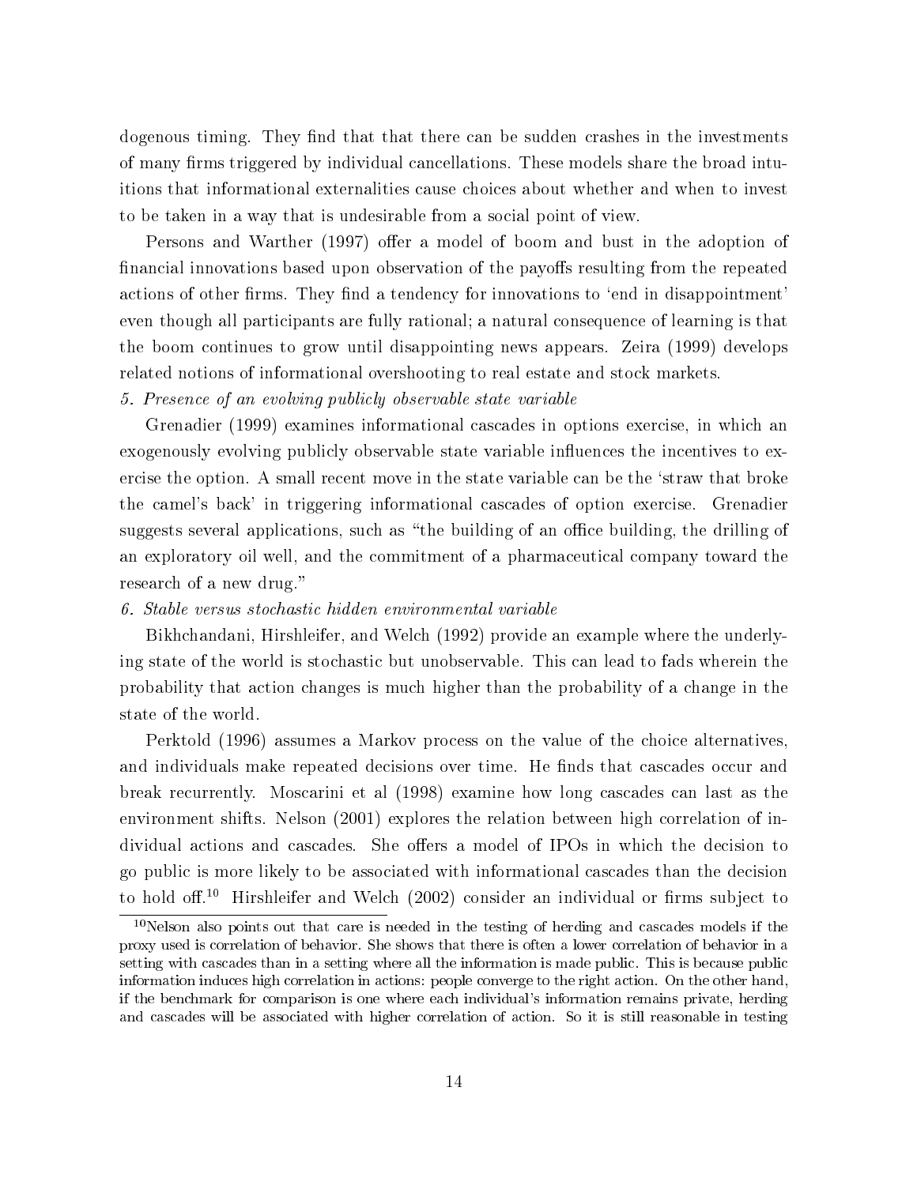dogenous timing. They find that that there can be sudden crashes in the investments of many firms triggered by individual cancellations. These models share the broad intuitions that informational externalities cause choices about whether and when to invest to be taken in a way that is undesirable from a social point of view.

Persons and Warther (1997) offer a model of boom and bust in the adoption of financial innovations based upon observation of the payoffs resulting from the repeated actions of other firms. They find a tendency for innovations to 'end in disappointment' even though all participants are fully rational; a natural consequence of learning is that the boom continues to grow until disappointing news appears. Zeira (1999) develops related notions of informational overshooting to real estate and stock markets.

*5. Presence of an evolving publicly observable state variable*

Grenadier (1999) examines informational cascades in options exercise, in which an exogenously evolving publicly observable state variable influences the incentives to exercise the option. A small recent move in the state variable can be the 'straw that broke the camel's back' in triggering informational cascades of option exercise. Grenadier suggests several applications, such as "the building of an office building, the drilling of an exploratory oil well, and the commitment of a pharmaceutical company toward the research of a new drug."

*6. Stable versus stochastic hidden environmental variable*

Bikhchandani, Hirshleifer, and Welch (1992) provide an example where the underlying state of the world is stochastic but unobservable. This can lead to fads wherein the probability that action changes is much higher than the probability of a change in the state of the world.

Perktold (1996) assumes a Markov process on the value of the choice alternatives, and individuals make repeated decisions over time. He finds that cascades occur and break recurrently. Moscarini et al (1998) examine how long cascades can last as the environment shifts. Nelson (2001) explores the relation between high correlation of individual actions and cascades. She offers a model of IPOs in which the decision to go public is more likely to be associated with informational cascades than the decision to hold off.[10] Hirshleifer and Welch (2002) consider an individual or firms subject to

[10] Nelson also points out that care is needed in the testing of herding and cascades models if the proxy used is correlation of behavior. She shows that there is often a lower correlation of behavior in a setting with cascades than in a setting where all the information is made public. This is because public information induces high correlation in actions: people converge to the right action. On the other hand, if the benchmark for comparison is one where each individual's information remains private, herding and cascades will be associated with higher correlation of action. So it is still reasonable in testing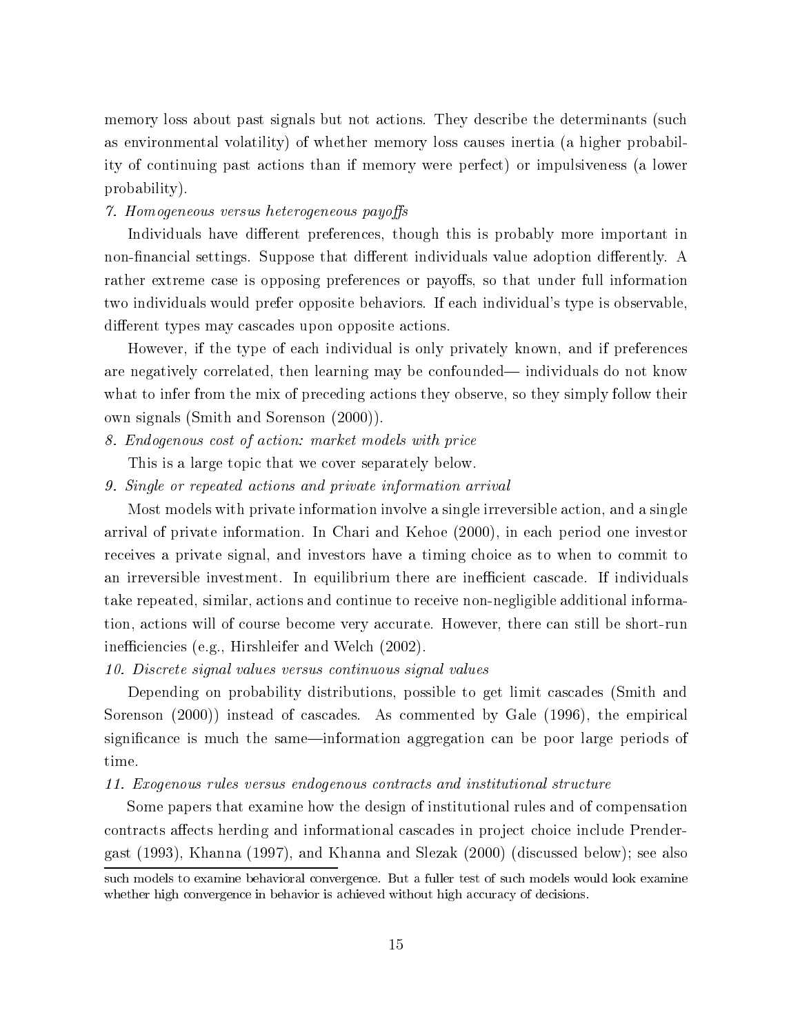memory loss about past signals but not actions. They describe the determinants (such as environmental volatility) of whether memory loss causes inertia (a higher probability of continuing past actions than if memory were perfect) or impulsiveness (a lower probability).

*7. Homogeneous versus heterogeneous payoffs*

Individuals have different preferences, though this is probably more important in non-financial settings. Suppose that different individuals value adoption differently. A rather extreme case is opposing preferences or payoffs, so that under full information two individuals would prefer opposite behaviors. If each individual's type is observable, different types may cascades upon opposite actions.

However, if the type of each individual is only privately known, and if preferences are negatively correlated, then learning may be confounded— individuals do not know what to infer from the mix of preceding actions they observe, so they simply follow their own signals (Smith and Sorenson (2000)).

*8. Endogenous cost of action: market models with price*

This is a large topic that we cover separately below.

*9. Single or repeated actions and private information arrival*

Most models with private information involve a single irreversible action, and a single arrival of private information. In Chari and Kehoe (2000), in each period one investor receives a private signal, and investors have a timing choice as to when to commit to an irreversible investment. In equilibrium there are inefficient cascade. If individuals take repeated, similar, actions and continue to receive non-negligible additional information, actions will of course become very accurate. However, there can still be short-run inefficiencies (e.g., Hirshleifer and Welch (2002).

*10. Discrete signal values versus continuous signal values*

Depending on probability distributions, possible to get limit cascades (Smith and Sorenson (2000)) instead of cascades. As commented by Gale (1996), the empirical significance is much the same—information aggregation can be poor large periods of time.

*11. Exogenous rules versus endogenous contracts and institutional structure*

Some papers that examine how the design of institutional rules and of compensation contracts affects herding and informational cascades in project choice include Prendergast (1993), Khanna (1997), and Khanna and Slezak (2000) (discussed below); see also

such models to examine behavioral convergence. But a fuller test of such models would look examine whether high convergence in behavior is achieved without high accuracy of decisions.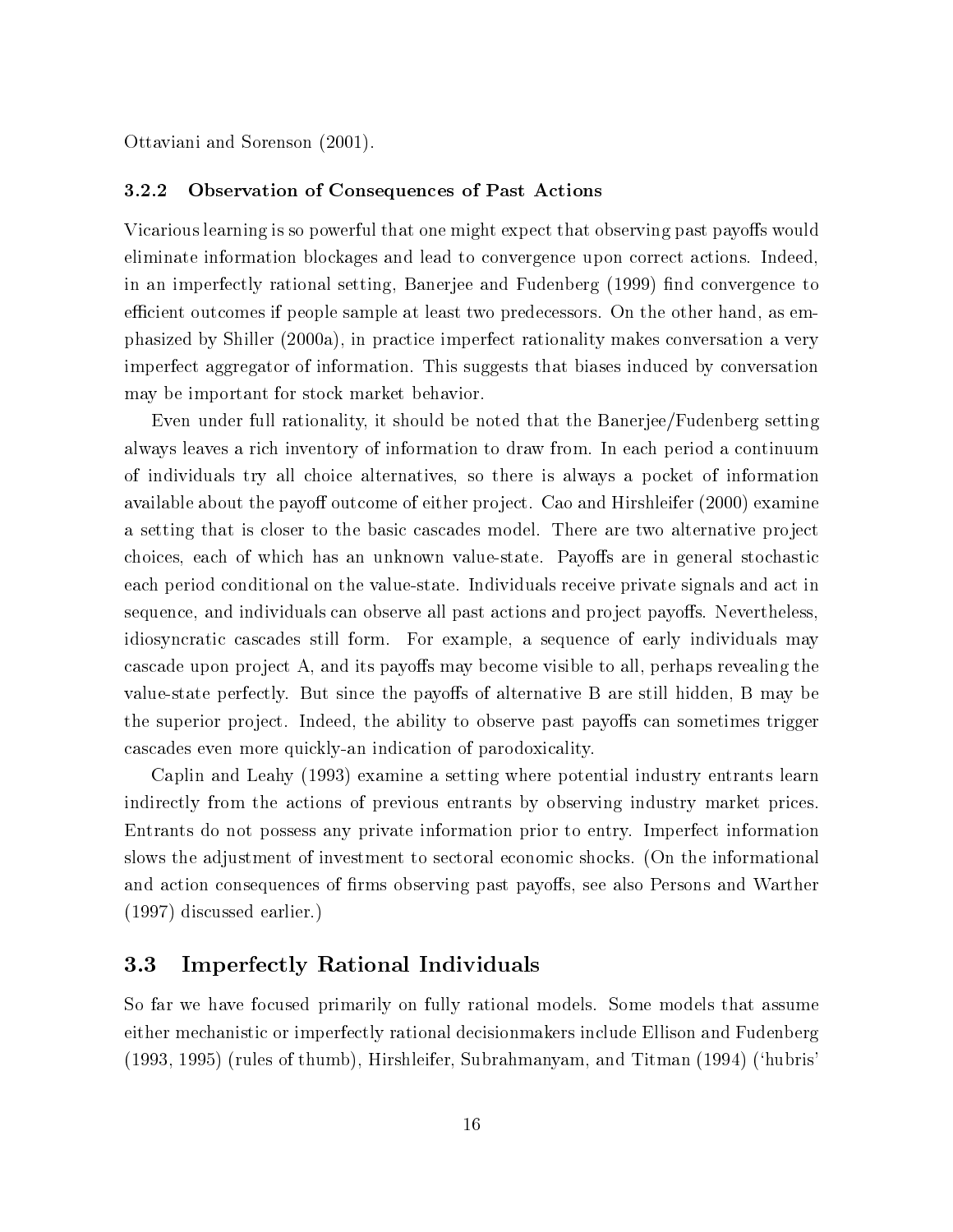Ottaviani and Sorenson (2001).

#### 3.2.2 Observation of Consequences of Past Actions

Vicarious learning is so powerful that one might expect that observing past payoffs would eliminate information blockages and lead to convergence upon correct actions. Indeed, in an imperfectly rational setting, Banerjee and Fudenberg (1999) find convergence to efficient outcomes if people sample at least two predecessors. On the other hand, as emphasized by Shiller (2000a), in practice imperfect rationality makes conversation a very imperfect aggregator of information. This suggests that biases induced by conversation may be important for stock market behavior.

Even under full rationality, it should be noted that the Banerjee/Fudenberg setting always leaves a rich inventory of information to draw from. In each period a continuum of individuals try all choice alternatives, so there is always a pocket of information available about the payoff outcome of either project. Cao and Hirshleifer (2000) examine a setting that is closer to the basic cascades model. There are two alternative project choices, each of which has an unknown value-state. Payoffs are in general stochastic each period conditional on the value-state. Individuals receive private signals and act in sequence, and individuals can observe all past actions and project payoffs. Nevertheless, idiosyncratic cascades still form. For example, a sequence of early individuals may cascade upon project A, and its payoffs may become visible to all, perhaps revealing the value-state perfectly. But since the payoffs of alternative B are still hidden, B may be the superior project. Indeed, the ability to observe past payoffs can sometimes trigger cascades even more quickly-an indication of parodoxicality.

Caplin and Leahy (1993) examine a setting where potential industry entrants learn indirectly from the actions of previous entrants by observing industry market prices. Entrants do not possess any private information prior to entry. Imperfect information slows the adjustment of investment to sectoral economic shocks. (On the informational and action consequences of firms observing past payoffs, see also Persons and Warther (1997) discussed earlier.)

### 3.3 Imperfectly Rational Individuals

So far we have focused primarily on fully rational models. Some models that assume either mechanistic or imperfectly rational decisionmakers include Ellison and Fudenberg (1993, 1995) (rules of thumb), Hirshleifer, Subrahmanyam, and Titman (1994) ('hubris'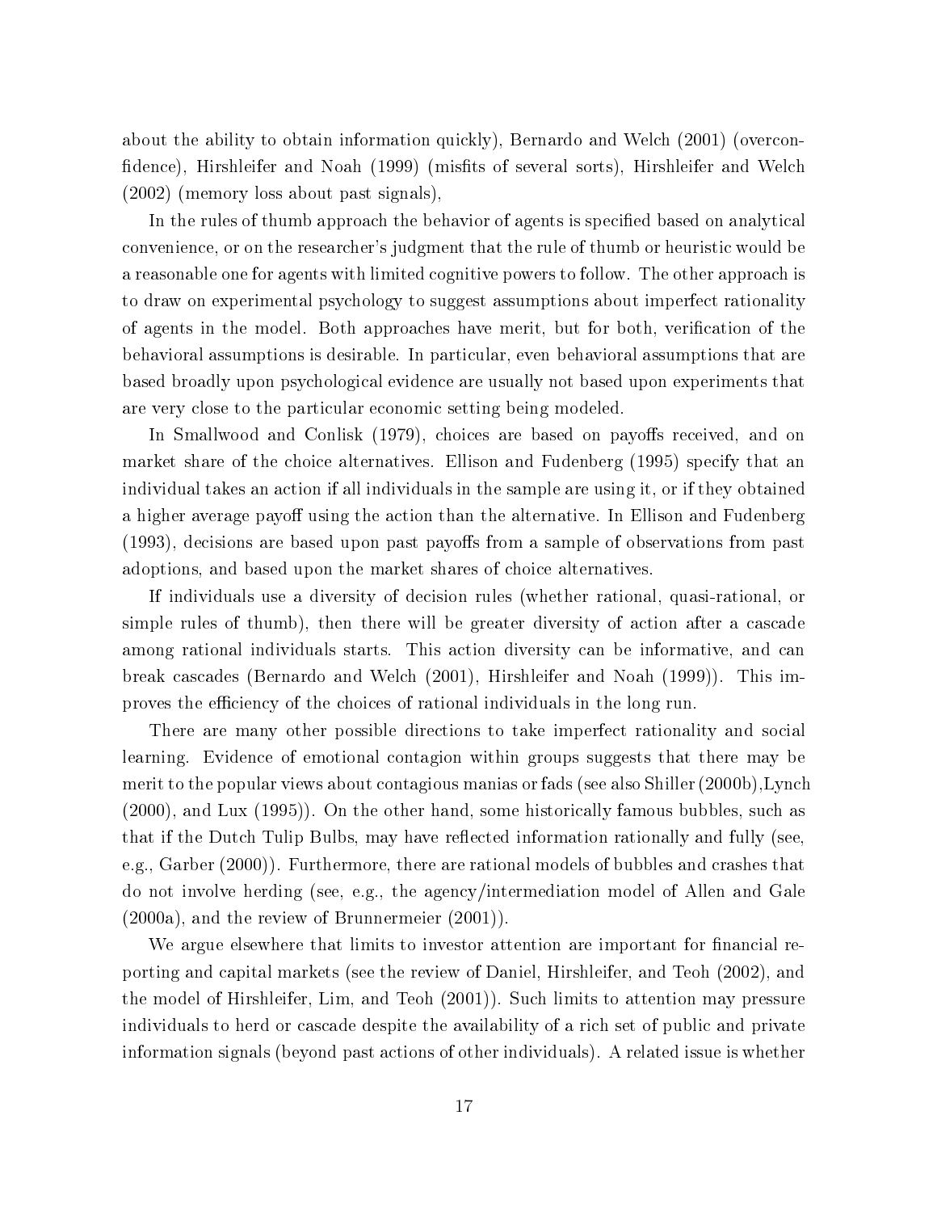about the ability to obtain information quickly), Bernardo and Welch (2001) (overconfidence), Hirshleifer and Noah (1999) (misfits of several sorts), Hirshleifer and Welch (2002) (memory loss about past signals),

In the rules of thumb approach the behavior of agents is specified based on analytical convenience, or on the researcher's judgment that the rule of thumb or heuristic would be a reasonable one for agents with limited cognitive powers to follow. The other approach is to draw on experimental psychology to suggest assumptions about imperfect rationality of agents in the model. Both approaches have merit, but for both, verification of the behavioral assumptions is desirable. In particular, even behavioral assumptions that are based broadly upon psychological evidence are usually not based upon experiments that are very close to the particular economic setting being modeled.

In Smallwood and Conlisk (1979), choices are based on payoffs received, and on market share of the choice alternatives. Ellison and Fudenberg (1995) specify that an individual takes an action if all individuals in the sample are using it, or if they obtained a higher average payoff using the action than the alternative. In Ellison and Fudenberg (1993), decisions are based upon past payoffs from a sample of observations from past adoptions, and based upon the market shares of choice alternatives.

If individuals use a diversity of decision rules (whether rational, quasi-rational, or simple rules of thumb), then there will be greater diversity of action after a cascade among rational individuals starts. This action diversity can be informative, and can break cascades (Bernardo and Welch (2001), Hirshleifer and Noah (1999)). This improves the efficiency of the choices of rational individuals in the long run.

There are many other possible directions to take imperfect rationality and social learning. Evidence of emotional contagion within groups suggests that there may be merit to the popular views about contagious manias or fads (see also Shiller (2000b),Lynch (2000), and Lux (1995)). On the other hand, some historically famous bubbles, such as that if the Dutch Tulip Bulbs, may have reflected information rationally and fully (see, e.g., Garber (2000)). Furthermore, there are rational models of bubbles and crashes that do not involve herding (see, e.g., the agency/intermediation model of Allen and Gale (2000a), and the review of Brunnermeier (2001)).

We argue elsewhere that limits to investor attention are important for financial reporting and capital markets (see the review of Daniel, Hirshleifer, and Teoh (2002), and the model of Hirshleifer, Lim, and Teoh (2001)). Such limits to attention may pressure individuals to herd or cascade despite the availability of a rich set of public and private information signals (beyond past actions of other individuals). A related issue is whether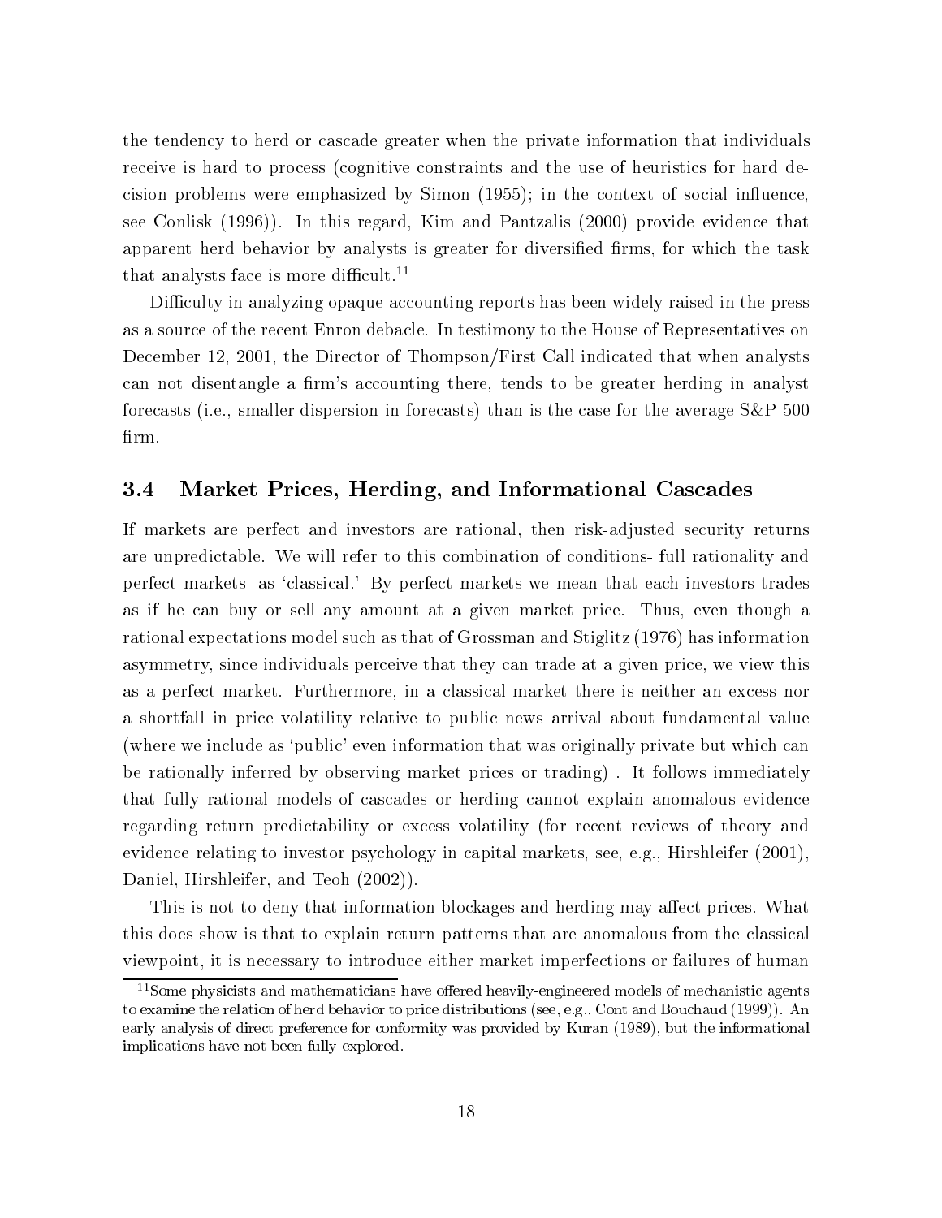the tendency to herd or cascade greater when the private information that individuals receive is hard to process (cognitive constraints and the use of heuristics for hard decision problems were emphasized by Simon (1955); in the context of social influence, see Conlisk (1996)). In this regard, Kim and Pantzalis (2000) provide evidence that apparent herd behavior by analysts is greater for diversified firms, for which the task that analysts face is more difficult.[11]

Difficulty in analyzing opaque accounting reports has been widely raised in the press as a source of the recent Enron debacle. In testimony to the House of Representatives on December 12, 2001, the Director of Thompson/First Call indicated that when analysts can not disentangle a firm's accounting there, tends to be greater herding in analyst forecasts (i.e., smaller dispersion in forecasts) than is the case for the average S&P 500 firm.

### 3.4 Market Prices, Herding, and Informational Cascades

If markets are perfect and investors are rational, then risk-adjusted security returns are unpredictable. We will refer to this combination of conditions- full rationality and perfect markets- as 'classical.' By perfect markets we mean that each investors trades as if he can buy or sell any amount at a given market price. Thus, even though a rational expectations model such as that of Grossman and Stiglitz (1976) has information asymmetry, since individuals perceive that they can trade at a given price, we view this as a perfect market. Furthermore, in a classical market there is neither an excess nor a shortfall in price volatility relative to public news arrival about fundamental value (where we include as 'public' even information that was originally private but which can be rationally inferred by observing market prices or trading) . It follows immediately that fully rational models of cascades or herding cannot explain anomalous evidence regarding return predictability or excess volatility (for recent reviews of theory and evidence relating to investor psychology in capital markets, see, e.g., Hirshleifer (2001), Daniel, Hirshleifer, and Teoh (2002)).

This is not to deny that information blockages and herding may affect prices. What this does show is that to explain return patterns that are anomalous from the classical viewpoint, it is necessary to introduce either market imperfections or failures of human

[11] Some physicists and mathematicians have offered heavily-engineered models of mechanistic agents to examine the relation of herd behavior to price distributions (see, e.g., Cont and Bouchaud (1999)). An early analysis of direct preference for conformity was provided by Kuran (1989), but the informational implications have not been fully explored.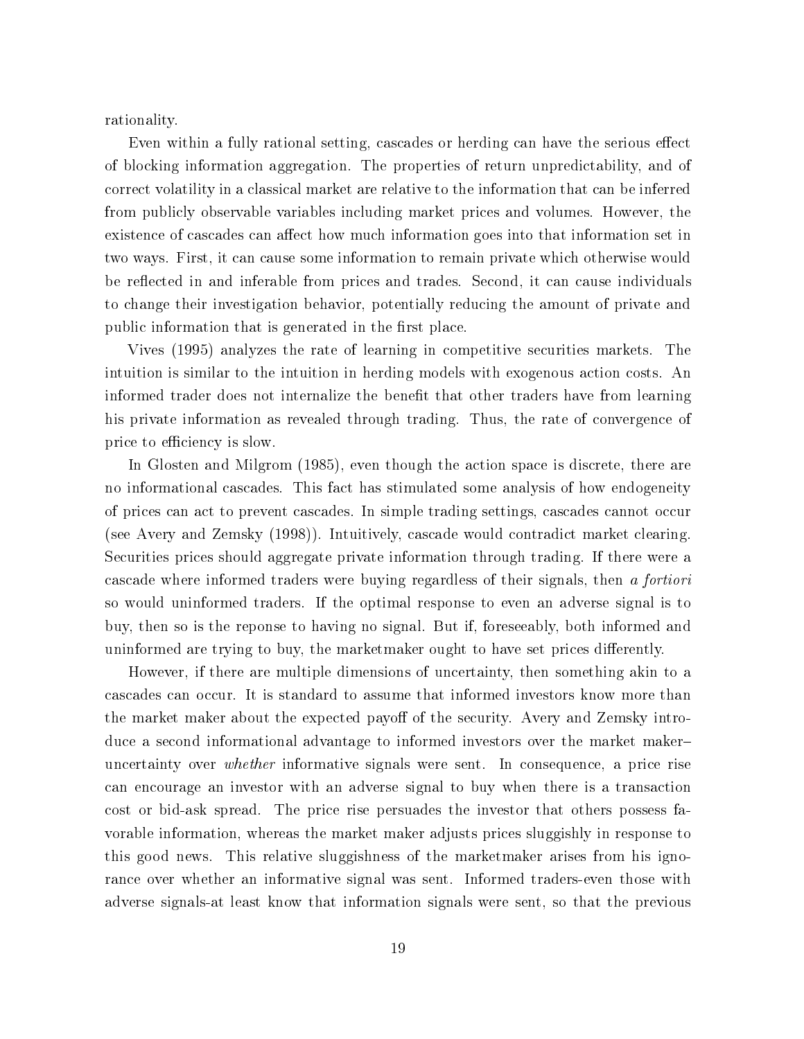rationality.

Even within a fully rational setting, cascades or herding can have the serious effect of blocking information aggregation. The properties of return unpredictability, and of correct volatility in a classical market are relative to the information that can be inferred from publicly observable variables including market prices and volumes. However, the existence of cascades can affect how much information goes into that information set in two ways. First, it can cause some information to remain private which otherwise would be reflected in and inferable from prices and trades. Second, it can cause individuals to change their investigation behavior, potentially reducing the amount of private and public information that is generated in the first place.

Vives (1995) analyzes the rate of learning in competitive securities markets. The intuition is similar to the intuition in herding models with exogenous action costs. An informed trader does not internalize the benefit that other traders have from learning his private information as revealed through trading. Thus, the rate of convergence of price to efficiency is slow.

In Glosten and Milgrom (1985), even though the action space is discrete, there are no informational cascades. This fact has stimulated some analysis of how endogeneity of prices can act to prevent cascades. In simple trading settings, cascades cannot occur (see Avery and Zemsky (1998)). Intuitively, cascade would contradict market clearing. Securities prices should aggregate private information through trading. If there were a cascade where informed traders were buying regardless of their signals, then *a fortiori* so would uninformed traders. If the optimal response to even an adverse signal is to buy, then so is the reponse to having no signal. But if, foreseeably, both informed and uninformed are trying to buy, the marketmaker ought to have set prices differently.

However, if there are multiple dimensions of uncertainty, then something akin to a cascades can occur. It is standard to assume that informed investors know more than the market maker about the expected payoff of the security. Avery and Zemsky introduce a second informational advantage to informed investors over the market maker– uncertainty over *whether* informative signals were sent. In consequence, a price rise can encourage an investor with an adverse signal to buy when there is a transaction cost or bid-ask spread. The price rise persuades the investor that others possess favorable information, whereas the market maker adjusts prices sluggishly in response to this good news. This relative sluggishness of the marketmaker arises from his ignorance over whether an informative signal was sent. Informed traders-even those with adverse signals-at least know that information signals were sent, so that the previous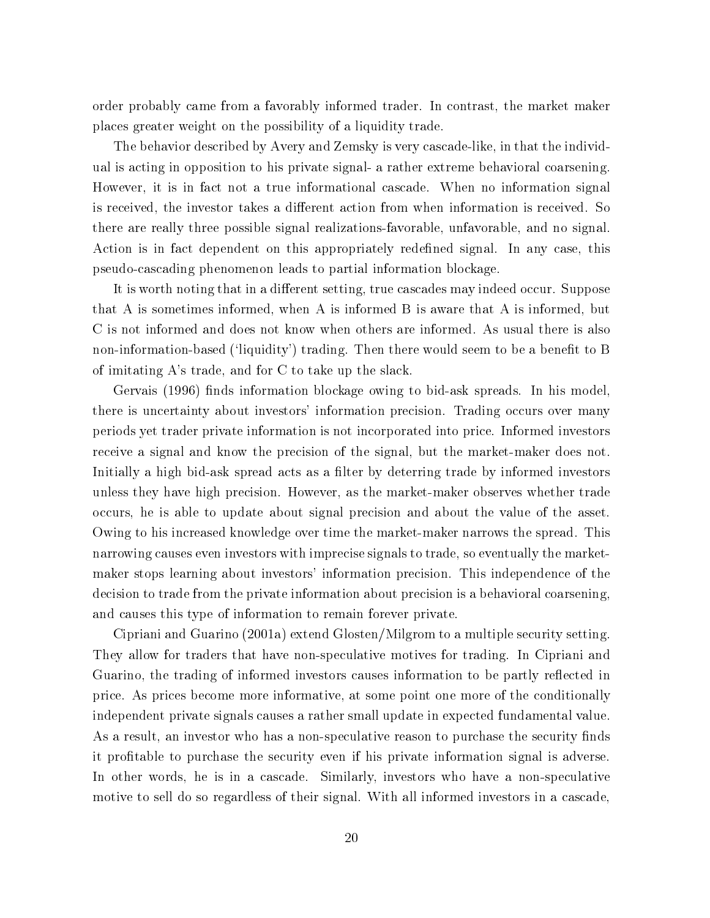order probably came from a favorably informed trader. In contrast, the market maker places greater weight on the possibility of a liquidity trade.

The behavior described by Avery and Zemsky is very cascade-like, in that the individual is acting in opposition to his private signal- a rather extreme behavioral coarsening. However, it is in fact not a true informational cascade. When no information signal is received, the investor takes a different action from when information is received. So there are really three possible signal realizations-favorable, unfavorable, and no signal. Action is in fact dependent on this appropriately redefined signal. In any case, this pseudo-cascading phenomenon leads to partial information blockage.

It is worth noting that in a different setting, true cascades may indeed occur. Suppose that A is sometimes informed, when A is informed B is aware that A is informed, but C is not informed and does not know when others are informed. As usual there is also non-information-based ('liquidity') trading. Then there would seem to be a benefit to B of imitating A's trade, and for C to take up the slack.

Gervais (1996) finds information blockage owing to bid-ask spreads. In his model, there is uncertainty about investors' information precision. Trading occurs over many periods yet trader private information is not incorporated into price. Informed investors receive a signal and know the precision of the signal, but the market-maker does not. Initially a high bid-ask spread acts as a filter by deterring trade by informed investors unless they have high precision. However, as the market-maker observes whether trade occurs, he is able to update about signal precision and about the value of the asset. Owing to his increased knowledge over time the market-maker narrows the spread. This narrowing causes even investors with imprecise signals to trade, so eventually the market-maker stops learning about investors' information precision. This independence of the decision to trade from the private information about precision is a behavioral coarsening, and causes this type of information to remain forever private.

Cipriani and Guarino (2001a) extend Glosten/Milgrom to a multiple security setting. They allow for traders that have non-speculative motives for trading. In Cipriani and Guarino, the trading of informed investors causes information to be partly reflected in price. As prices become more informative, at some point one more of the conditionally independent private signals causes a rather small update in expected fundamental value. As a result, an investor who has a non-speculative reason to purchase the security finds it profitable to purchase the security even if his private information signal is adverse. In other words, he is in a cascade. Similarly, investors who have a non-speculative motive to sell do so regardless of their signal. With all informed investors in a cascade,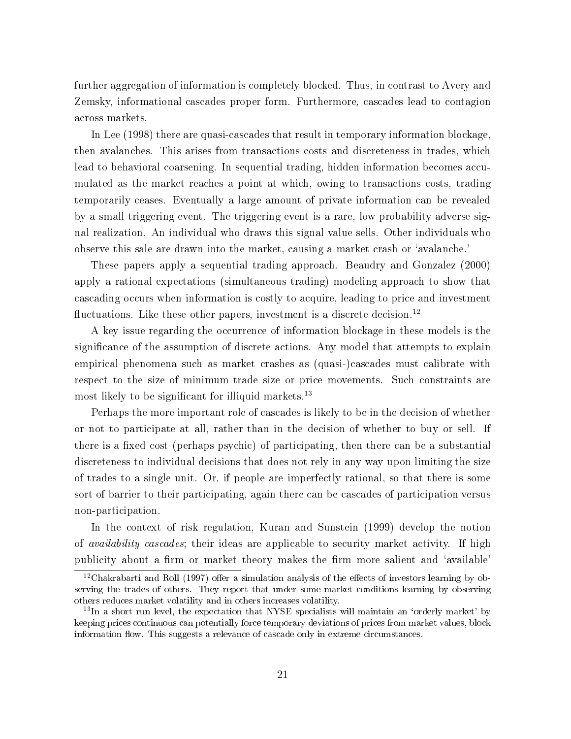further aggregation of information is completely blocked. Thus, in contrast to Avery and Zemsky, informational cascades proper form. Furthermore, cascades lead to contagion across markets.

In Lee (1998) there are quasi-cascades that result in temporary information blockage, then avalanches. This arises from transactions costs and discreteness in trades, which lead to behavioral coarsening. In sequential trading, hidden information becomes accumulated as the market reaches a point at which, owing to transactions costs, trading temporarily ceases. Eventually a large amount of private information can be revealed by a small triggering event. The triggering event is a rare, low probability adverse signal realization. An individual who draws this signal value sells. Other individuals who observe this sale are drawn into the market, causing a market crash or 'avalanche.'

These papers apply a sequential trading approach. Beaudry and Gonzalez (2000) apply a rational expectations (simultaneous trading) modeling approach to show that cascading occurs when information is costly to acquire, leading to price and investment fluctuations. Like these other papers, investment is a discrete decision.[12]

A key issue regarding the occurrence of information blockage in these models is the significance of the assumption of discrete actions. Any model that attempts to explain empirical phenomena such as market crashes as (quasi-)cascades must calibrate with respect to the size of minimum trade size or price movements. Such constraints are most likely to be significant for illiquid markets.[13]

Perhaps the more important role of cascades is likely to be in the decision of whether or not to participate at all, rather than in the decision of whether to buy or sell. If there is a fixed cost (perhaps psychic) of participating, then there can be a substantial discreteness to individual decisions that does not rely in any way upon limiting the size of trades to a single unit. Or, if people are imperfectly rational, so that there is some sort of barrier to their participating, again there can be cascades of participation versus non-participation.

In the context of risk regulation, Kuran and Sunstein (1999) develop the notion of *availability cascades*; their ideas are applicable to security market activity. If high publicity about a firm or market theory makes the firm more salient and 'available'

[12] Chakrabarti and Roll (1997) offer a simulation analysis of the effects of investors learning by observing the trades of others. They report that under some market conditions learning by observing others reduces market volatility and in others increases volatility.

[13] In a short run level, the expectation that NYSE specialists will maintain an 'orderly market' by keeping prices continuous can potentially force temporary deviations of prices from market values, block information flow. This suggests a relevance of cascade only in extreme circumstances.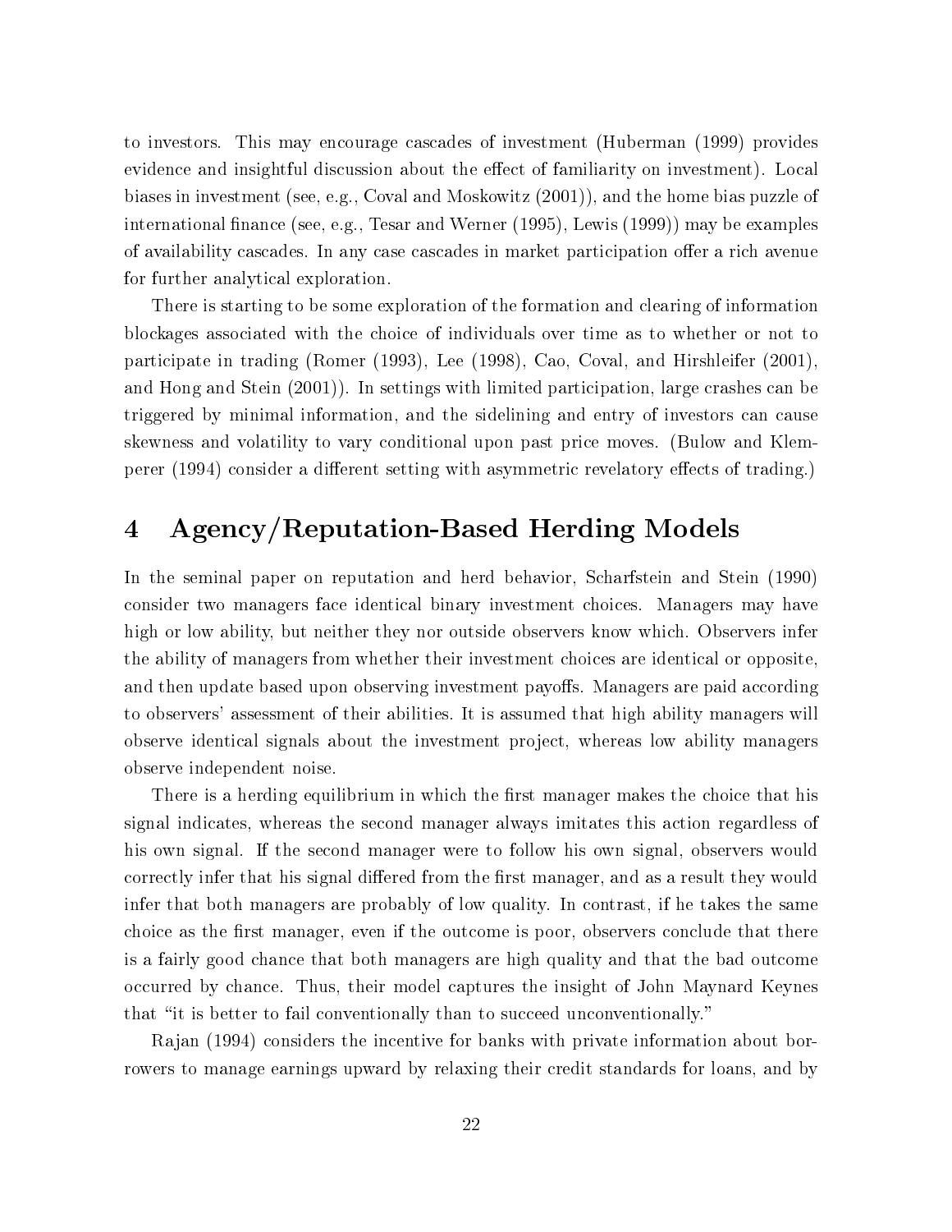to investors. This may encourage cascades of investment (Huberman (1999) provides evidence and insightful discussion about the effect of familiarity on investment). Local biases in investment (see, e.g., Coval and Moskowitz (2001)), and the home bias puzzle of international finance (see, e.g., Tesar and Werner (1995), Lewis (1999)) may be examples of availability cascades. In any case cascades in market participation offer a rich avenue for further analytical exploration.

There is starting to be some exploration of the formation and clearing of information blockages associated with the choice of individuals over time as to whether or not to participate in trading (Romer (1993), Lee (1998), Cao, Coval, and Hirshleifer (2001), and Hong and Stein (2001)). In settings with limited participation, large crashes can be triggered by minimal information, and the sidelining and entry of investors can cause skewness and volatility to vary conditional upon past price moves. (Bulow and Klemperer (1994) consider a different setting with asymmetric revelatory effects of trading.)

# 4 Agency/Reputation-Based Herding Models

In the seminal paper on reputation and herd behavior, Scharfstein and Stein (1990) consider two managers face identical binary investment choices. Managers may have high or low ability, but neither they nor outside observers know which. Observers infer the ability of managers from whether their investment choices are identical or opposite, and then update based upon observing investment payoffs. Managers are paid according to observers' assessment of their abilities. It is assumed that high ability managers will observe identical signals about the investment project, whereas low ability managers observe independent noise.

There is a herding equilibrium in which the first manager makes the choice that his signal indicates, whereas the second manager always imitates this action regardless of his own signal. If the second manager were to follow his own signal, observers would correctly infer that his signal differed from the first manager, and as a result they would infer that both managers are probably of low quality. In contrast, if he takes the same choice as the first manager, even if the outcome is poor, observers conclude that there is a fairly good chance that both managers are high quality and that the bad outcome occurred by chance. Thus, their model captures the insight of John Maynard Keynes that "it is better to fail conventionally than to succeed unconventionally."

Rajan (1994) considers the incentive for banks with private information about borrowers to manage earnings upward by relaxing their credit standards for loans, and by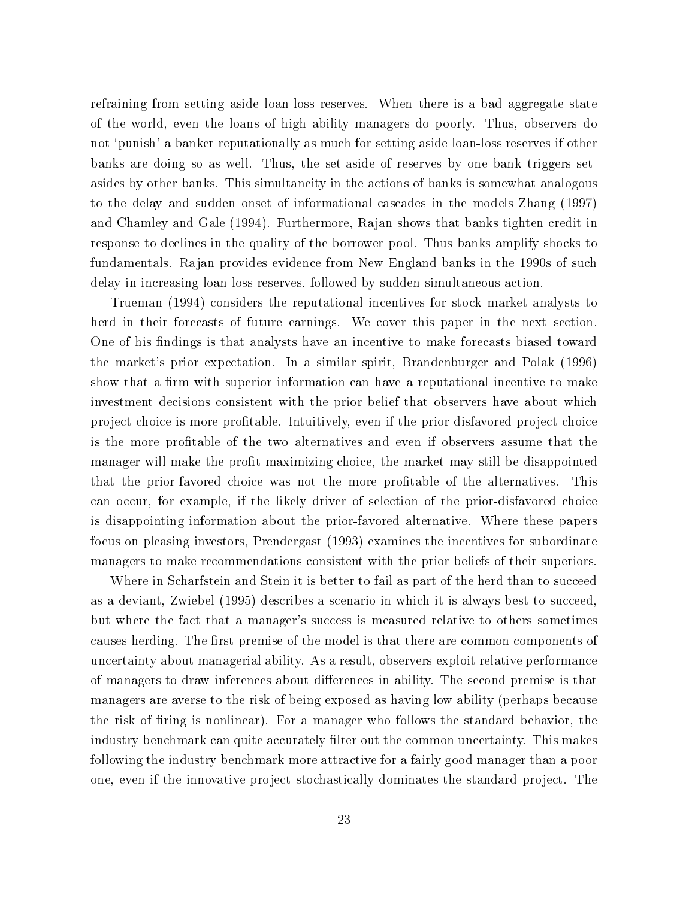refraining from setting aside loan-loss reserves. When there is a bad aggregate state of the world, even the loans of high ability managers do poorly. Thus, observers do not 'punish' a banker reputationally as much for setting aside loan-loss reserves if other banks are doing so as well. Thus, the set-aside of reserves by one bank triggers set-asides by other banks. This simultaneity in the actions of banks is somewhat analogous to the delay and sudden onset of informational cascades in the models Zhang (1997) and Chamley and Gale (1994). Furthermore, Rajan shows that banks tighten credit in response to declines in the quality of the borrower pool. Thus banks amplify shocks to fundamentals. Rajan provides evidence from New England banks in the 1990s of such delay in increasing loan loss reserves, followed by sudden simultaneous action.

Trueman (1994) considers the reputational incentives for stock market analysts to herd in their forecasts of future earnings. We cover this paper in the next section. One of his findings is that analysts have an incentive to make forecasts biased toward the market's prior expectation. In a similar spirit, Brandenburger and Polak (1996) show that a firm with superior information can have a reputational incentive to make investment decisions consistent with the prior belief that observers have about which project choice is more profitable. Intuitively, even if the prior-disfavored project choice is the more profitable of the two alternatives and even if observers assume that the manager will make the profit-maximizing choice, the market may still be disappointed that the prior-favored choice was not the more profitable of the alternatives. This can occur, for example, if the likely driver of selection of the prior-disfavored choice is disappointing information about the prior-favored alternative. Where these papers focus on pleasing investors, Prendergast (1993) examines the incentives for subordinate managers to make recommendations consistent with the prior beliefs of their superiors.

Where in Scharfstein and Stein it is better to fail as part of the herd than to succeed as a deviant, Zwiebel (1995) describes a scenario in which it is always best to succeed, but where the fact that a manager's success is measured relative to others sometimes causes herding. The first premise of the model is that there are common components of uncertainty about managerial ability. As a result, observers exploit relative performance of managers to draw inferences about differences in ability. The second premise is that managers are averse to the risk of being exposed as having low ability (perhaps because the risk of firing is nonlinear). For a manager who follows the standard behavior, the industry benchmark can quite accurately filter out the common uncertainty. This makes following the industry benchmark more attractive for a fairly good manager than a poor one, even if the innovative project stochastically dominates the standard project. The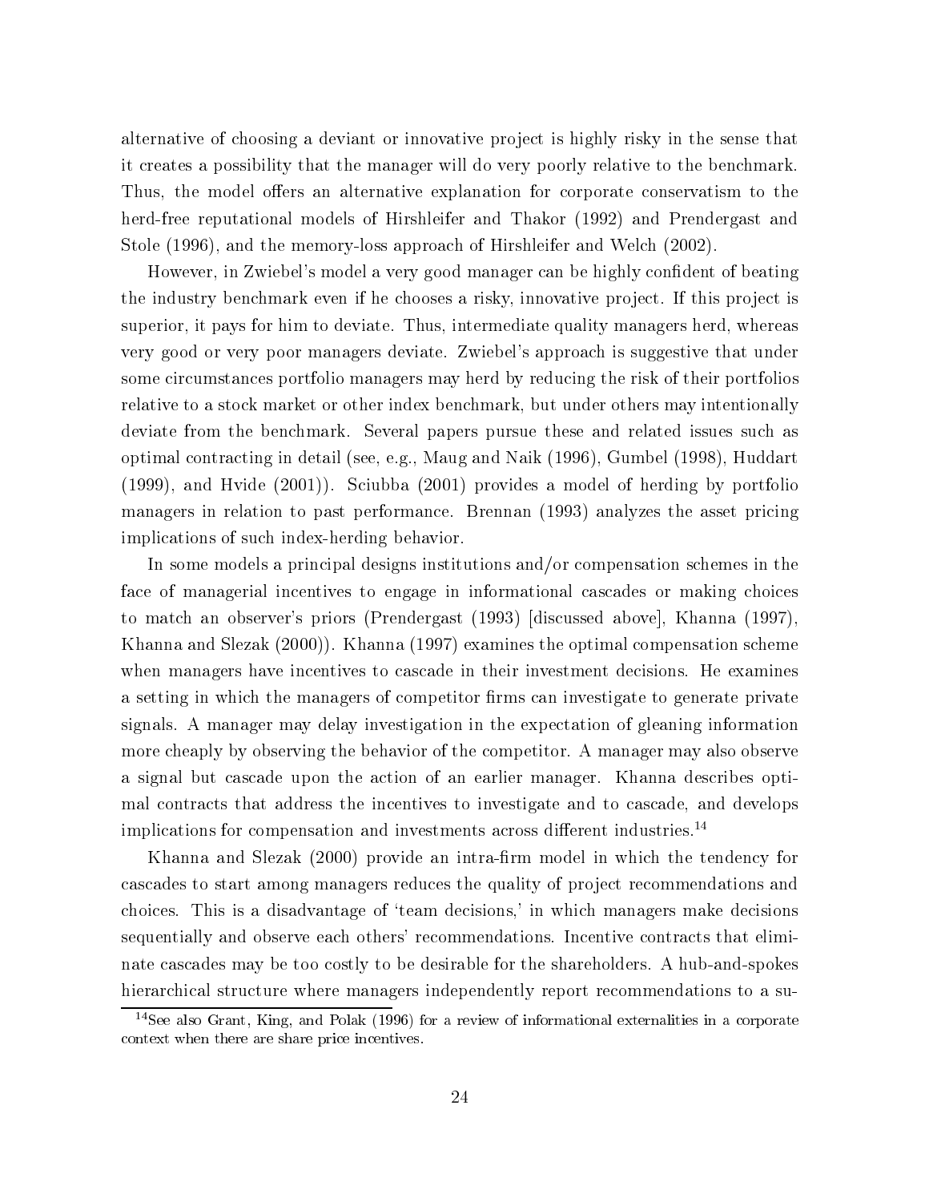alternative of choosing a deviant or innovative project is highly risky in the sense that it creates a possibility that the manager will do very poorly relative to the benchmark. Thus, the model offers an alternative explanation for corporate conservatism to the herd-free reputational models of Hirshleifer and Thakor (1992) and Prendergast and Stole (1996), and the memory-loss approach of Hirshleifer and Welch (2002).

However, in Zwiebel's model a very good manager can be highly confident of beating the industry benchmark even if he chooses a risky, innovative project. If this project is superior, it pays for him to deviate. Thus, intermediate quality managers herd, whereas very good or very poor managers deviate. Zwiebel's approach is suggestive that under some circumstances portfolio managers may herd by reducing the risk of their portfolios relative to a stock market or other index benchmark, but under others may intentionally deviate from the benchmark. Several papers pursue these and related issues such as optimal contracting in detail (see, e.g., Maug and Naik (1996), Gumbel (1998), Huddart (1999), and Hvide (2001)). Sciubba (2001) provides a model of herding by portfolio managers in relation to past performance. Brennan (1993) analyzes the asset pricing implications of such index-herding behavior.

In some models a principal designs institutions and/or compensation schemes in the face of managerial incentives to engage in informational cascades or making choices to match an observer's priors (Prendergast (1993) [discussed above], Khanna (1997), Khanna and Slezak (2000)). Khanna (1997) examines the optimal compensation scheme when managers have incentives to cascade in their investment decisions. He examines a setting in which the managers of competitor firms can investigate to generate private signals. A manager may delay investigation in the expectation of gleaning information more cheaply by observing the behavior of the competitor. A manager may also observe a signal but cascade upon the action of an earlier manager. Khanna describes optimal contracts that address the incentives to investigate and to cascade, and develops implications for compensation and investments across different industries.[14]

Khanna and Slezak (2000) provide an intra-firm model in which the tendency for cascades to start among managers reduces the quality of project recommendations and choices. This is a disadvantage of 'team decisions,' in which managers make decisions sequentially and observe each others' recommendations. Incentive contracts that eliminate cascades may be too costly to be desirable for the shareholders. A hub-and-spokes hierarchical structure where managers independently report recommendations to a su-

[14]See also Grant, King, and Polak (1996) for a review of informational externalities in a corporate context when there are share price incentives.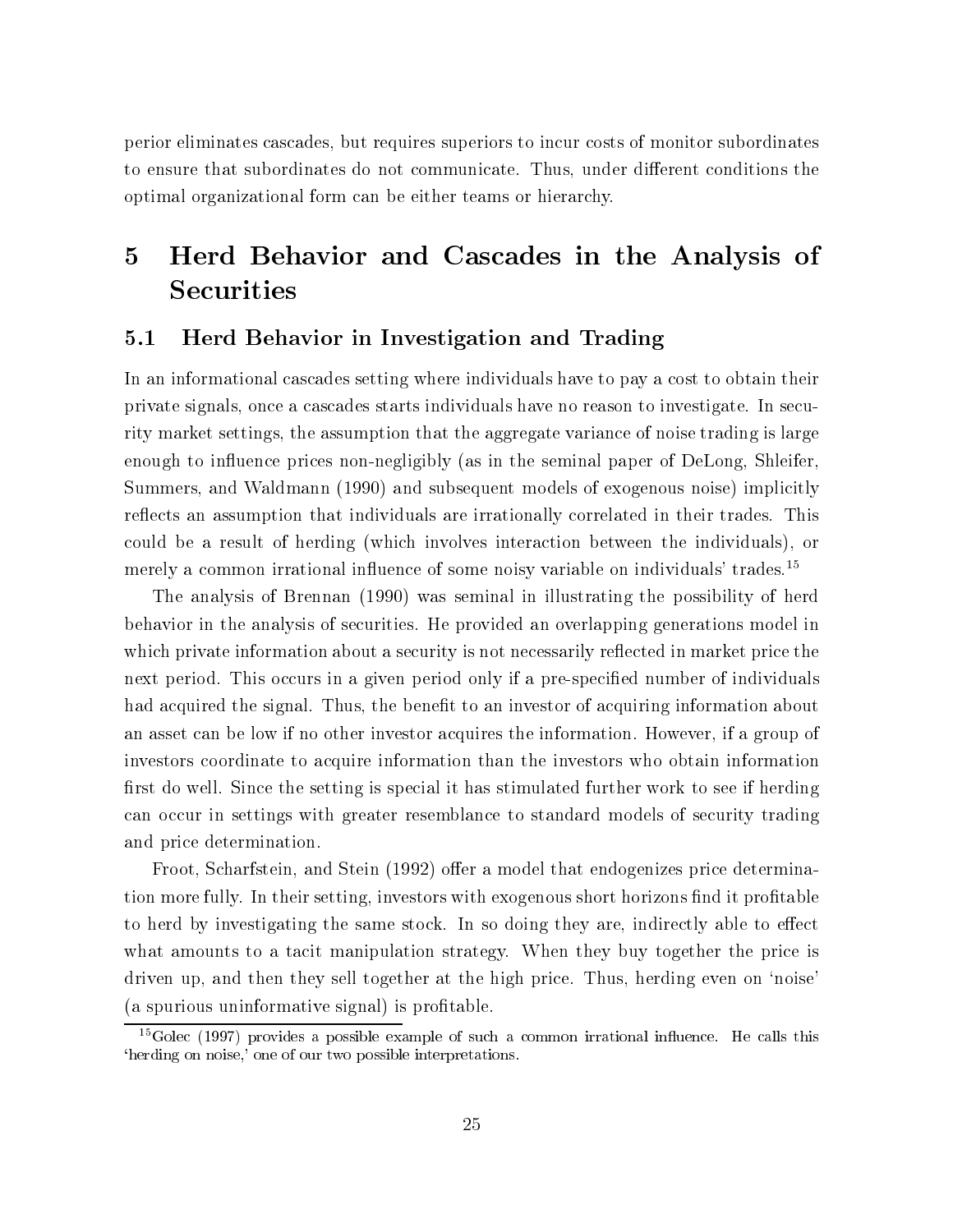perior eliminates cascades, but requires superiors to incur costs of monitor subordinates to ensure that subordinates do not communicate. Thus, under different conditions the optimal organizational form can be either teams or hierarchy.

# 5 Herd Behavior and Cascades in the Analysis of Securities

## 5.1 Herd Behavior in Investigation and Trading

In an informational cascades setting where individuals have to pay a cost to obtain their private signals, once a cascades starts individuals have no reason to investigate. In security market settings, the assumption that the aggregate variance of noise trading is large enough to influence prices non-negligibly (as in the seminal paper of DeLong, Shleifer, Summers, and Waldmann (1990) and subsequent models of exogenous noise) implicitly reflects an assumption that individuals are irrationally correlated in their trades. This could be a result of herding (which involves interaction between the individuals), or merely a common irrational influence of some noisy variable on individuals' trades.[15]

The analysis of Brennan (1990) was seminal in illustrating the possibility of herd behavior in the analysis of securities. He provided an overlapping generations model in which private information about a security is not necessarily reflected in market price the next period. This occurs in a given period only if a pre-specified number of individuals had acquired the signal. Thus, the benefit to an investor of acquiring information about an asset can be low if no other investor acquires the information. However, if a group of investors coordinate to acquire information than the investors who obtain information first do well. Since the setting is special it has stimulated further work to see if herding can occur in settings with greater resemblance to standard models of security trading and price determination.

Froot, Scharfstein, and Stein (1992) offer a model that endogenizes price determination more fully. In their setting, investors with exogenous short horizons find it profitable to herd by investigating the same stock. In so doing they are, indirectly able to effect what amounts to a tacit manipulation strategy. When they buy together the price is driven up, and then they sell together at the high price. Thus, herding even on 'noise' (a spurious uninformative signal) is profitable.

[15] Golec (1997) provides a possible example of such a common irrational influence. He calls this 'herding on noise,' one of our two possible interpretations.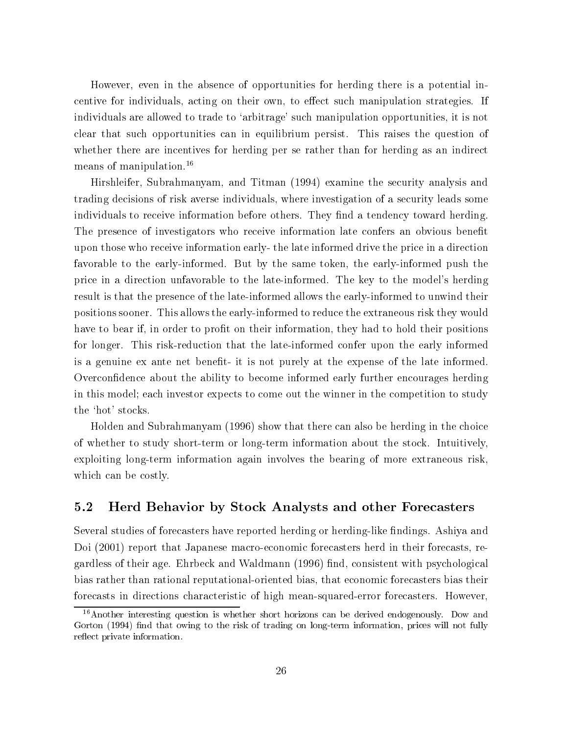However, even in the absence of opportunities for herding there is a potential incentive for individuals, acting on their own, to effect such manipulation strategies. If individuals are allowed to trade to 'arbitrage' such manipulation opportunities, it is not clear that such opportunities can in equilibrium persist. This raises the question of whether there are incentives for herding per se rather than for herding as an indirect means of manipulation.[16]

Hirshleifer, Subrahmanyam, and Titman (1994) examine the security analysis and trading decisions of risk averse individuals, where investigation of a security leads some individuals to receive information before others. They find a tendency toward herding. The presence of investigators who receive information late confers an obvious benefit upon those who receive information early- the late informed drive the price in a direction favorable to the early-informed. But by the same token, the early-informed push the price in a direction unfavorable to the late-informed. The key to the model's herding result is that the presence of the late-informed allows the early-informed to unwind their positions sooner. This allows the early-informed to reduce the extraneous risk they would have to bear if, in order to profit on their information, they had to hold their positions for longer. This risk-reduction that the late-informed confer upon the early informed is a genuine ex ante net benefit- it is not purely at the expense of the late informed. Overconfidence about the ability to become informed early further encourages herding in this model; each investor expects to come out the winner in the competition to study the 'hot' stocks.

Holden and Subrahmanyam (1996) show that there can also be herding in the choice of whether to study short-term or long-term information about the stock. Intuitively, exploiting long-term information again involves the bearing of more extraneous risk, which can be costly.

## 5.2 Herd Behavior by Stock Analysts and other Forecasters

Several studies of forecasters have reported herding or herding-like findings. Ashiya and Doi (2001) report that Japanese macro-economic forecasters herd in their forecasts, regardless of their age. Ehrbeck and Waldmann (1996) find, consistent with psychological bias rather than rational reputational-oriented bias, that economic forecasters bias their forecasts in directions characteristic of high mean-squared-error forecasters. However,

[16] Another interesting question is whether short horizons can be derived endogenously. Dow and Gorton (1994) find that owing to the risk of trading on long-term information, prices will not fully reflect private information.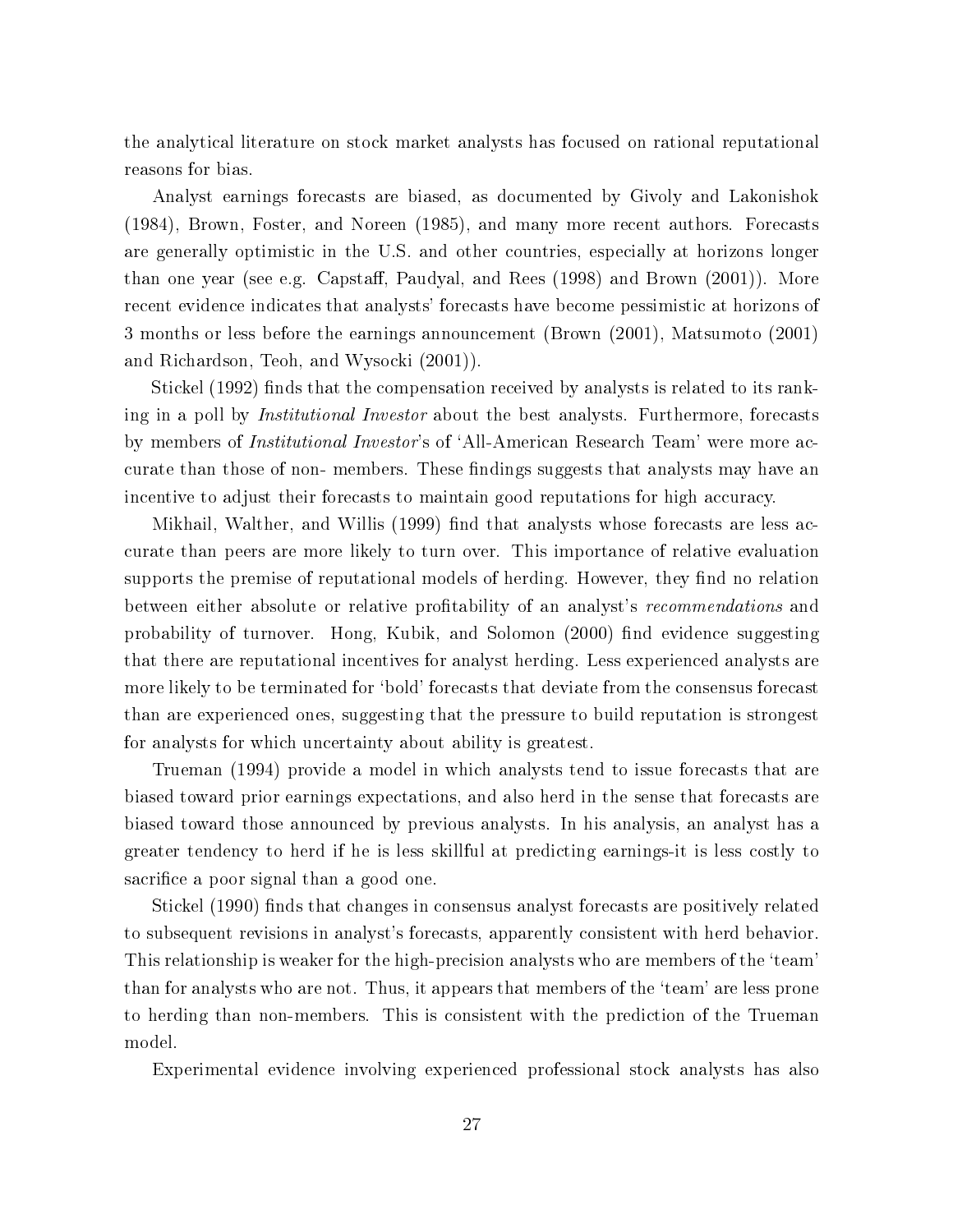the analytical literature on stock market analysts has focused on rational reputational reasons for bias.

Analyst earnings forecasts are biased, as documented by Givoly and Lakonishok (1984), Brown, Foster, and Noreen (1985), and many more recent authors. Forecasts are generally optimistic in the U.S. and other countries, especially at horizons longer than one year (see e.g. Capstaff, Paudyal, and Rees (1998) and Brown (2001)). More recent evidence indicates that analysts' forecasts have become pessimistic at horizons of 3 months or less before the earnings announcement (Brown (2001), Matsumoto (2001) and Richardson, Teoh, and Wysocki (2001)).

Stickel (1992) finds that the compensation received by analysts is related to its ranking in a poll by *Institutional Investor* about the best analysts. Furthermore, forecasts by members of *Institutional Investor*'s of 'All-American Research Team' were more accurate than those of non- members. These findings suggests that analysts may have an incentive to adjust their forecasts to maintain good reputations for high accuracy.

Mikhail, Walther, and Willis (1999) find that analysts whose forecasts are less accurate than peers are more likely to turn over. This importance of relative evaluation supports the premise of reputational models of herding. However, they find no relation between either absolute or relative profitability of an analyst's *recommendations* and probability of turnover. Hong, Kubik, and Solomon (2000) find evidence suggesting that there are reputational incentives for analyst herding. Less experienced analysts are more likely to be terminated for 'bold' forecasts that deviate from the consensus forecast than are experienced ones, suggesting that the pressure to build reputation is strongest for analysts for which uncertainty about ability is greatest.

Trueman (1994) provide a model in which analysts tend to issue forecasts that are biased toward prior earnings expectations, and also herd in the sense that forecasts are biased toward those announced by previous analysts. In his analysis, an analyst has a greater tendency to herd if he is less skillful at predicting earnings-it is less costly to sacrifice a poor signal than a good one.

Stickel (1990) finds that changes in consensus analyst forecasts are positively related to subsequent revisions in analyst's forecasts, apparently consistent with herd behavior. This relationship is weaker for the high-precision analysts who are members of the 'team' than for analysts who are not. Thus, it appears that members of the 'team' are less prone to herding than non-members. This is consistent with the prediction of the Trueman model.

Experimental evidence involving experienced professional stock analysts has also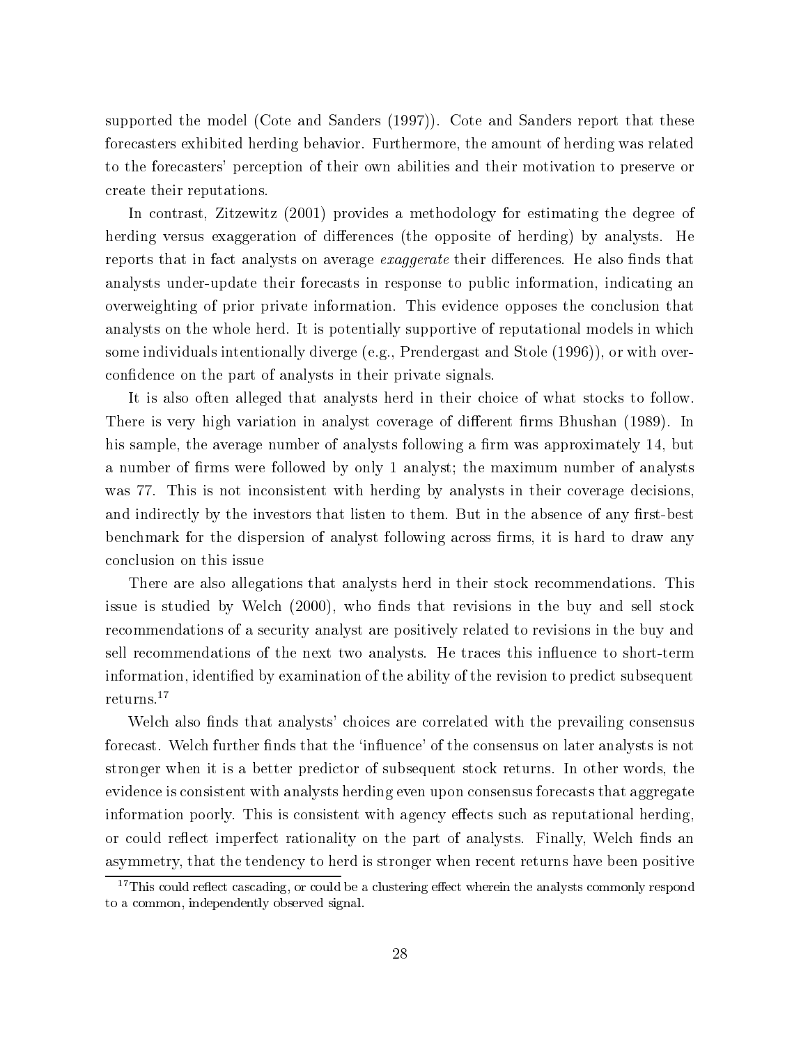supported the model (Cote and Sanders (1997)). Cote and Sanders report that these forecasters exhibited herding behavior. Furthermore, the amount of herding was related to the forecasters' perception of their own abilities and their motivation to preserve or create their reputations.

In contrast, Zitzewitz (2001) provides a methodology for estimating the degree of herding versus exaggeration of differences (the opposite of herding) by analysts. He reports that in fact analysts on average *exaggerate* their differences. He also finds that analysts under-update their forecasts in response to public information, indicating an overweighting of prior private information. This evidence opposes the conclusion that analysts on the whole herd. It is potentially supportive of reputational models in which some individuals intentionally diverge (e.g., Prendergast and Stole (1996)), or with overconfidence on the part of analysts in their private signals.

It is also often alleged that analysts herd in their choice of what stocks to follow. There is very high variation in analyst coverage of different firms Bhushan (1989). In his sample, the average number of analysts following a firm was approximately 14, but a number of firms were followed by only 1 analyst; the maximum number of analysts was 77. This is not inconsistent with herding by analysts in their coverage decisions, and indirectly by the investors that listen to them. But in the absence of any first-best benchmark for the dispersion of analyst following across firms, it is hard to draw any conclusion on this issue

There are also allegations that analysts herd in their stock recommendations. This issue is studied by Welch (2000), who finds that revisions in the buy and sell stock recommendations of a security analyst are positively related to revisions in the buy and sell recommendations of the next two analysts. He traces this influence to short-term information, identified by examination of the ability of the revision to predict subsequent returns.[17]

Welch also finds that analysts' choices are correlated with the prevailing consensus forecast. Welch further finds that the 'influence' of the consensus on later analysts is not stronger when it is a better predictor of subsequent stock returns. In other words, the evidence is consistent with analysts herding even upon consensus forecasts that aggregate information poorly. This is consistent with agency effects such as reputational herding, or could reflect imperfect rationality on the part of analysts. Finally, Welch finds an asymmetry, that the tendency to herd is stronger when recent returns have been positive

[17]This could reflect cascading, or could be a clustering effect wherein the analysts commonly respond to a common, independently observed signal.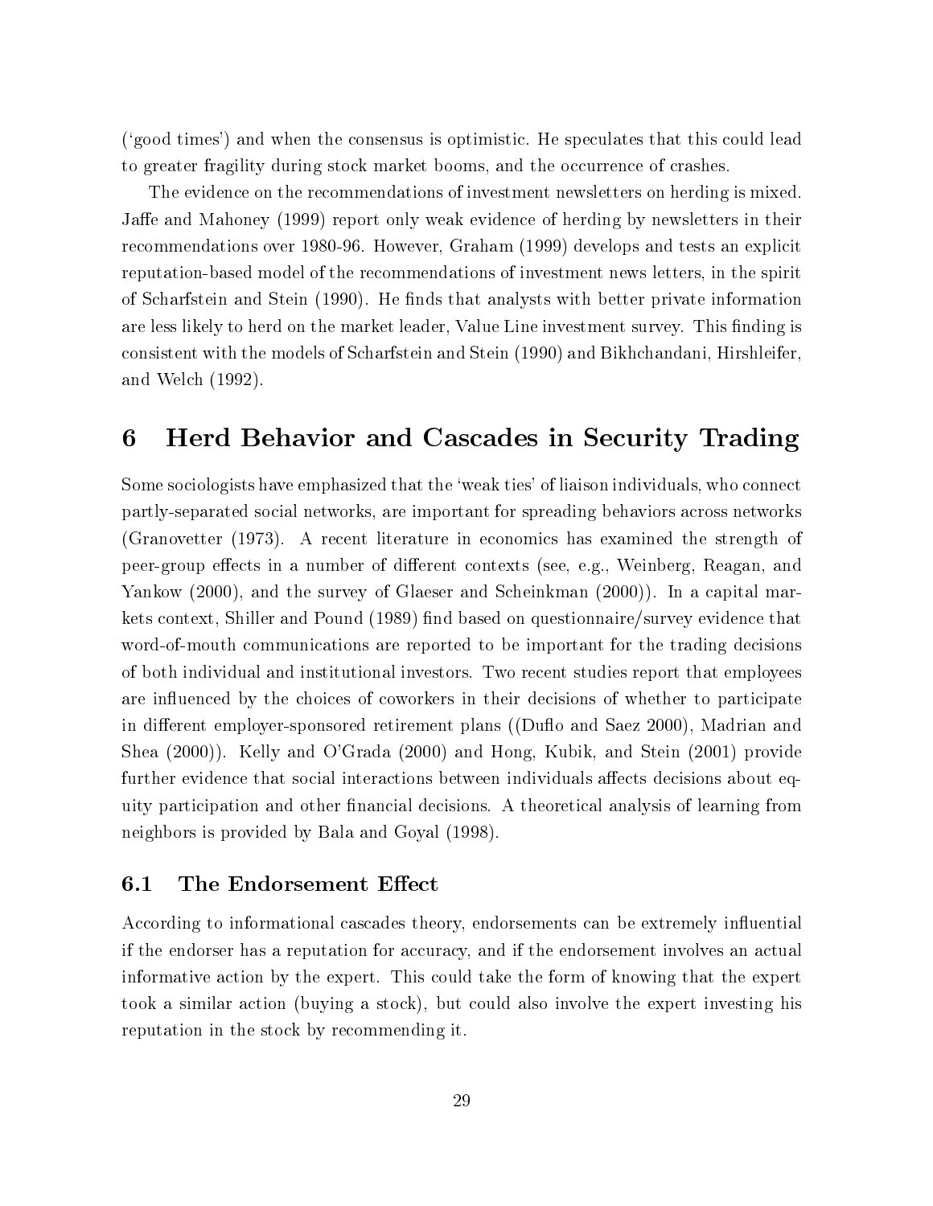('good times') and when the consensus is optimistic. He speculates that this could lead to greater fragility during stock market booms, and the occurrence of crashes.

The evidence on the recommendations of investment newsletters on herding is mixed. Jaffe and Mahoney (1999) report only weak evidence of herding by newsletters in their recommendations over 1980-96. However, Graham (1999) develops and tests an explicit reputation-based model of the recommendations of investment news letters, in the spirit of Scharfstein and Stein (1990). He finds that analysts with better private information are less likely to herd on the market leader, Value Line investment survey. This finding is consistent with the models of Scharfstein and Stein (1990) and Bikhchandani, Hirshleifer, and Welch (1992).

# 6 Herd Behavior and Cascades in Security Trading

Some sociologists have emphasized that the 'weak ties' of liaison individuals, who connect partly-separated social networks, are important for spreading behaviors across networks (Granovetter (1973). A recent literature in economics has examined the strength of peer-group effects in a number of different contexts (see, e.g., Weinberg, Reagan, and Yankow (2000), and the survey of Glaeser and Scheinkman (2000)). In a capital markets context, Shiller and Pound (1989) find based on questionnaire/survey evidence that word-of-mouth communications are reported to be important for the trading decisions of both individual and institutional investors. Two recent studies report that employees are influenced by the choices of coworkers in their decisions of whether to participate in different employer-sponsored retirement plans ((Duflo and Saez 2000), Madrian and Shea (2000)). Kelly and O'Grada (2000) and Hong, Kubik, and Stein (2001) provide further evidence that social interactions between individuals affects decisions about equity participation and other financial decisions. A theoretical analysis of learning from neighbors is provided by Bala and Goyal (1998).

## 6.1 The Endorsement Effect

According to informational cascades theory, endorsements can be extremely influential if the endorser has a reputation for accuracy, and if the endorsement involves an actual informative action by the expert. This could take the form of knowing that the expert took a similar action (buying a stock), but could also involve the expert investing his reputation in the stock by recommending it.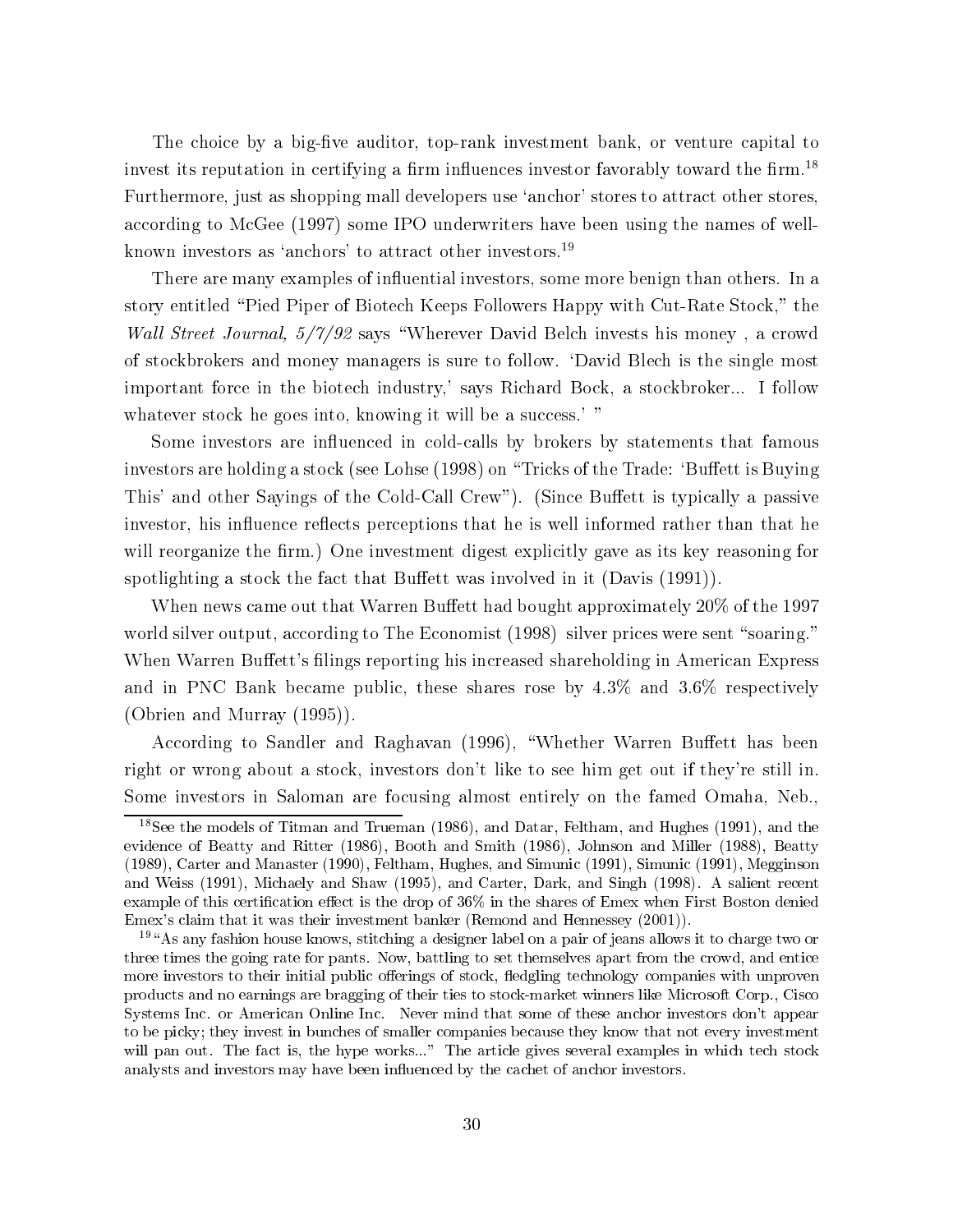The choice by a big-five auditor, top-rank investment bank, or venture capital to invest its reputation in certifying a firm influences investor favorably toward the firm.[18] Furthermore, just as shopping mall developers use 'anchor' stores to attract other stores, according to McGee (1997) some IPO underwriters have been using the names of well-known investors as 'anchors' to attract other investors.[19]

There are many examples of influential investors, some more benign than others. In a story entitled "Pied Piper of Biotech Keeps Followers Happy with Cut-Rate Stock," the *Wall Street Journal, 5/7/92* says "Wherever David Belch invests his money , a crowd of stockbrokers and money managers is sure to follow. 'David Blech is the single most important force in the biotech industry,' says Richard Bock, a stockbroker... I follow whatever stock he goes into, knowing it will be a success.' "

Some investors are influenced in cold-calls by brokers by statements that famous investors are holding a stock (see Lohse (1998) on "Tricks of the Trade: 'Buffett is Buying This' and other Sayings of the Cold-Call Crew"). (Since Buffett is typically a passive investor, his influence reflects perceptions that he is well informed rather than that he will reorganize the firm.) One investment digest explicitly gave as its key reasoning for spotlighting a stock the fact that Buffett was involved in it (Davis (1991)).

When news came out that Warren Buffett had bought approximately 20% of the 1997 world silver output, according to The Economist (1998) silver prices were sent "soaring." When Warren Buffett's filings reporting his increased shareholding in American Express and in PNC Bank became public, these shares rose by 4.3% and 3.6% respectively (Obrien and Murray (1995)).

According to Sandler and Raghavan (1996), "Whether Warren Buffett has been right or wrong about a stock, investors don't like to see him get out if they're still in. Some investors in Saloman are focusing almost entirely on the famed Omaha, Neb.,

[18] See the models of Titman and Trueman (1986), and Datar, Feltham, and Hughes (1991), and the evidence of Beatty and Ritter (1986), Booth and Smith (1986), Johnson and Miller (1988), Beatty (1989), Carter and Manaster (1990), Feltham, Hughes, and Simunic (1991), Simunic (1991), Megginson and Weiss (1991), Michaely and Shaw (1995), and Carter, Dark, and Singh (1998). A salient recent example of this certification effect is the drop of 36% in the shares of Emex when First Boston denied Emex's claim that it was their investment banker (Remond and Hennessey (2001)).

[19] "As any fashion house knows, stitching a designer label on a pair of jeans allows it to charge two or three times the going rate for pants. Now, battling to set themselves apart from the crowd, and entice more investors to their initial public offerings of stock, fledgling technology companies with unproven products and no earnings are bragging of their ties to stock-market winners like Microsoft Corp., Cisco Systems Inc. or American Online Inc. Never mind that some of these anchor investors don't appear to be picky; they invest in bunches of smaller companies because they know that not every investment will pan out. The fact is, the hype works..." The article gives several examples in which tech stock analysts and investors may have been influenced by the cachet of anchor investors.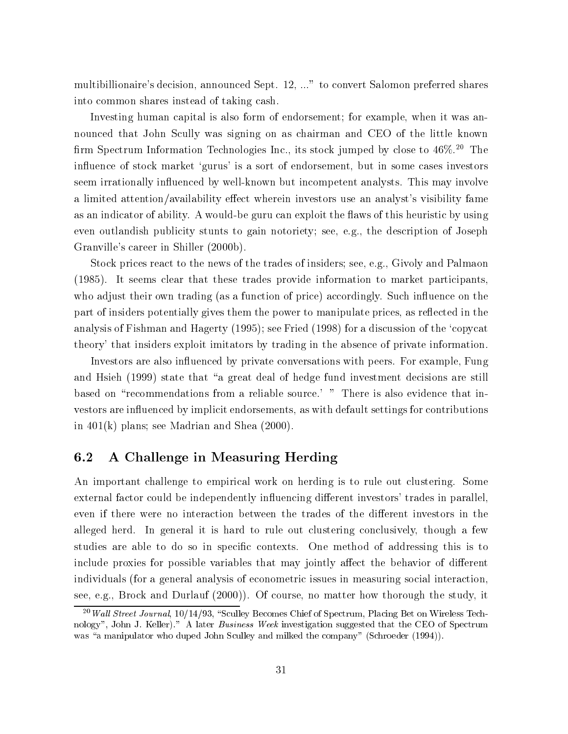multibillionaire's decision, announced Sept. 12, ..." to convert Salomon preferred shares into common shares instead of taking cash.

Investing human capital is also form of endorsement; for example, when it was announced that John Scully was signing on as chairman and CEO of the little known firm Spectrum Information Technologies Inc., its stock jumped by close to 46%.[20] The influence of stock market 'gurus' is a sort of endorsement, but in some cases investors seem irrationally influenced by well-known but incompetent analysts. This may involve a limited attention/availability effect wherein investors use an analyst's visibility fame as an indicator of ability. A would-be guru can exploit the flaws of this heuristic by using even outlandish publicity stunts to gain notoriety; see, e.g., the description of Joseph Granville's career in Shiller (2000b).

Stock prices react to the news of the trades of insiders; see, e.g., Givoly and Palmaon (1985). It seems clear that these trades provide information to market participants, who adjust their own trading (as a function of price) accordingly. Such influence on the part of insiders potentially gives them the power to manipulate prices, as reflected in the analysis of Fishman and Hagerty (1995); see Fried (1998) for a discussion of the 'copycat theory' that insiders exploit imitators by trading in the absence of private information.

Investors are also influenced by private conversations with peers. For example, Fung and Hsieh (1999) state that "a great deal of hedge fund investment decisions are still based on "recommendations from a reliable source.' " There is also evidence that investors are influenced by implicit endorsements, as with default settings for contributions in 401(k) plans; see Madrian and Shea (2000).

## 6.2 A Challenge in Measuring Herding

An important challenge to empirical work on herding is to rule out clustering. Some external factor could be independently influencing different investors' trades in parallel, even if there were no interaction between the trades of the different investors in the alleged herd. In general it is hard to rule out clustering conclusively, though a few studies are able to do so in specific contexts. One method of addressing this is to include proxies for possible variables that may jointly affect the behavior of different individuals (for a general analysis of econometric issues in measuring social interaction, see, e.g., Brock and Durlauf (2000)). Of course, no matter how thorough the study, it

[20] *Wall Street Journal*, 10/14/93, "Sculley Becomes Chief of Spectrum, Placing Bet on Wireless Technology", John J. Keller)." A later *Business Week* investigation suggested that the CEO of Spectrum was "a manipulator who duped John Sculley and milked the company" (Schroeder (1994)).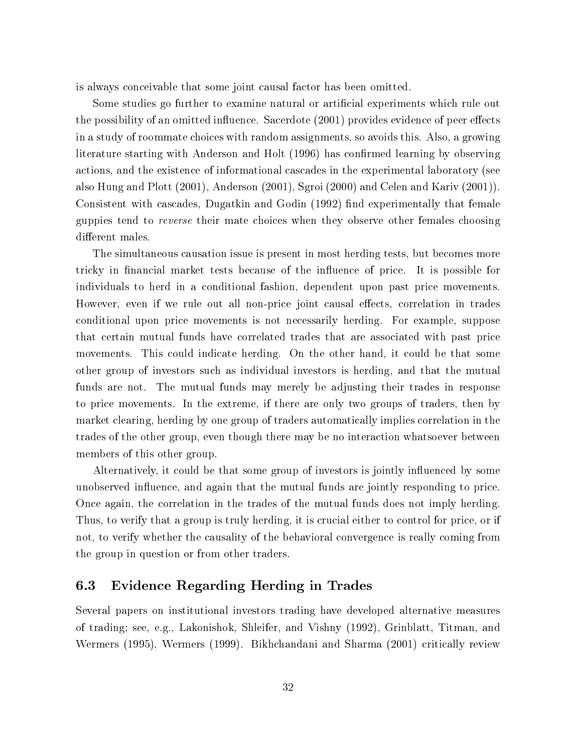is always conceivable that some joint causal factor has been omitted.

Some studies go further to examine natural or artificial experiments which rule out the possibility of an omitted influence. Sacerdote (2001) provides evidence of peer effects in a study of roommate choices with random assignments, so avoids this. Also, a growing literature starting with Anderson and Holt (1996) has confirmed learning by observing actions, and the existence of informational cascades in the experimental laboratory (see also Hung and Plott (2001), Anderson (2001), Sgroi (2000) and Celen and Kariv (2001)). Consistent with cascades, Dugatkin and Godin (1992) find experimentally that female guppies tend to *reverse* their mate choices when they observe other females choosing different males.

The simultaneous causation issue is present in most herding tests, but becomes more tricky in financial market tests because of the influence of price. It is possible for individuals to herd in a conditional fashion, dependent upon past price movements. However, even if we rule out all non-price joint causal effects, correlation in trades conditional upon price movements is not necessarily herding. For example, suppose that certain mutual funds have correlated trades that are associated with past price movements. This could indicate herding. On the other hand, it could be that some other group of investors such as individual investors is herding, and that the mutual funds are not. The mutual funds may merely be adjusting their trades in response to price movements. In the extreme, if there are only two groups of traders, then by market clearing, herding by one group of traders automatically implies correlation in the trades of the other group, even though there may be no interaction whatsoever between members of this other group.

Alternatively, it could be that some group of investors is jointly influenced by some unobserved influence, and again that the mutual funds are jointly responding to price. Once again, the correlation in the trades of the mutual funds does not imply herding. Thus, to verify that a group is truly herding, it is crucial either to control for price, or if not, to verify whether the causality of the behavioral convergence is really coming from the group in question or from other traders.

### 6.3 Evidence Regarding Herding in Trades

Several papers on institutional investors trading have developed alternative measures of trading; see, e.g., Lakonishok, Shleifer, and Vishny (1992), Grinblatt, Titman, and Wermers (1995), Wermers (1999). Bikhchandani and Sharma (2001) critically review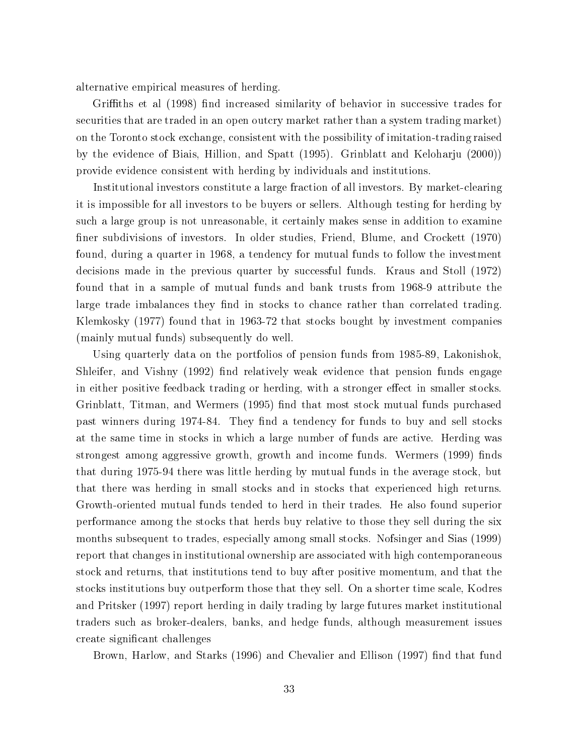alternative empirical measures of herding.

Griffiths et al (1998) find increased similarity of behavior in successive trades for securities that are traded in an open outcry market rather than a system trading market) on the Toronto stock exchange, consistent with the possibility of imitation-trading raised by the evidence of Biais, Hillion, and Spatt (1995). Grinblatt and Keloharju (2000)) provide evidence consistent with herding by individuals and institutions.

Institutional investors constitute a large fraction of all investors. By market-clearing it is impossible for all investors to be buyers or sellers. Although testing for herding by such a large group is not unreasonable, it certainly makes sense in addition to examine finer subdivisions of investors. In older studies, Friend, Blume, and Crockett (1970) found, during a quarter in 1968, a tendency for mutual funds to follow the investment decisions made in the previous quarter by successful funds. Kraus and Stoll (1972) found that in a sample of mutual funds and bank trusts from 1968-9 attribute the large trade imbalances they find in stocks to chance rather than correlated trading. Klemkosky (1977) found that in 1963-72 that stocks bought by investment companies (mainly mutual funds) subsequently do well.

Using quarterly data on the portfolios of pension funds from 1985-89, Lakonishok, Shleifer, and Vishny (1992) find relatively weak evidence that pension funds engage in either positive feedback trading or herding, with a stronger effect in smaller stocks. Grinblatt, Titman, and Wermers (1995) find that most stock mutual funds purchased past winners during 1974-84. They find a tendency for funds to buy and sell stocks at the same time in stocks in which a large number of funds are active. Herding was strongest among aggressive growth, growth and income funds. Wermers (1999) finds that during 1975-94 there was little herding by mutual funds in the average stock, but that there was herding in small stocks and in stocks that experienced high returns. Growth-oriented mutual funds tended to herd in their trades. He also found superior performance among the stocks that herds buy relative to those they sell during the six months subsequent to trades, especially among small stocks. Nofsinger and Sias (1999) report that changes in institutional ownership are associated with high contemporaneous stock and returns, that institutions tend to buy after positive momentum, and that the stocks institutions buy outperform those that they sell. On a shorter time scale, Kodres and Pritsker (1997) report herding in daily trading by large futures market institutional traders such as broker-dealers, banks, and hedge funds, although measurement issues create significant challenges

Brown, Harlow, and Starks (1996) and Chevalier and Ellison (1997) find that fund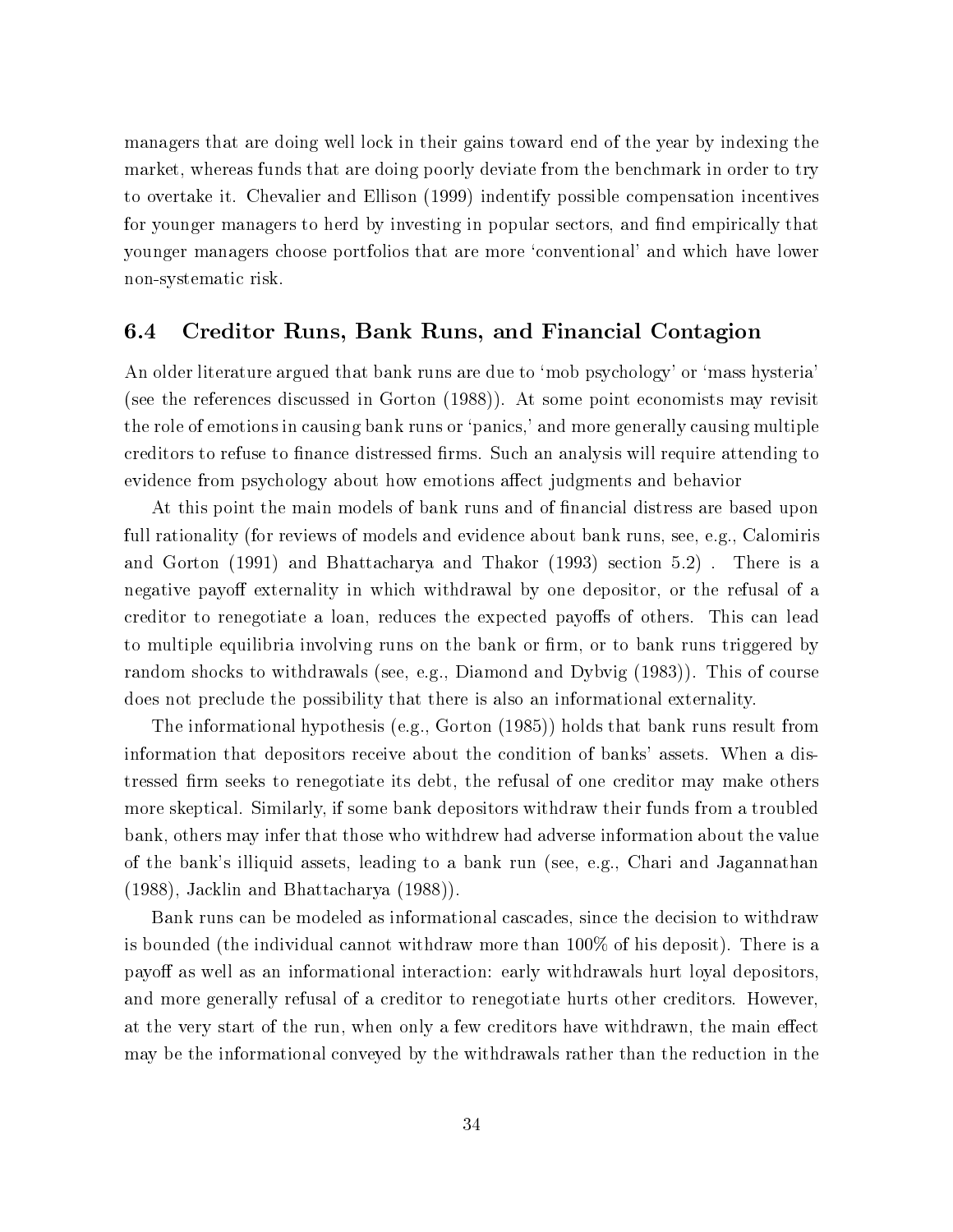managers that are doing well lock in their gains toward end of the year by indexing the market, whereas funds that are doing poorly deviate from the benchmark in order to try to overtake it. Chevalier and Ellison (1999) indentify possible compensation incentives for younger managers to herd by investing in popular sectors, and find empirically that younger managers choose portfolios that are more 'conventional' and which have lower non-systematic risk.

## 6.4 Creditor Runs, Bank Runs, and Financial Contagion

An older literature argued that bank runs are due to 'mob psychology' or 'mass hysteria' (see the references discussed in Gorton (1988)). At some point economists may revisit the role of emotions in causing bank runs or 'panics,' and more generally causing multiple creditors to refuse to finance distressed firms. Such an analysis will require attending to evidence from psychology about how emotions affect judgments and behavior

At this point the main models of bank runs and of financial distress are based upon full rationality (for reviews of models and evidence about bank runs, see, e.g., Calomiris and Gorton (1991) and Bhattacharya and Thakor (1993) section 5.2) . There is a negative payoff externality in which withdrawal by one depositor, or the refusal of a creditor to renegotiate a loan, reduces the expected payoffs of others. This can lead to multiple equilibria involving runs on the bank or firm, or to bank runs triggered by random shocks to withdrawals (see, e.g., Diamond and Dybvig (1983)). This of course does not preclude the possibility that there is also an informational externality.

The informational hypothesis (e.g., Gorton (1985)) holds that bank runs result from information that depositors receive about the condition of banks' assets. When a distressed firm seeks to renegotiate its debt, the refusal of one creditor may make others more skeptical. Similarly, if some bank depositors withdraw their funds from a troubled bank, others may infer that those who withdrew had adverse information about the value of the bank's illiquid assets, leading to a bank run (see, e.g., Chari and Jagannathan (1988), Jacklin and Bhattacharya (1988)).

Bank runs can be modeled as informational cascades, since the decision to withdraw is bounded (the individual cannot withdraw more than 100% of his deposit). There is a payoff as well as an informational interaction: early withdrawals hurt loyal depositors, and more generally refusal of a creditor to renegotiate hurts other creditors. However, at the very start of the run, when only a few creditors have withdrawn, the main effect may be the informational conveyed by the withdrawals rather than the reduction in the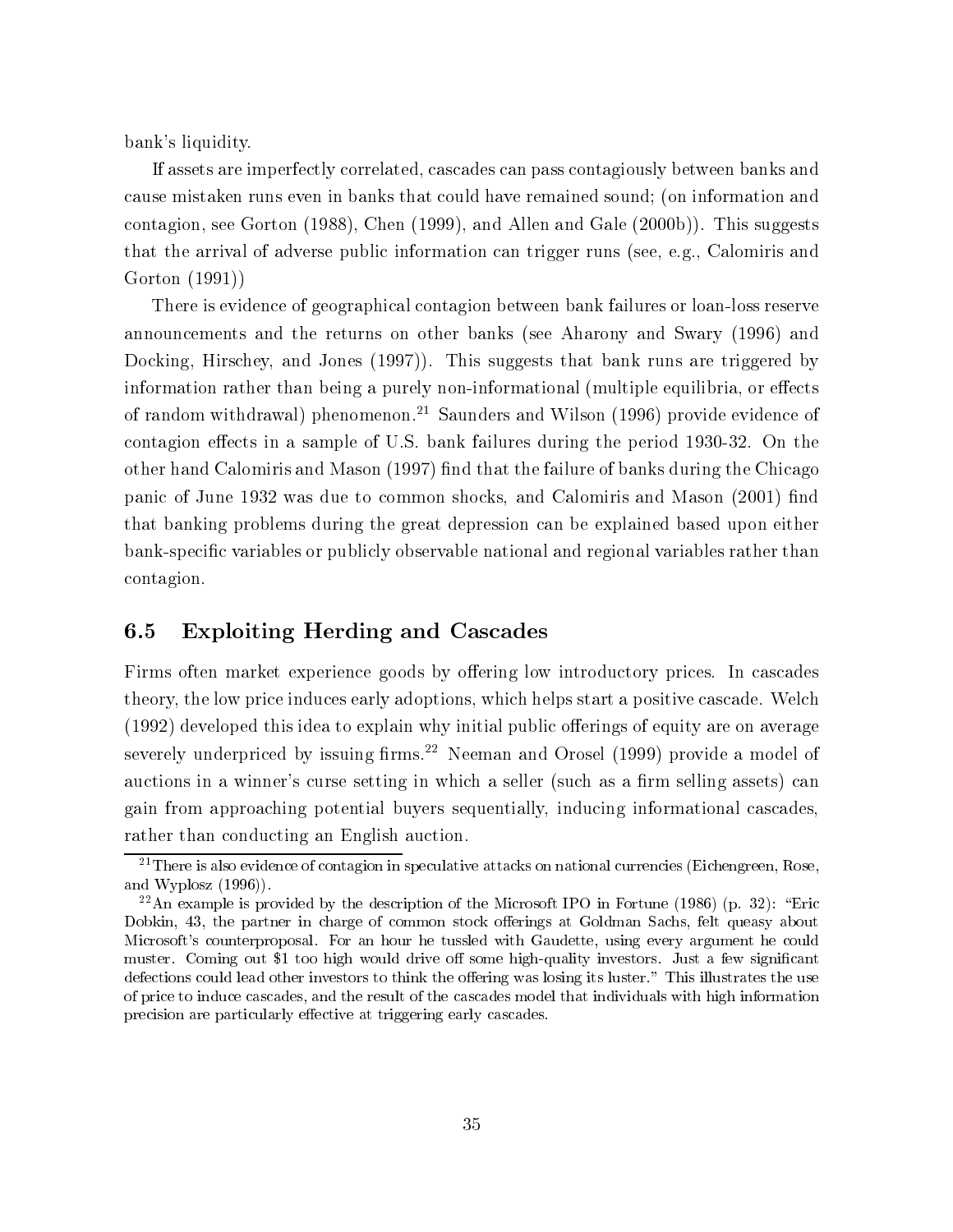bank's liquidity.

If assets are imperfectly correlated, cascades can pass contagiously between banks and cause mistaken runs even in banks that could have remained sound; (on information and contagion, see Gorton (1988), Chen (1999), and Allen and Gale (2000b)). This suggests that the arrival of adverse public information can trigger runs (see, e.g., Calomiris and Gorton (1991))

There is evidence of geographical contagion between bank failures or loan-loss reserve announcements and the returns on other banks (see Aharony and Swary (1996) and Docking, Hirschey, and Jones (1997)). This suggests that bank runs are triggered by information rather than being a purely non-informational (multiple equilibria, or effects of random withdrawal) phenomenon.[21] Saunders and Wilson (1996) provide evidence of contagion effects in a sample of U.S. bank failures during the period 1930-32. On the other hand Calomiris and Mason (1997) find that the failure of banks during the Chicago panic of June 1932 was due to common shocks, and Calomiris and Mason (2001) find that banking problems during the great depression can be explained based upon either bank-specific variables or publicly observable national and regional variables rather than contagion.

## 6.5 Exploiting Herding and Cascades

Firms often market experience goods by offering low introductory prices. In cascades theory, the low price induces early adoptions, which helps start a positive cascade. Welch (1992) developed this idea to explain why initial public offerings of equity are on average severely underpriced by issuing firms.[22] Neeman and Orosel (1999) provide a model of auctions in a winner's curse setting in which a seller (such as a firm selling assets) can gain from approaching potential buyers sequentially, inducing informational cascades, rather than conducting an English auction.

[21] There is also evidence of contagion in speculative attacks on national currencies (Eichengreen, Rose, and Wyplosz (1996)).

[22] An example is provided by the description of the Microsoft IPO in Fortune (1986) (p. 32): "Eric Dobkin, 43, the partner in charge of common stock offerings at Goldman Sachs, felt queasy about Microsoft's counterproposal. For an hour he tussled with Gaudette, using every argument he could muster. Coming out $1 too high would drive off some high-quality investors. Just a few significant defections could lead other investors to think the offering was losing its luster." This illustrates the use of price to induce cascades, and the result of the cascades model that individuals with high information precision are particularly effective at triggering early cascades.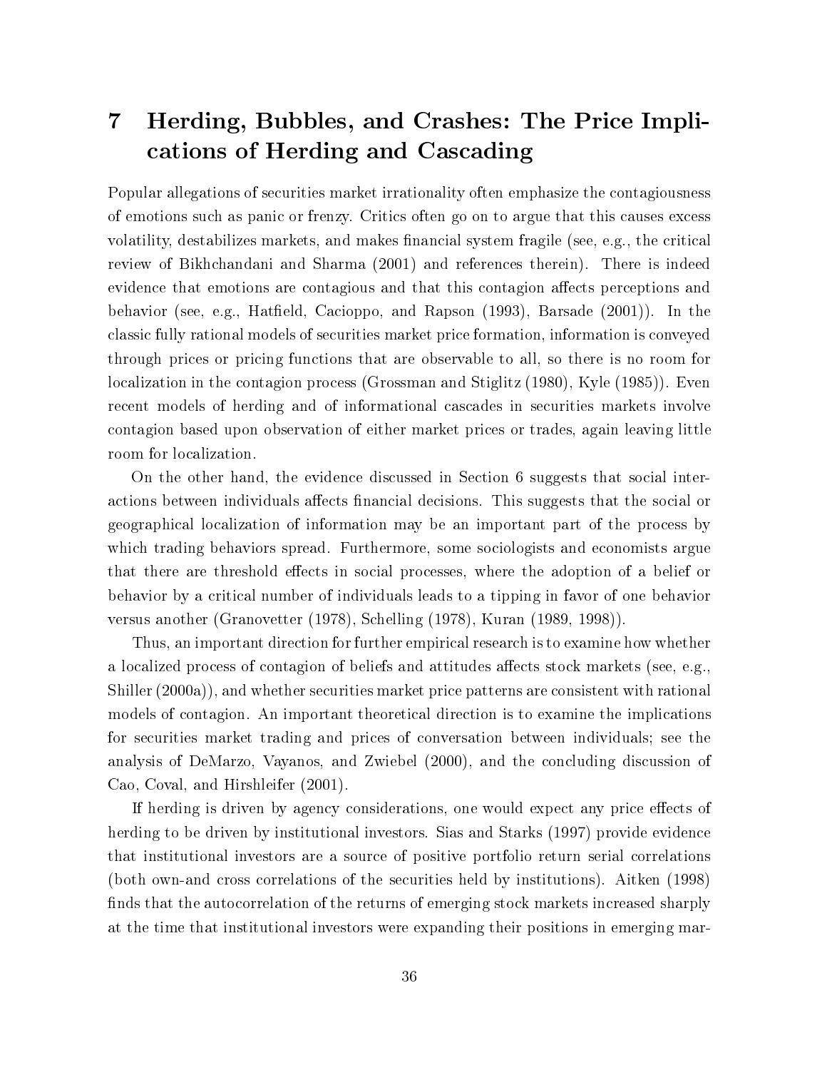# 7 Herding, Bubbles, and Crashes: The Price Implications of Herding and Cascading

Popular allegations of securities market irrationality often emphasize the contagiousness of emotions such as panic or frenzy. Critics often go on to argue that this causes excess volatility, destabilizes markets, and makes financial system fragile (see, e.g., the critical review of Bikhchandani and Sharma (2001) and references therein). There is indeed evidence that emotions are contagious and that this contagion affects perceptions and behavior (see, e.g., Hatfield, Cacioppo, and Rapson (1993), Barsade (2001)). In the classic fully rational models of securities market price formation, information is conveyed through prices or pricing functions that are observable to all, so there is no room for localization in the contagion process (Grossman and Stiglitz (1980), Kyle (1985)). Even recent models of herding and of informational cascades in securities markets involve contagion based upon observation of either market prices or trades, again leaving little room for localization.

On the other hand, the evidence discussed in Section 6 suggests that social interactions between individuals affects financial decisions. This suggests that the social or geographical localization of information may be an important part of the process by which trading behaviors spread. Furthermore, some sociologists and economists argue that there are threshold effects in social processes, where the adoption of a belief or behavior by a critical number of individuals leads to a tipping in favor of one behavior versus another (Granovetter (1978), Schelling (1978), Kuran (1989, 1998)).

Thus, an important direction for further empirical research is to examine how whether a localized process of contagion of beliefs and attitudes affects stock markets (see, e.g., Shiller (2000a)), and whether securities market price patterns are consistent with rational models of contagion. An important theoretical direction is to examine the implications for securities market trading and prices of conversation between individuals; see the analysis of DeMarzo, Vayanos, and Zwiebel (2000), and the concluding discussion of Cao, Coval, and Hirshleifer (2001).

If herding is driven by agency considerations, one would expect any price effects of herding to be driven by institutional investors. Sias and Starks (1997) provide evidence that institutional investors are a source of positive portfolio return serial correlations (both own-and cross correlations of the securities held by institutions). Aitken (1998) finds that the autocorrelation of the returns of emerging stock markets increased sharply at the time that institutional investors were expanding their positions in emerging mar-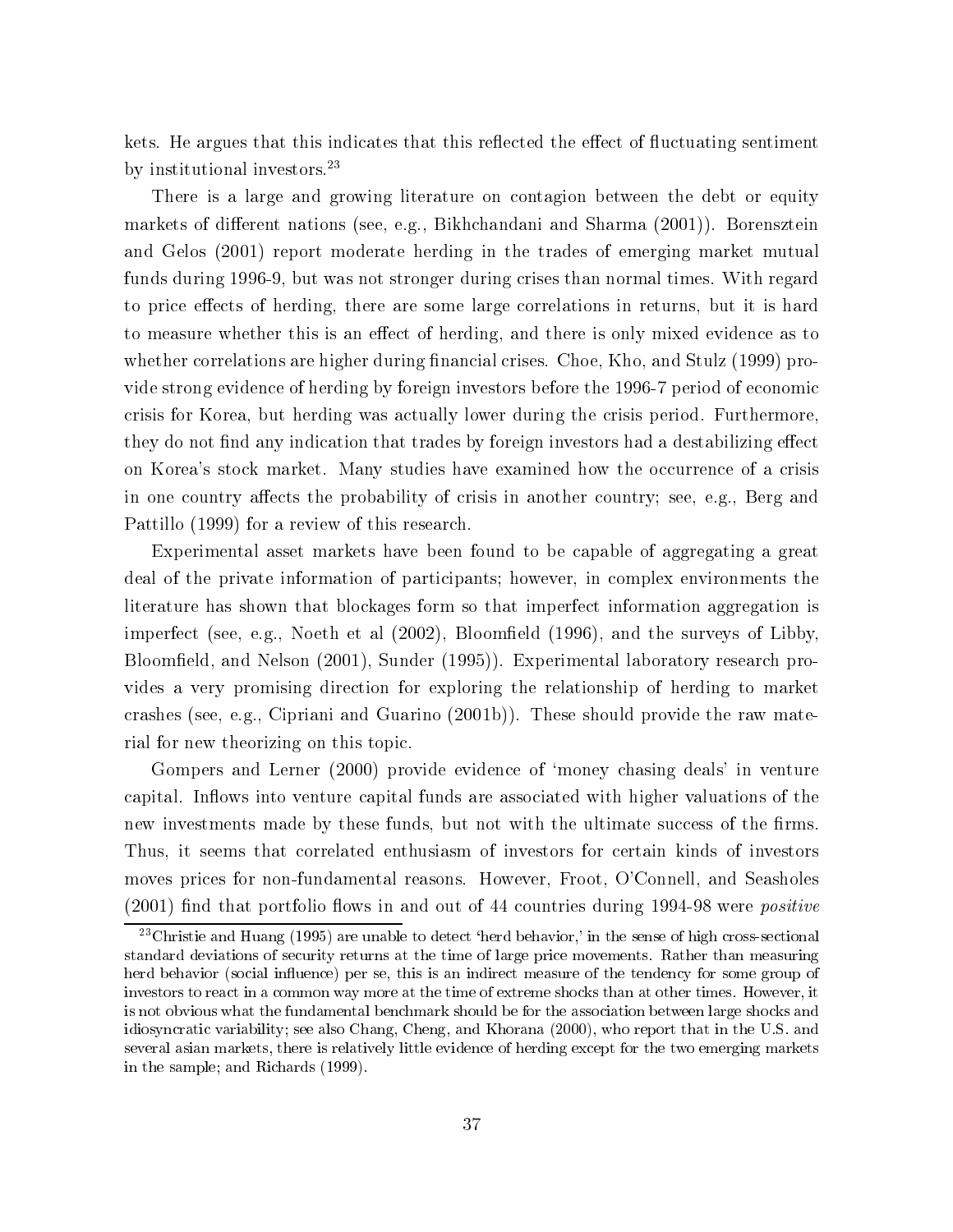kets. He argues that this indicates that this reflected the effect of fluctuating sentiment by institutional investors.[23]

There is a large and growing literature on contagion between the debt or equity markets of different nations (see, e.g., Bikhchandani and Sharma (2001)). Borensztein and Gelos (2001) report moderate herding in the trades of emerging market mutual funds during 1996-9, but was not stronger during crises than normal times. With regard to price effects of herding, there are some large correlations in returns, but it is hard to measure whether this is an effect of herding, and there is only mixed evidence as to whether correlations are higher during financial crises. Choe, Kho, and Stulz (1999) provide strong evidence of herding by foreign investors before the 1996-7 period of economic crisis for Korea, but herding was actually lower during the crisis period. Furthermore, they do not find any indication that trades by foreign investors had a destabilizing effect on Korea's stock market. Many studies have examined how the occurrence of a crisis in one country affects the probability of crisis in another country; see, e.g., Berg and Pattillo (1999) for a review of this research.

Experimental asset markets have been found to be capable of aggregating a great deal of the private information of participants; however, in complex environments the literature has shown that blockages form so that imperfect information aggregation is imperfect (see, e.g., Noeth et al (2002), Bloomfield (1996), and the surveys of Libby, Bloomfield, and Nelson (2001), Sunder (1995)). Experimental laboratory research provides a very promising direction for exploring the relationship of herding to market crashes (see, e.g., Cipriani and Guarino (2001b)). These should provide the raw material for new theorizing on this topic.

Gompers and Lerner (2000) provide evidence of 'money chasing deals' in venture capital. Inflows into venture capital funds are associated with higher valuations of the new investments made by these funds, but not with the ultimate success of the firms. Thus, it seems that correlated enthusiasm of investors for certain kinds of investors moves prices for non-fundamental reasons. However, Froot, O'Connell, and Seasholes (2001) find that portfolio flows in and out of 44 countries during 1994-98 were *positive*

[23] Christie and Huang (1995) are unable to detect 'herd behavior,' in the sense of high cross-sectional standard deviations of security returns at the time of large price movements. Rather than measuring herd behavior (social influence) per se, this is an indirect measure of the tendency for some group of investors to react in a common way more at the time of extreme shocks than at other times. However, it is not obvious what the fundamental benchmark should be for the association between large shocks and idiosyncratic variability; see also Chang, Cheng, and Khorana (2000), who report that in the U.S. and several asian markets, there is relatively little evidence of herding except for the two emerging markets in the sample; and Richards (1999).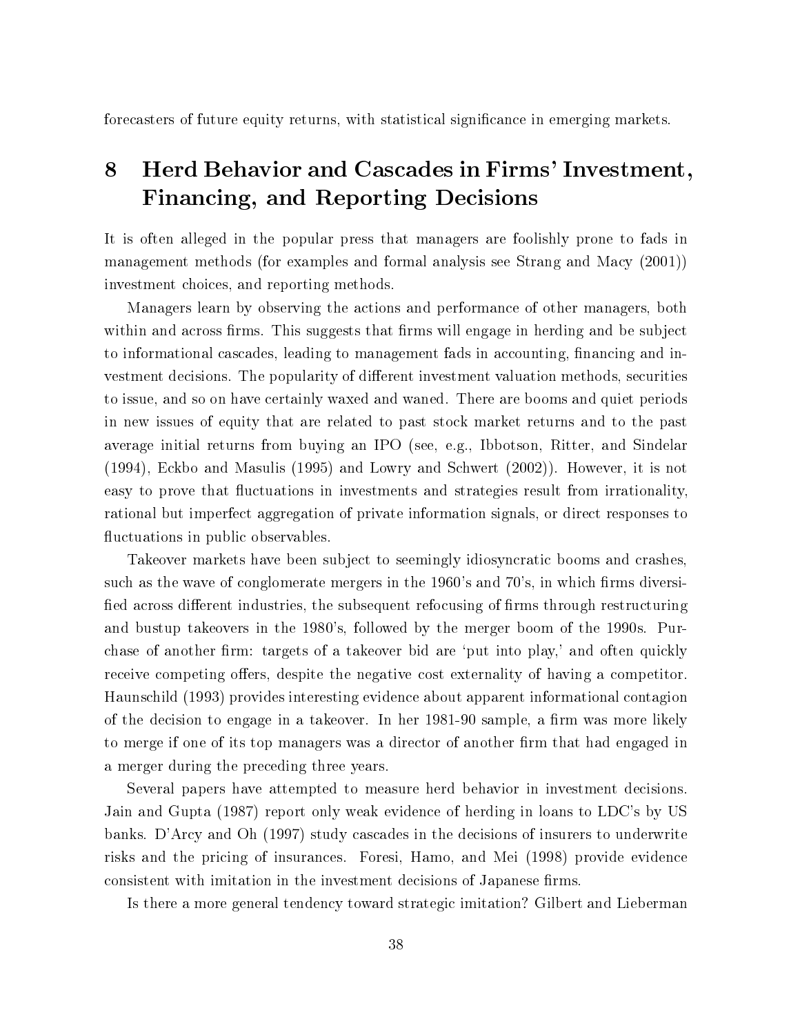forecasters of future equity returns, with statistical significance in emerging markets.

# 8 Herd Behavior and Cascades in Firms' Investment, Financing, and Reporting Decisions

It is often alleged in the popular press that managers are foolishly prone to fads in management methods (for examples and formal analysis see Strang and Macy (2001)) investment choices, and reporting methods.

Managers learn by observing the actions and performance of other managers, both within and across firms. This suggests that firms will engage in herding and be subject to informational cascades, leading to management fads in accounting, financing and investment decisions. The popularity of different investment valuation methods, securities to issue, and so on have certainly waxed and waned. There are booms and quiet periods in new issues of equity that are related to past stock market returns and to the past average initial returns from buying an IPO (see, e.g., Ibbotson, Ritter, and Sindelar (1994), Eckbo and Masulis (1995) and Lowry and Schwert (2002)). However, it is not easy to prove that fluctuations in investments and strategies result from irrationality, rational but imperfect aggregation of private information signals, or direct responses to fluctuations in public observables.

Takeover markets have been subject to seemingly idiosyncratic booms and crashes, such as the wave of conglomerate mergers in the 1960's and 70's, in which firms diversified across different industries, the subsequent refocusing of firms through restructuring and bustup takeovers in the 1980's, followed by the merger boom of the 1990s. Purchase of another firm: targets of a takeover bid are 'put into play,' and often quickly receive competing offers, despite the negative cost externality of having a competitor. Haunschild (1993) provides interesting evidence about apparent informational contagion of the decision to engage in a takeover. In her 1981-90 sample, a firm was more likely to merge if one of its top managers was a director of another firm that had engaged in a merger during the preceding three years.

Several papers have attempted to measure herd behavior in investment decisions. Jain and Gupta (1987) report only weak evidence of herding in loans to LDC's by US banks. D'Arcy and Oh (1997) study cascades in the decisions of insurers to underwrite risks and the pricing of insurances. Foresi, Hamo, and Mei (1998) provide evidence consistent with imitation in the investment decisions of Japanese firms.

Is there a more general tendency toward strategic imitation? Gilbert and Lieberman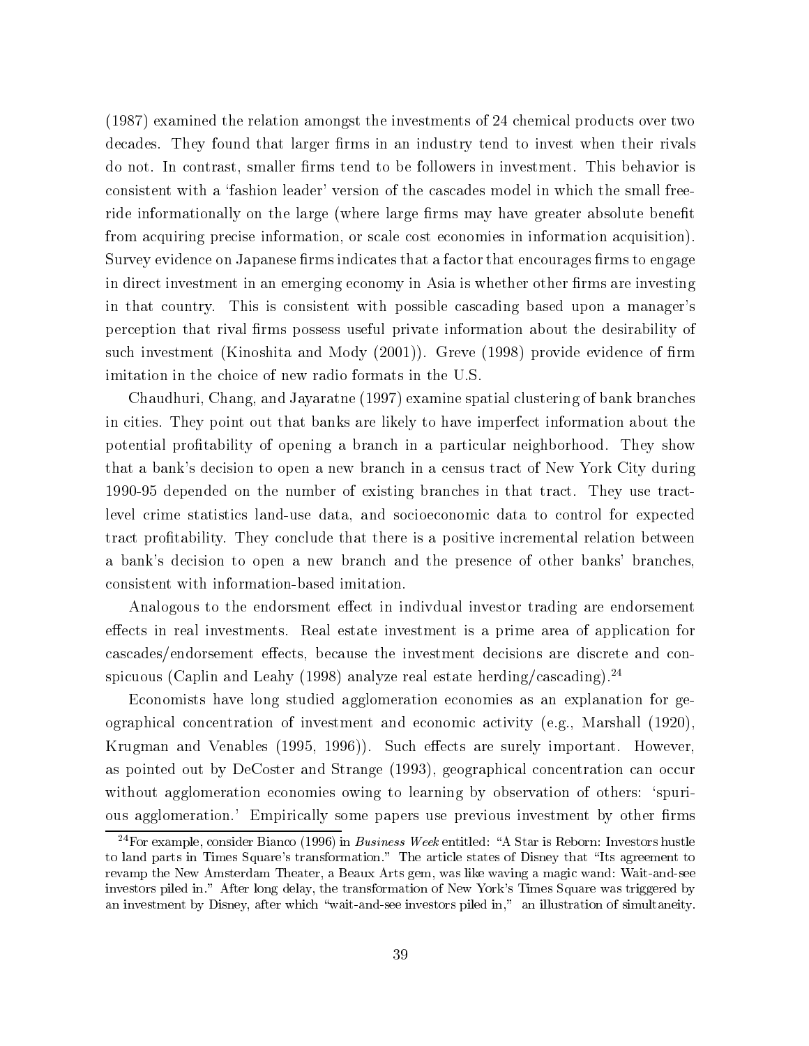(1987) examined the relation amongst the investments of 24 chemical products over two decades. They found that larger firms in an industry tend to invest when their rivals do not. In contrast, smaller firms tend to be followers in investment. This behavior is consistent with a 'fashion leader' version of the cascades model in which the small free-ride informationally on the large (where large firms may have greater absolute benefit from acquiring precise information, or scale cost economies in information acquisition). Survey evidence on Japanese firms indicates that a factor that encourages firms to engage in direct investment in an emerging economy in Asia is whether other firms are investing in that country. This is consistent with possible cascading based upon a manager's perception that rival firms possess useful private information about the desirability of such investment (Kinoshita and Mody (2001)). Greve (1998) provide evidence of firm imitation in the choice of new radio formats in the U.S.

Chaudhuri, Chang, and Jayaratne (1997) examine spatial clustering of bank branches in cities. They point out that banks are likely to have imperfect information about the potential profitability of opening a branch in a particular neighborhood. They show that a bank's decision to open a new branch in a census tract of New York City during 1990-95 depended on the number of existing branches in that tract. They use tract-level crime statistics land-use data, and socioeconomic data to control for expected tract profitability. They conclude that there is a positive incremental relation between a bank's decision to open a new branch and the presence of other banks' branches, consistent with information-based imitation.

Analogous to the endorsment effect in indivdual investor trading are endorsement effects in real investments. Real estate investment is a prime area of application for cascades/endorsement effects, because the investment decisions are discrete and conspicuous (Caplin and Leahy (1998) analyze real estate herding/cascading).[24]

Economists have long studied agglomeration economies as an explanation for geographical concentration of investment and economic activity (e.g., Marshall (1920), Krugman and Venables (1995, 1996)). Such effects are surely important. However, as pointed out by DeCoster and Strange (1993), geographical concentration can occur without agglomeration economies owing to learning by observation of others: 'spurious agglomeration.' Empirically some papers use previous investment by other firms

[24]For example, consider Bianco (1996) in *Business Week* entitled: "A Star is Reborn: Investors hustle to land parts in Times Square's transformation." The article states of Disney that "Its agreement to revamp the New Amsterdam Theater, a Beaux Arts gem, was like waving a magic wand: Wait-and-see investors piled in." After long delay, the transformation of New York's Times Square was triggered by an investment by Disney, after which "wait-and-see investors piled in," an illustration of simultaneity.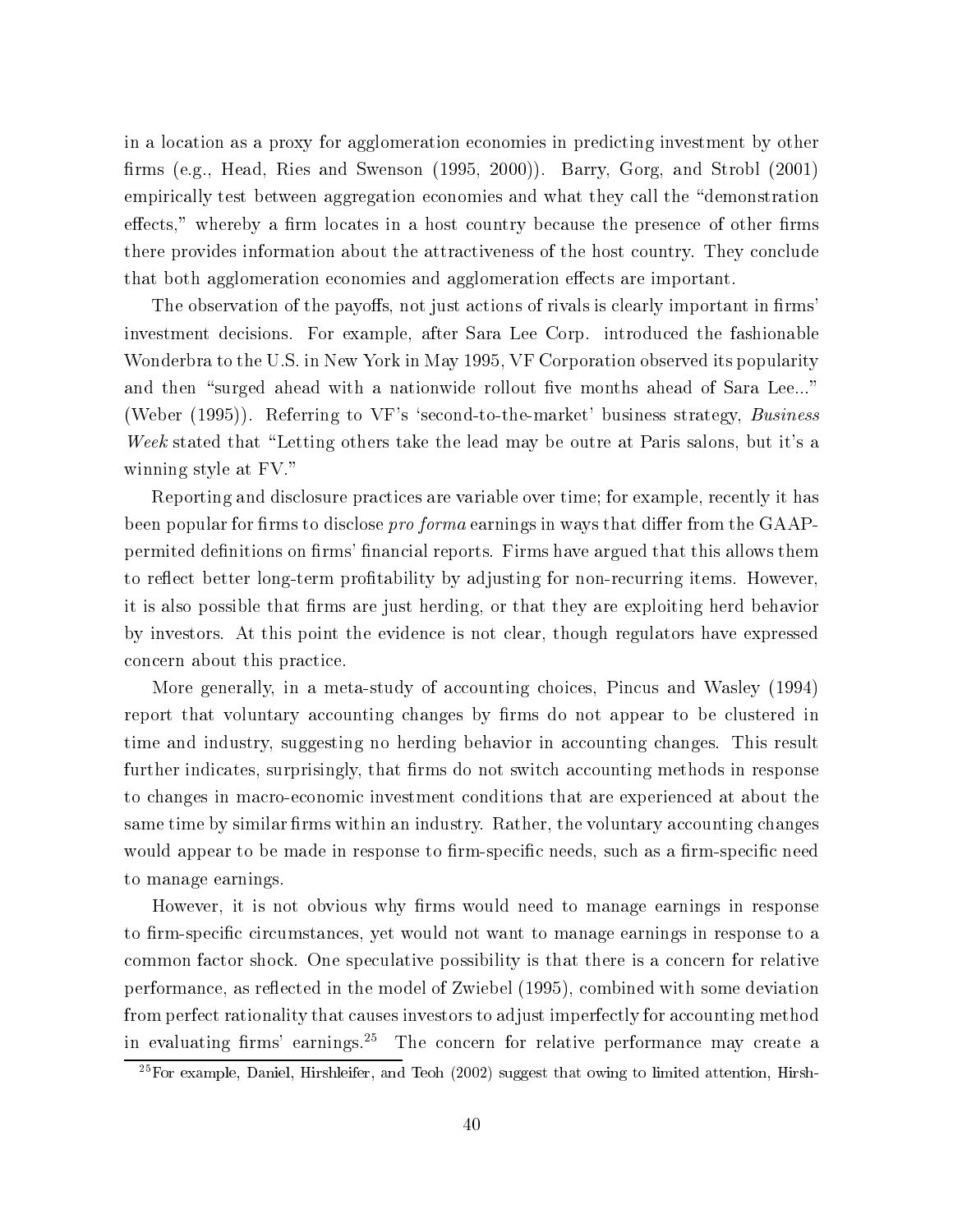in a location as a proxy for agglomeration economies in predicting investment by other firms (e.g., Head, Ries and Swenson (1995, 2000)). Barry, Gorg, and Strobl (2001) empirically test between aggregation economies and what they call the "demonstration effects," whereby a firm locates in a host country because the presence of other firms there provides information about the attractiveness of the host country. They conclude that both agglomeration economies and agglomeration effects are important.

The observation of the payoffs, not just actions of rivals is clearly important in firms' investment decisions. For example, after Sara Lee Corp. introduced the fashionable Wonderbra to the U.S. in New York in May 1995, VF Corporation observed its popularity and then "surged ahead with a nationwide rollout five months ahead of Sara Lee..." (Weber (1995)). Referring to VF's 'second-to-the-market' business strategy, *Business Week* stated that "Letting others take the lead may be outre at Paris salons, but it's a winning style at FV."

Reporting and disclosure practices are variable over time; for example, recently it has been popular for firms to disclose *pro forma* earnings in ways that differ from the GAAP-permited definitions on firms' financial reports. Firms have argued that this allows them to reflect better long-term profitability by adjusting for non-recurring items. However, it is also possible that firms are just herding, or that they are exploiting herd behavior by investors. At this point the evidence is not clear, though regulators have expressed concern about this practice.

More generally, in a meta-study of accounting choices, Pincus and Wasley (1994) report that voluntary accounting changes by firms do not appear to be clustered in time and industry, suggesting no herding behavior in accounting changes. This result further indicates, surprisingly, that firms do not switch accounting methods in response to changes in macro-economic investment conditions that are experienced at about the same time by similar firms within an industry. Rather, the voluntary accounting changes would appear to be made in response to firm-specific needs, such as a firm-specific need to manage earnings.

However, it is not obvious why firms would need to manage earnings in response to firm-specific circumstances, yet would not want to manage earnings in response to a common factor shock. One speculative possibility is that there is a concern for relative performance, as reflected in the model of Zwiebel (1995), combined with some deviation from perfect rationality that causes investors to adjust imperfectly for accounting method in evaluating firms' earnings.[25] The concern for relative performance may create a

[25] For example, Daniel, Hirshleifer, and Teoh (2002) suggest that owing to limited attention, Hirsh-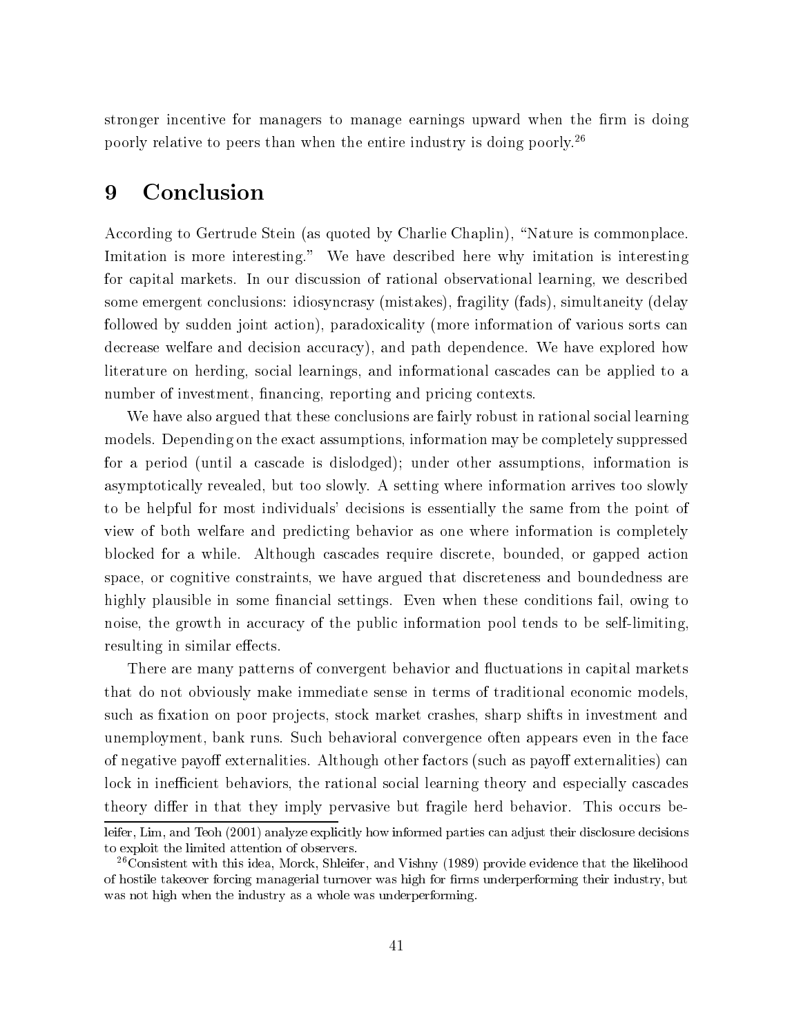stronger incentive for managers to manage earnings upward when the firm is doing poorly relative to peers than when the entire industry is doing poorly.[26]

# 9 Conclusion

According to Gertrude Stein (as quoted by Charlie Chaplin), "Nature is commonplace. Imitation is more interesting." We have described here why imitation is interesting for capital markets. In our discussion of rational observational learning, we described some emergent conclusions: idiosyncrasy (mistakes), fragility (fads), simultaneity (delay followed by sudden joint action), paradoxicality (more information of various sorts can decrease welfare and decision accuracy), and path dependence. We have explored how literature on herding, social learnings, and informational cascades can be applied to a number of investment, financing, reporting and pricing contexts.

We have also argued that these conclusions are fairly robust in rational social learning models. Depending on the exact assumptions, information may be completely suppressed for a period (until a cascade is dislodged); under other assumptions, information is asymptotically revealed, but too slowly. A setting where information arrives too slowly to be helpful for most individuals' decisions is essentially the same from the point of view of both welfare and predicting behavior as one where information is completely blocked for a while. Although cascades require discrete, bounded, or gapped action space, or cognitive constraints, we have argued that discreteness and boundedness are highly plausible in some financial settings. Even when these conditions fail, owing to noise, the growth in accuracy of the public information pool tends to be self-limiting, resulting in similar effects.

There are many patterns of convergent behavior and fluctuations in capital markets that do not obviously make immediate sense in terms of traditional economic models, such as fixation on poor projects, stock market crashes, sharp shifts in investment and unemployment, bank runs. Such behavioral convergence often appears even in the face of negative payoff externalities. Although other factors (such as payoff externalities) can lock in inefficient behaviors, the rational social learning theory and especially cascades theory differ in that they imply pervasive but fragile herd behavior. This occurs be-

leifer, Lim, and Teoh (2001) analyze explicitly how informed parties can adjust their disclosure decisions to exploit the limited attention of observers.

[26] Consistent with this idea, Morck, Shleifer, and Vishny (1989) provide evidence that the likelihood of hostile takeover forcing managerial turnover was high for firms underperforming their industry, but was not high when the industry as a whole was underperforming.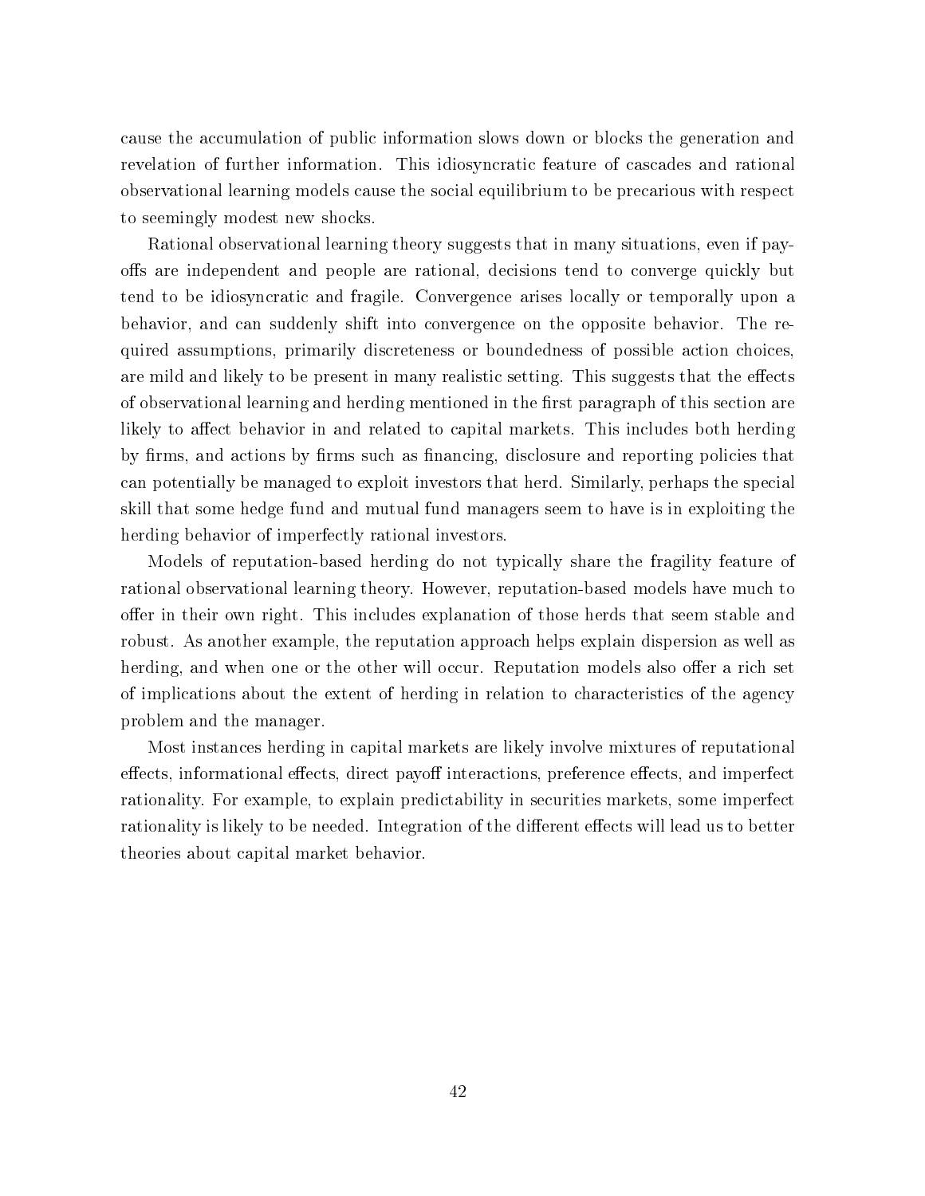cause the accumulation of public information slows down or blocks the generation and revelation of further information. This idiosyncratic feature of cascades and rational observational learning models cause the social equilibrium to be precarious with respect to seemingly modest new shocks.

Rational observational learning theory suggests that in many situations, even if payoffs are independent and people are rational, decisions tend to converge quickly but tend to be idiosyncratic and fragile. Convergence arises locally or temporally upon a behavior, and can suddenly shift into convergence on the opposite behavior. The required assumptions, primarily discreteness or boundedness of possible action choices, are mild and likely to be present in many realistic setting. This suggests that the effects of observational learning and herding mentioned in the first paragraph of this section are likely to affect behavior in and related to capital markets. This includes both herding by firms, and actions by firms such as financing, disclosure and reporting policies that can potentially be managed to exploit investors that herd. Similarly, perhaps the special skill that some hedge fund and mutual fund managers seem to have is in exploiting the herding behavior of imperfectly rational investors.

Models of reputation-based herding do not typically share the fragility feature of rational observational learning theory. However, reputation-based models have much to offer in their own right. This includes explanation of those herds that seem stable and robust. As another example, the reputation approach helps explain dispersion as well as herding, and when one or the other will occur. Reputation models also offer a rich set of implications about the extent of herding in relation to characteristics of the agency problem and the manager.

Most instances herding in capital markets are likely involve mixtures of reputational effects, informational effects, direct payoff interactions, preference effects, and imperfect rationality. For example, to explain predictability in securities markets, some imperfect rationality is likely to be needed. Integration of the different effects will lead us to better theories about capital market behavior.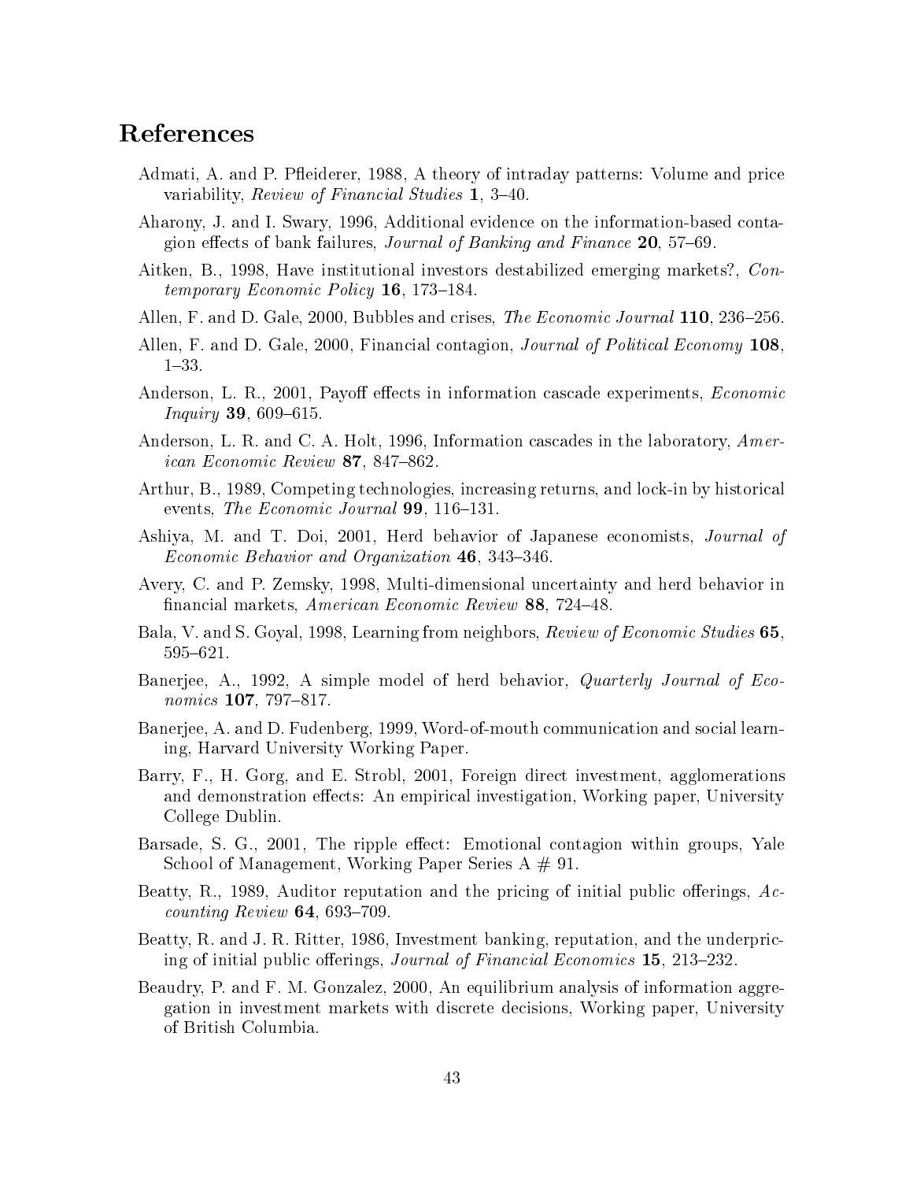# References

Admati, A. and P. Pfleiderer, 1988, A theory of intraday patterns: Volume and price variability, *Review of Financial Studies* **1**, 3–40.

Aharony, J. and I. Swary, 1996, Additional evidence on the information-based contagion effects of bank failures, *Journal of Banking and Finance* **20**, 57–69.

Aitken, B., 1998, Have institutional investors destabilized emerging markets?, *Contemporary Economic Policy* **16**, 173–184.

Allen, F. and D. Gale, 2000, Bubbles and crises, *The Economic Journal* **110**, 236–256.

Allen, F. and D. Gale, 2000, Financial contagion, *Journal of Political Economy* **108**, 1–33.

Anderson, L. R., 2001, Payoff effects in information cascade experiments, *Economic Inquiry* **39**, 609–615.

Anderson, L. R. and C. A. Holt, 1996, Information cascades in the laboratory, *American Economic Review* **87**, 847–862.

Arthur, B., 1989, Competing technologies, increasing returns, and lock-in by historical events, *The Economic Journal* **99**, 116–131.

Ashiya, M. and T. Doi, 2001, Herd behavior of Japanese economists, *Journal of Economic Behavior and Organization* **46**, 343–346.

Avery, C. and P. Zemsky, 1998, Multi-dimensional uncertainty and herd behavior in financial markets, *American Economic Review* **88**, 724–48.

Bala, V. and S. Goyal, 1998, Learning from neighbors, *Review of Economic Studies* **65**, 595–621.

Banerjee, A., 1992, A simple model of herd behavior, *Quarterly Journal of Economics* **107**, 797–817.

Banerjee, A. and D. Fudenberg, 1999, Word-of-mouth communication and social learning, Harvard University Working Paper.

Barry, F., H. Gorg, and E. Strobl, 2001, Foreign direct investment, agglomerations and demonstration effects: An empirical investigation, Working paper, University College Dublin.

Barsade, S. G., 2001, The ripple effect: Emotional contagion within groups, Yale School of Management, Working Paper Series A # 91.

Beatty, R., 1989, Auditor reputation and the pricing of initial public offerings, *Accounting Review* **64**, 693–709.

Beatty, R. and J. R. Ritter, 1986, Investment banking, reputation, and the underpricing of initial public offerings, *Journal of Financial Economics* **15**, 213–232.

Beaudry, P. and F. M. Gonzalez, 2000, An equilibrium analysis of information aggregation in investment markets with discrete decisions, Working paper, University of British Columbia.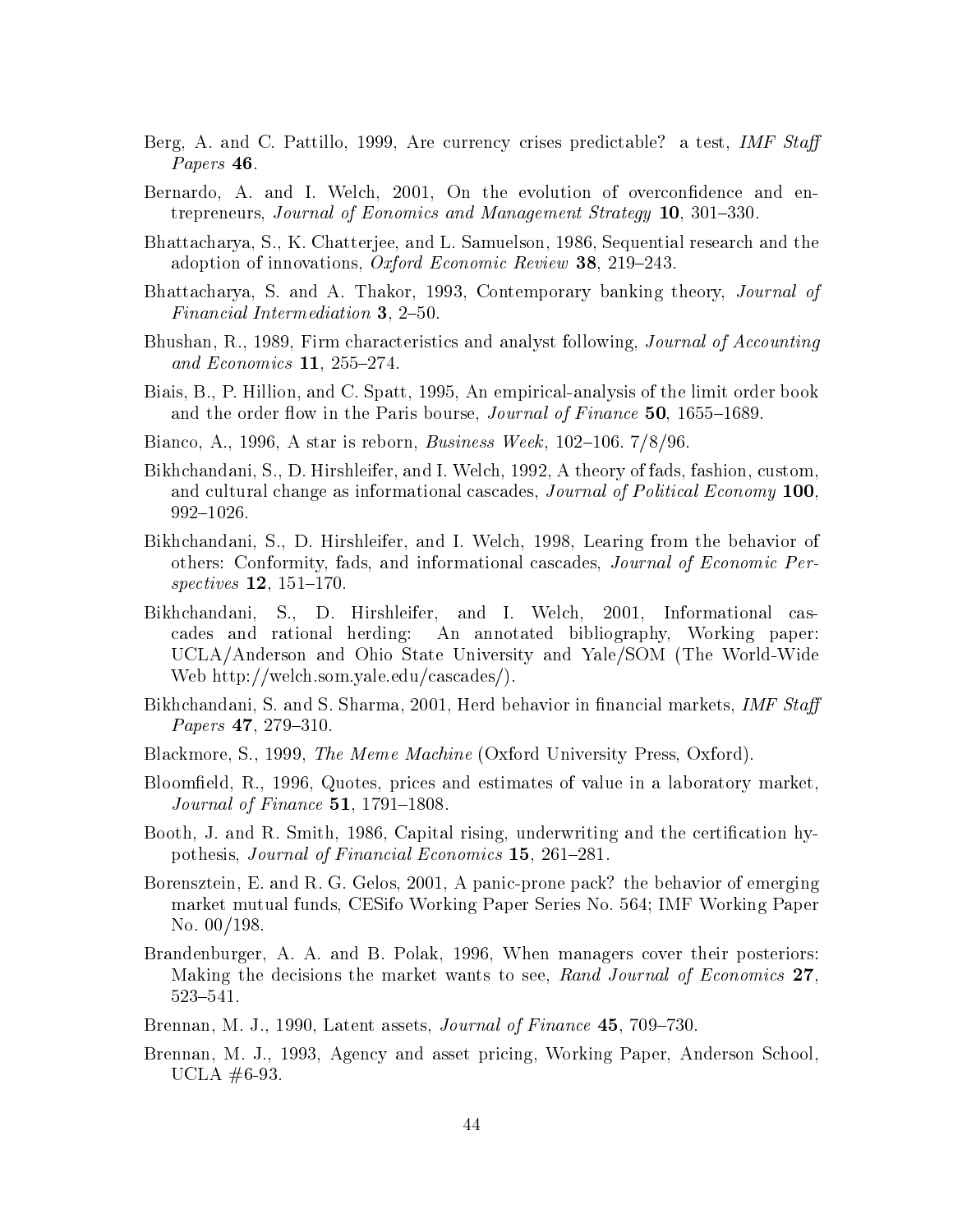Berg, A. and C. Pattillo, 1999, Are currency crises predictable? a test, *IMF Staff Papers* **46**.

Bernardo, A. and I. Welch, 2001, On the evolution of overconfidence and entrepreneurs, *Journal of Eonomics and Management Strategy* **10**, 301–330.

Bhattacharya, S., K. Chatterjee, and L. Samuelson, 1986, Sequential research and the adoption of innovations, *Oxford Economic Review* **38**, 219–243.

Bhattacharya, S. and A. Thakor, 1993, Contemporary banking theory, *Journal of Financial Intermediation* **3**, 2–50.

Bhushan, R., 1989, Firm characteristics and analyst following, *Journal of Accounting and Economics* **11**, 255–274.

Biais, B., P. Hillion, and C. Spatt, 1995, An empirical-analysis of the limit order book and the order flow in the Paris bourse, *Journal of Finance* **50**, 1655–1689.

Bianco, A., 1996, A star is reborn, *Business Week*, 102–106. 7/8/96.

Bikhchandani, S., D. Hirshleifer, and I. Welch, 1992, A theory of fads, fashion, custom, and cultural change as informational cascades, *Journal of Political Economy* **100**, 992–1026.

Bikhchandani, S., D. Hirshleifer, and I. Welch, 1998, Learing from the behavior of others: Conformity, fads, and informational cascades, *Journal of Economic Perspectives* **12**, 151–170.

Bikhchandani, S., D. Hirshleifer, and I. Welch, 2001, Informational cascades and rational herding: An annotated bibliography, Working paper: UCLA/Anderson and Ohio State University and Yale/SOM (The World-Wide Web http://welch.som.yale.edu/cascades/).

Bikhchandani, S. and S. Sharma, 2001, Herd behavior in financial markets, *IMF Staff Papers* **47**, 279–310.

Blackmore, S., 1999, *The Meme Machine* (Oxford University Press, Oxford).

Bloomfield, R., 1996, Quotes, prices and estimates of value in a laboratory market, *Journal of Finance* **51**, 1791–1808.

Booth, J. and R. Smith, 1986, Capital rising, underwriting and the certification hypothesis, *Journal of Financial Economics* **15**, 261–281.

Borensztein, E. and R. G. Gelos, 2001, A panic-prone pack? the behavior of emerging market mutual funds, CESifo Working Paper Series No. 564; IMF Working Paper No. 00/198.

Brandenburger, A. A. and B. Polak, 1996, When managers cover their posteriors: Making the decisions the market wants to see, *Rand Journal of Economics* **27**, 523–541.

Brennan, M. J., 1990, Latent assets, *Journal of Finance* **45**, 709–730.

Brennan, M. J., 1993, Agency and asset pricing, Working Paper, Anderson School, UCLA #6-93.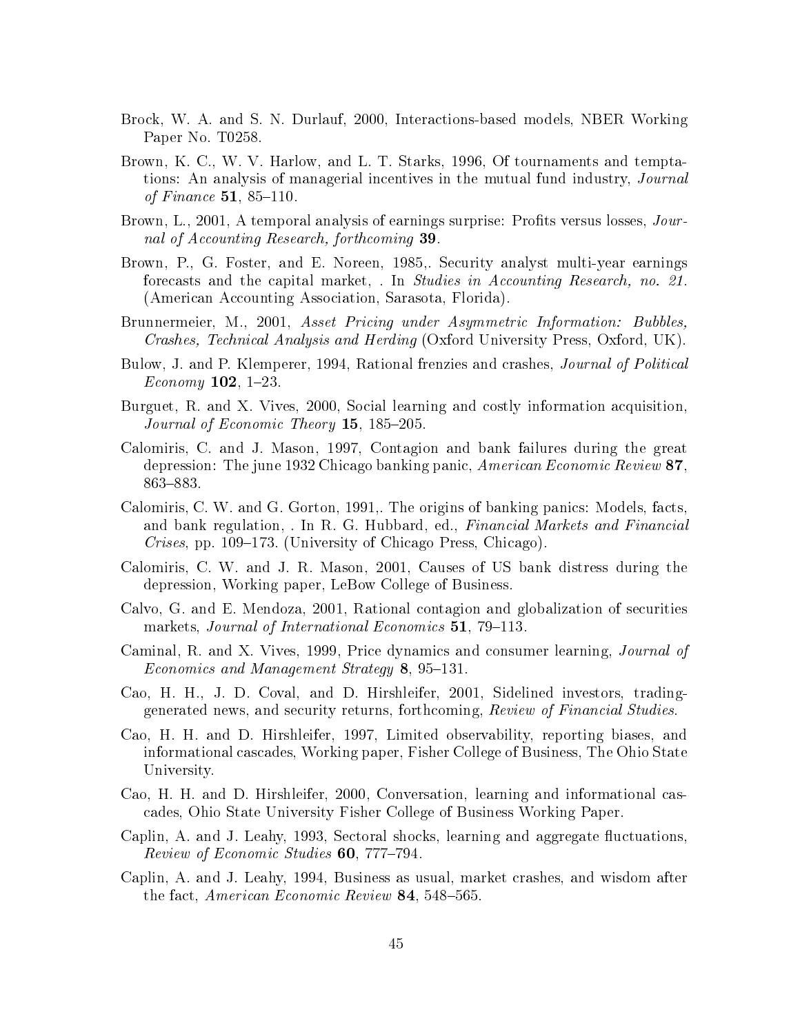Brock, W. A. and S. N. Durlauf, 2000, Interactions-based models, NBER Working Paper No. T0258.

Brown, K. C., W. V. Harlow, and L. T. Starks, 1996, Of tournaments and temptations: An analysis of managerial incentives in the mutual fund industry, *Journal of Finance* **51**, 85–110.

Brown, L., 2001, A temporal analysis of earnings surprise: Profits versus losses, *Journal of Accounting Research, forthcoming* **39**.

Brown, P., G. Foster, and E. Noreen, 1985,. Security analyst multi-year earnings forecasts and the capital market, . In *Studies in Accounting Research, no. 21*. (American Accounting Association, Sarasota, Florida).

Brunnermeier, M., 2001, *Asset Pricing under Asymmetric Information: Bubbles, Crashes, Technical Analysis and Herding* (Oxford University Press, Oxford, UK).

Bulow, J. and P. Klemperer, 1994, Rational frenzies and crashes, *Journal of Political Economy* **102**, 1–23.

Burguet, R. and X. Vives, 2000, Social learning and costly information acquisition, *Journal of Economic Theory* **15**, 185–205.

Calomiris, C. and J. Mason, 1997, Contagion and bank failures during the great depression: The june 1932 Chicago banking panic, *American Economic Review* **87**, 863–883.

Calomiris, C. W. and G. Gorton, 1991,. The origins of banking panics: Models, facts, and bank regulation, . In R. G. Hubbard, ed., *Financial Markets and Financial Crises*, pp. 109–173. (University of Chicago Press, Chicago).

Calomiris, C. W. and J. R. Mason, 2001, Causes of US bank distress during the depression, Working paper, LeBow College of Business.

Calvo, G. and E. Mendoza, 2001, Rational contagion and globalization of securities markets, *Journal of International Economics* **51**, 79–113.

Caminal, R. and X. Vives, 1999, Price dynamics and consumer learning, *Journal of Economics and Management Strategy* **8**, 95–131.

Cao, H. H., J. D. Coval, and D. Hirshleifer, 2001, Sidelined investors, trading-generated news, and security returns, forthcoming, *Review of Financial Studies*.

Cao, H. H. and D. Hirshleifer, 1997, Limited observability, reporting biases, and informational cascades, Working paper, Fisher College of Business, The Ohio State University.

Cao, H. H. and D. Hirshleifer, 2000, Conversation, learning and informational cascades, Ohio State University Fisher College of Business Working Paper.

Caplin, A. and J. Leahy, 1993, Sectoral shocks, learning and aggregate fluctuations, *Review of Economic Studies* **60**, 777–794.

Caplin, A. and J. Leahy, 1994, Business as usual, market crashes, and wisdom after the fact, *American Economic Review* **84**, 548–565.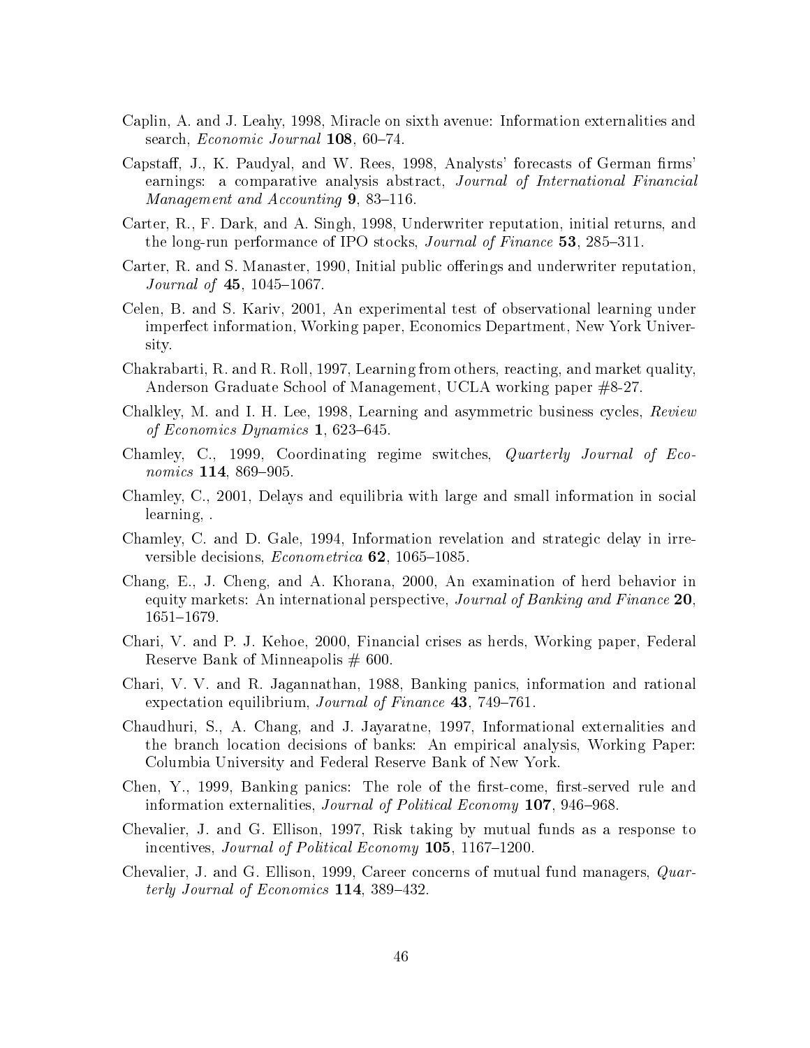Caplin, A. and J. Leahy, 1998, Miracle on sixth avenue: Information externalities and search, *Economic Journal* **108**, 60–74.

Capstaff, J., K. Paudyal, and W. Rees, 1998, Analysts' forecasts of German firms' earnings: a comparative analysis abstract, *Journal of International Financial Management and Accounting* **9**, 83–116.

Carter, R., F. Dark, and A. Singh, 1998, Underwriter reputation, initial returns, and the long-run performance of IPO stocks, *Journal of Finance* **53**, 285–311.

Carter, R. and S. Manaster, 1990, Initial public offerings and underwriter reputation, *Journal of* **45**, 1045–1067.

Celen, B. and S. Kariv, 2001, An experimental test of observational learning under imperfect information, Working paper, Economics Department, New York University.

Chakrabarti, R. and R. Roll, 1997, Learning from others, reacting, and market quality, Anderson Graduate School of Management, UCLA working paper #8-27.

Chalkley, M. and I. H. Lee, 1998, Learning and asymmetric business cycles, *Review of Economics Dynamics* **1**, 623–645.

Chamley, C., 1999, Coordinating regime switches, *Quarterly Journal of Economics* **114**, 869–905.

Chamley, C., 2001, Delays and equilibria with large and small information in social learning, .

Chamley, C. and D. Gale, 1994, Information revelation and strategic delay in irreversible decisions, *Econometrica* **62**, 1065–1085.

Chang, E., J. Cheng, and A. Khorana, 2000, An examination of herd behavior in equity markets: An international perspective, *Journal of Banking and Finance* **20**, 1651–1679.

Chari, V. and P. J. Kehoe, 2000, Financial crises as herds, Working paper, Federal Reserve Bank of Minneapolis # 600.

Chari, V. V. and R. Jagannathan, 1988, Banking panics, information and rational expectation equilibrium, *Journal of Finance* **43**, 749–761.

Chaudhuri, S., A. Chang, and J. Jayaratne, 1997, Informational externalities and the branch location decisions of banks: An empirical analysis, Working Paper: Columbia University and Federal Reserve Bank of New York.

Chen, Y., 1999, Banking panics: The role of the first-come, first-served rule and information externalities, *Journal of Political Economy* **107**, 946–968.

Chevalier, J. and G. Ellison, 1997, Risk taking by mutual funds as a response to incentives, *Journal of Political Economy* **105**, 1167–1200.

Chevalier, J. and G. Ellison, 1999, Career concerns of mutual fund managers, *Quarterly Journal of Economics* **114**, 389–432.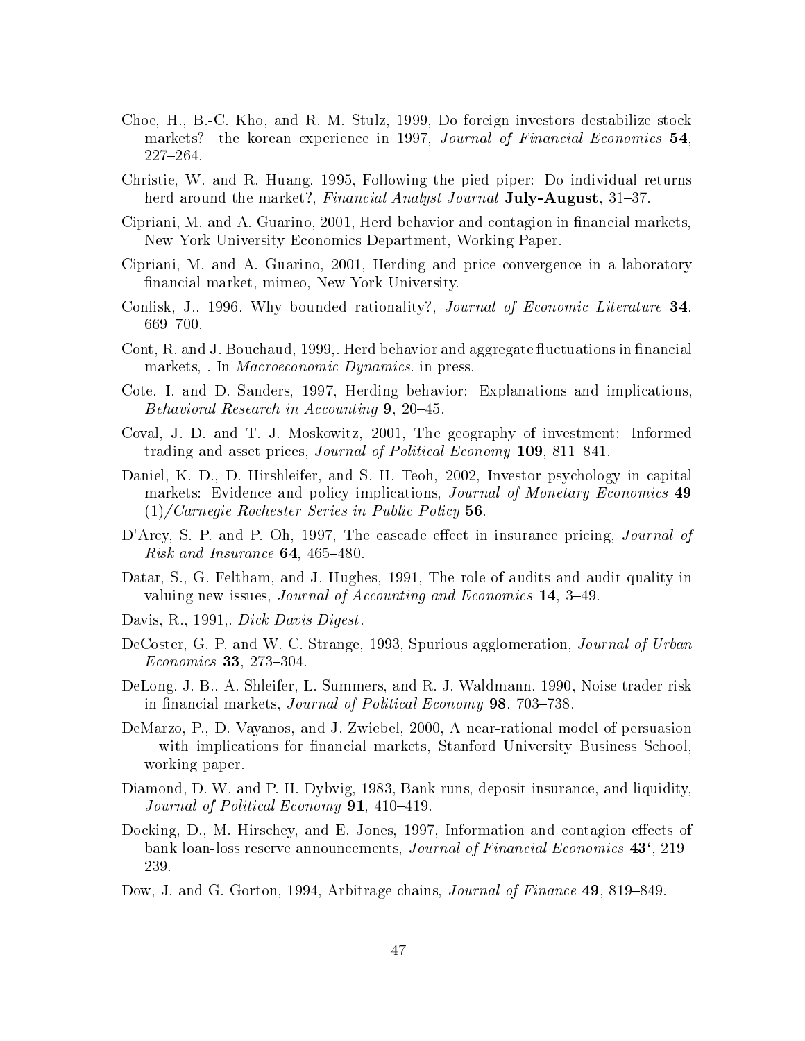Choe, H., B.-C. Kho, and R. M. Stulz, 1999, Do foreign investors destabilize stock markets? the korean experience in 1997, *Journal of Financial Economics* **54**, 227–264.

Christie, W. and R. Huang, 1995, Following the pied piper: Do individual returns herd around the market?, *Financial Analyst Journal* **July-August**, 31–37.

Cipriani, M. and A. Guarino, 2001, Herd behavior and contagion in financial markets, New York University Economics Department, Working Paper.

Cipriani, M. and A. Guarino, 2001, Herding and price convergence in a laboratory financial market, mimeo, New York University.

Conlisk, J., 1996, Why bounded rationality?, *Journal of Economic Literature* **34**, 669–700.

Cont, R. and J. Bouchaud, 1999,. Herd behavior and aggregate fluctuations in financial markets, . In *Macroeconomic Dynamics*. in press.

Cote, I. and D. Sanders, 1997, Herding behavior: Explanations and implications, *Behavioral Research in Accounting* **9**, 20–45.

Coval, J. D. and T. J. Moskowitz, 2001, The geography of investment: Informed trading and asset prices, *Journal of Political Economy* **109**, 811–841.

Daniel, K. D., D. Hirshleifer, and S. H. Teoh, 2002, Investor psychology in capital markets: Evidence and policy implications, *Journal of Monetary Economics* **49** (1)/*Carnegie Rochester Series in Public Policy* **56**.

D'Arcy, S. P. and P. Oh, 1997, The cascade effect in insurance pricing, *Journal of Risk and Insurance* **64**, 465–480.

Datar, S., G. Feltham, and J. Hughes, 1991, The role of audits and audit quality in valuing new issues, *Journal of Accounting and Economics* **14**, 3–49.

Davis, R., 1991,. *Dick Davis Digest*.

DeCoster, G. P. and W. C. Strange, 1993, Spurious agglomeration, *Journal of Urban Economics* **33**, 273–304.

DeLong, J. B., A. Shleifer, L. Summers, and R. J. Waldmann, 1990, Noise trader risk in financial markets, *Journal of Political Economy* **98**, 703–738.

DeMarzo, P., D. Vayanos, and J. Zwiebel, 2000, A near-rational model of persuasion – with implications for financial markets, Stanford University Business School, working paper.

Diamond, D. W. and P. H. Dybvig, 1983, Bank runs, deposit insurance, and liquidity, *Journal of Political Economy* **91**, 410–419.

Docking, D., M. Hirschey, and E. Jones, 1997, Information and contagion effects of bank loan-loss reserve announcements, *Journal of Financial Economics* **43'**, 219–239.

Dow, J. and G. Gorton, 1994, Arbitrage chains, *Journal of Finance* **49**, 819–849.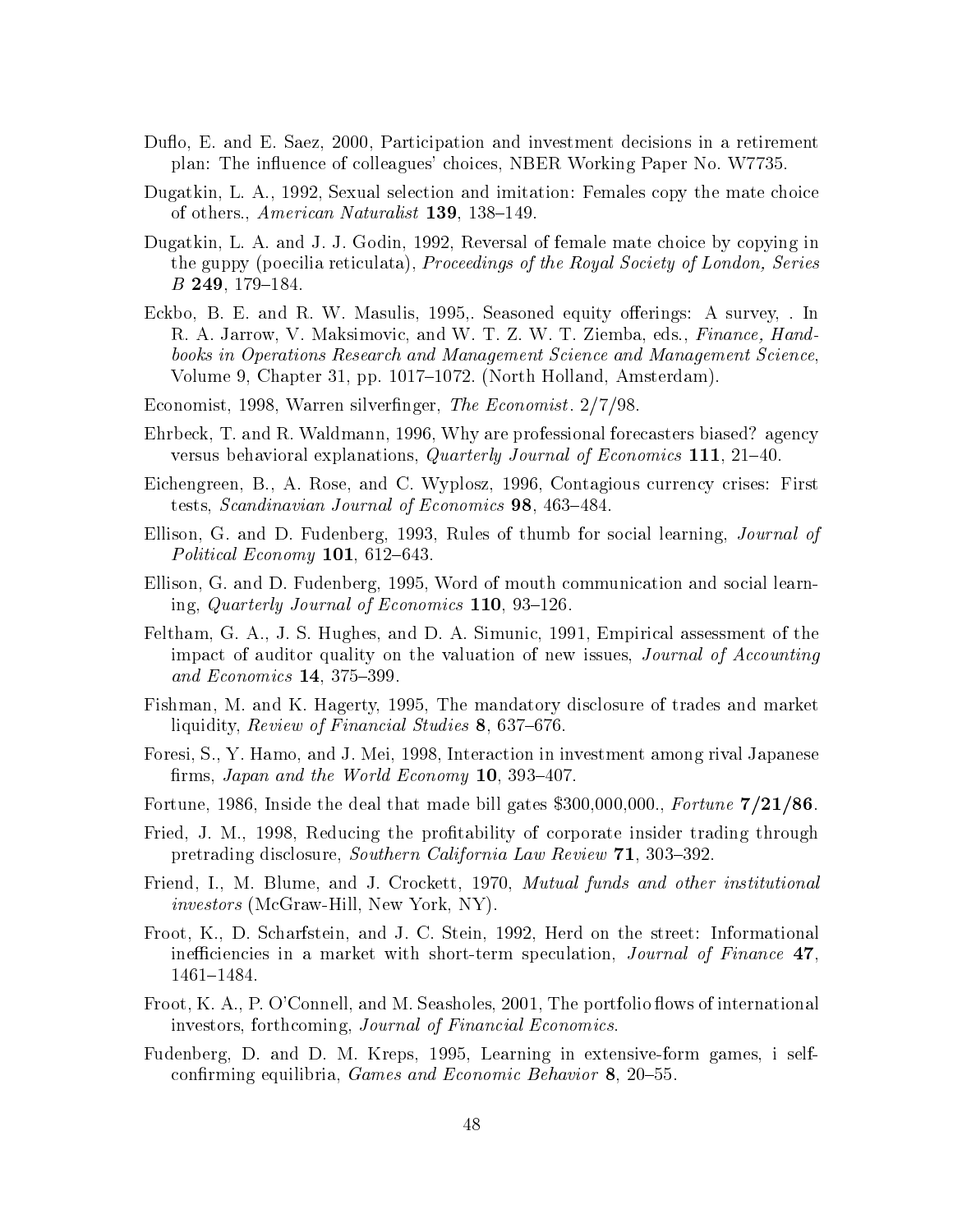Duflo, E. and E. Saez, 2000, Participation and investment decisions in a retirement plan: The influence of colleagues' choices, NBER Working Paper No. W7735.

Dugatkin, L. A., 1992, Sexual selection and imitation: Females copy the mate choice of others., *American Naturalist* **139**, 138–149.

Dugatkin, L. A. and J. J. Godin, 1992, Reversal of female mate choice by copying in the guppy (poecilia reticulata), *Proceedings of the Royal Society of London, Series B* **249**, 179–184.

Eckbo, B. E. and R. W. Masulis, 1995,. Seasoned equity offerings: A survey, . In R. A. Jarrow, V. Maksimovic, and W. T. Z. W. T. Ziemba, eds., *Finance, Handbooks in Operations Research and Management Science and Management Science*, Volume 9, Chapter 31, pp. 1017–1072. (North Holland, Amsterdam).

Economist, 1998, Warren silverfinger, *The Economist*. 2/7/98.

Ehrbeck, T. and R. Waldmann, 1996, Why are professional forecasters biased? agency versus behavioral explanations, *Quarterly Journal of Economics* **111**, 21–40.

Eichengreen, B., A. Rose, and C. Wyplosz, 1996, Contagious currency crises: First tests, *Scandinavian Journal of Economics* **98**, 463–484.

Ellison, G. and D. Fudenberg, 1993, Rules of thumb for social learning, *Journal of Political Economy* **101**, 612–643.

Ellison, G. and D. Fudenberg, 1995, Word of mouth communication and social learning, *Quarterly Journal of Economics* **110**, 93–126.

Feltham, G. A., J. S. Hughes, and D. A. Simunic, 1991, Empirical assessment of the impact of auditor quality on the valuation of new issues, *Journal of Accounting and Economics* **14**, 375–399.

Fishman, M. and K. Hagerty, 1995, The mandatory disclosure of trades and market liquidity, *Review of Financial Studies* **8**, 637–676.

Foresi, S., Y. Hamo, and J. Mei, 1998, Interaction in investment among rival Japanese firms, *Japan and the World Economy* **10**, 393–407.

Fortune, 1986, Inside the deal that made bill gates $300,000,000., *Fortune* **7/21/86**.

Fried, J. M., 1998, Reducing the profitability of corporate insider trading through pretrading disclosure, *Southern California Law Review* **71**, 303–392.

Friend, I., M. Blume, and J. Crockett, 1970, *Mutual funds and other institutional investors* (McGraw-Hill, New York, NY).

Froot, K., D. Scharfstein, and J. C. Stein, 1992, Herd on the street: Informational inefficiencies in a market with short-term speculation, *Journal of Finance* **47**, 1461–1484.

Froot, K. A., P. O'Connell, and M. Seasholes, 2001, The portfolio flows of international investors, forthcoming, *Journal of Financial Economics*.

Fudenberg, D. and D. M. Kreps, 1995, Learning in extensive-form games, i self-confirming equilibria, *Games and Economic Behavior* **8**, 20–55.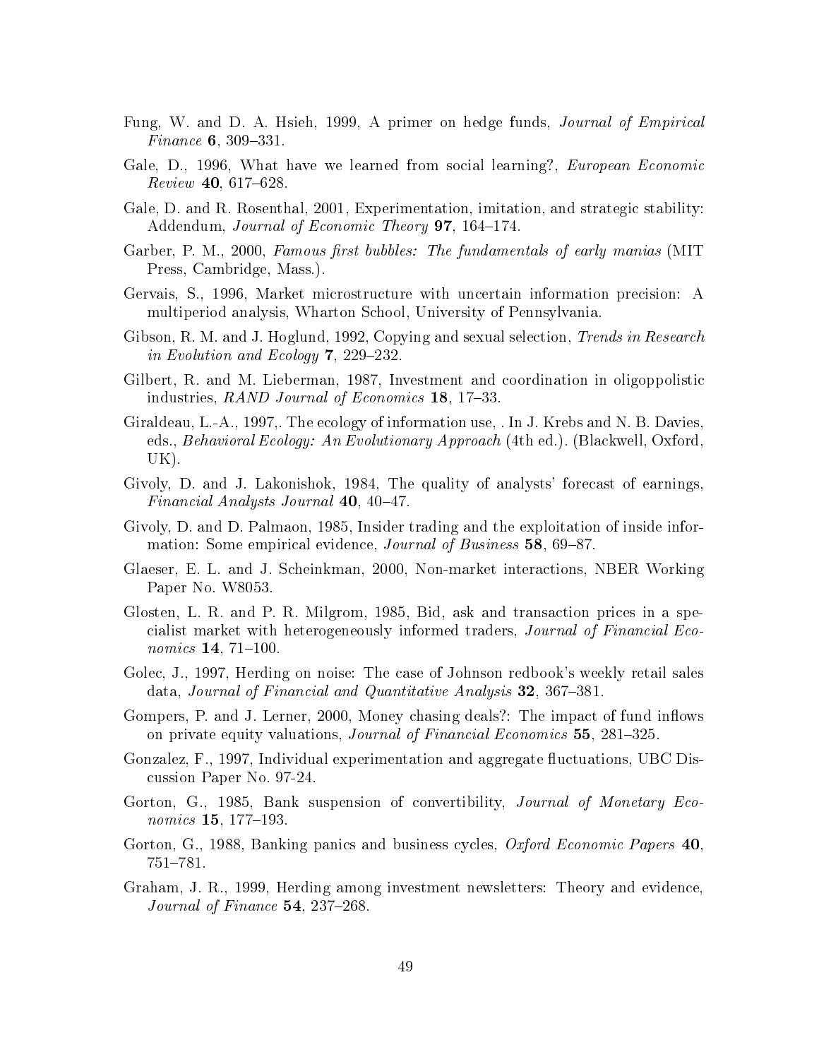Fung, W. and D. A. Hsieh, 1999, A primer on hedge funds, *Journal of Empirical Finance* **6**, 309–331.

Gale, D., 1996, What have we learned from social learning?, *European Economic Review* **40**, 617–628.

Gale, D. and R. Rosenthal, 2001, Experimentation, imitation, and strategic stability: Addendum, *Journal of Economic Theory* **97**, 164–174.

Garber, P. M., 2000, *Famous first bubbles: The fundamentals of early manias* (MIT Press, Cambridge, Mass.).

Gervais, S., 1996, Market microstructure with uncertain information precision: A multiperiod analysis, Wharton School, University of Pennsylvania.

Gibson, R. M. and J. Hoglund, 1992, Copying and sexual selection, *Trends in Research in Evolution and Ecology* **7**, 229–232.

Gilbert, R. and M. Lieberman, 1987, Investment and coordination in oligoppolistic industries, *RAND Journal of Economics* **18**, 17–33.

Giraldeau, L.-A., 1997,. The ecology of information use, . In J. Krebs and N. B. Davies, eds., *Behavioral Ecology: An Evolutionary Approach* (4th ed.). (Blackwell, Oxford, UK).

Givoly, D. and J. Lakonishok, 1984, The quality of analysts' forecast of earnings, *Financial Analysts Journal* **40**, 40–47.

Givoly, D. and D. Palmaon, 1985, Insider trading and the exploitation of inside information: Some empirical evidence, *Journal of Business* **58**, 69–87.

Glaeser, E. L. and J. Scheinkman, 2000, Non-market interactions, NBER Working Paper No. W8053.

Glosten, L. R. and P. R. Milgrom, 1985, Bid, ask and transaction prices in a specialist market with heterogeneously informed traders, *Journal of Financial Economics* **14**, 71–100.

Golec, J., 1997, Herding on noise: The case of Johnson redbook's weekly retail sales data, *Journal of Financial and Quantitative Analysis* **32**, 367–381.

Gompers, P. and J. Lerner, 2000, Money chasing deals?: The impact of fund inflows on private equity valuations, *Journal of Financial Economics* **55**, 281–325.

Gonzalez, F., 1997, Individual experimentation and aggregate fluctuations, UBC Discussion Paper No. 97-24.

Gorton, G., 1985, Bank suspension of convertibility, *Journal of Monetary Economics* **15**, 177–193.

Gorton, G., 1988, Banking panics and business cycles, *Oxford Economic Papers* **40**, 751–781.

Graham, J. R., 1999, Herding among investment newsletters: Theory and evidence, *Journal of Finance* **54**, 237–268.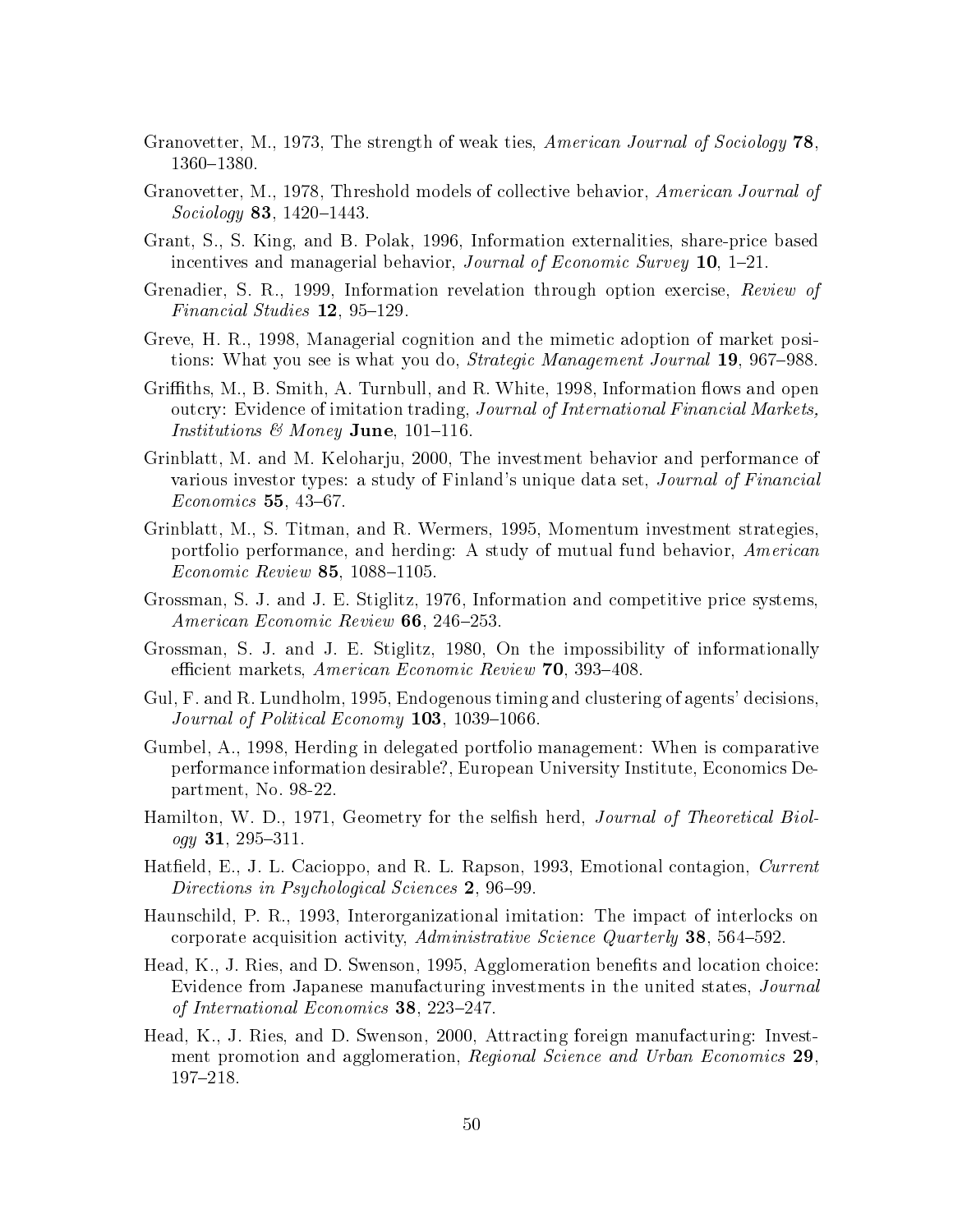Granovetter, M., 1973, The strength of weak ties, *American Journal of Sociology* **78**, 1360–1380.

Granovetter, M., 1978, Threshold models of collective behavior, *American Journal of Sociology* **83**, 1420–1443.

Grant, S., S. King, and B. Polak, 1996, Information externalities, share-price based incentives and managerial behavior, *Journal of Economic Survey* **10**, 1–21.

Grenadier, S. R., 1999, Information revelation through option exercise, *Review of Financial Studies* **12**, 95–129.

Greve, H. R., 1998, Managerial cognition and the mimetic adoption of market positions: What you see is what you do, *Strategic Management Journal* **19**, 967–988.

Griffiths, M., B. Smith, A. Turnbull, and R. White, 1998, Information flows and open outcry: Evidence of imitation trading, *Journal of International Financial Markets, Institutions & Money* **June**, 101–116.

Grinblatt, M. and M. Keloharju, 2000, The investment behavior and performance of various investor types: a study of Finland's unique data set, *Journal of Financial Economics* **55**, 43–67.

Grinblatt, M., S. Titman, and R. Wermers, 1995, Momentum investment strategies, portfolio performance, and herding: A study of mutual fund behavior, *American Economic Review* **85**, 1088–1105.

Grossman, S. J. and J. E. Stiglitz, 1976, Information and competitive price systems, *American Economic Review* **66**, 246–253.

Grossman, S. J. and J. E. Stiglitz, 1980, On the impossibility of informationally efficient markets, *American Economic Review* **70**, 393–408.

Gul, F. and R. Lundholm, 1995, Endogenous timing and clustering of agents' decisions, *Journal of Political Economy* **103**, 1039–1066.

Gumbel, A., 1998, Herding in delegated portfolio management: When is comparative performance information desirable?, European University Institute, Economics Department, No. 98-22.

Hamilton, W. D., 1971, Geometry for the selfish herd, *Journal of Theoretical Biology* **31**, 295–311.

Hatfield, E., J. L. Cacioppo, and R. L. Rapson, 1993, Emotional contagion, *Current Directions in Psychological Sciences* **2**, 96–99.

Haunschild, P. R., 1993, Interorganizational imitation: The impact of interlocks on corporate acquisition activity, *Administrative Science Quarterly* **38**, 564–592.

Head, K., J. Ries, and D. Swenson, 1995, Agglomeration benefits and location choice: Evidence from Japanese manufacturing investments in the united states, *Journal of International Economics* **38**, 223–247.

Head, K., J. Ries, and D. Swenson, 2000, Attracting foreign manufacturing: Investment promotion and agglomeration, *Regional Science and Urban Economics* **29**, 197–218.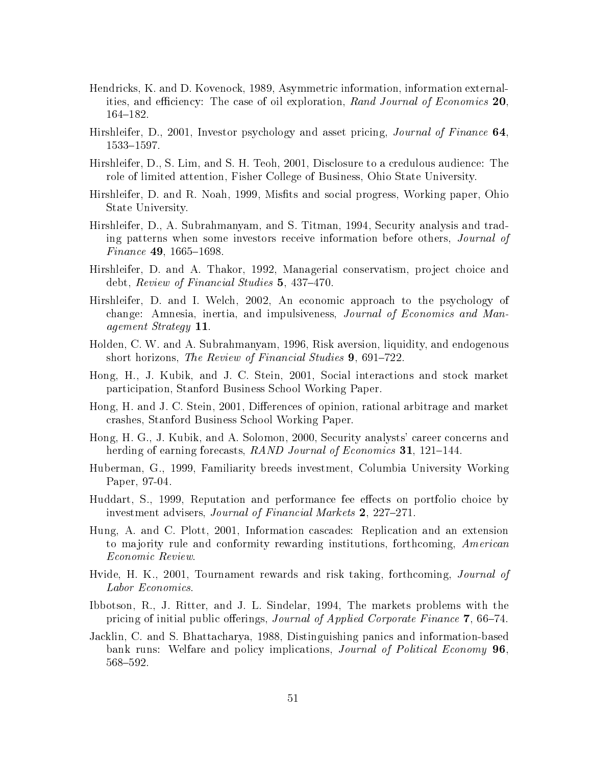Hendricks, K. and D. Kovenock, 1989, Asymmetric information, information externalities, and efficiency: The case of oil exploration, *Rand Journal of Economics* **20**, 164–182.

Hirshleifer, D., 2001, Investor psychology and asset pricing, *Journal of Finance* **64**, 1533–1597.

Hirshleifer, D., S. Lim, and S. H. Teoh, 2001, Disclosure to a credulous audience: The role of limited attention, Fisher College of Business, Ohio State University.

Hirshleifer, D. and R. Noah, 1999, Misfits and social progress, Working paper, Ohio State University.

Hirshleifer, D., A. Subrahmanyam, and S. Titman, 1994, Security analysis and trading patterns when some investors receive information before others, *Journal of Finance* **49**, 1665–1698.

Hirshleifer, D. and A. Thakor, 1992, Managerial conservatism, project choice and debt, *Review of Financial Studies* **5**, 437–470.

Hirshleifer, D. and I. Welch, 2002, An economic approach to the psychology of change: Amnesia, inertia, and impulsiveness, *Journal of Economics and Management Strategy* **11**.

Holden, C. W. and A. Subrahmanyam, 1996, Risk aversion, liquidity, and endogenous short horizons, *The Review of Financial Studies* **9**, 691–722.

Hong, H., J. Kubik, and J. C. Stein, 2001, Social interactions and stock market participation, Stanford Business School Working Paper.

Hong, H. and J. C. Stein, 2001, Differences of opinion, rational arbitrage and market crashes, Stanford Business School Working Paper.

Hong, H. G., J. Kubik, and A. Solomon, 2000, Security analysts' career concerns and herding of earning forecasts, *RAND Journal of Economics* **31**, 121–144.

Huberman, G., 1999, Familiarity breeds investment, Columbia University Working Paper, 97-04.

Huddart, S., 1999, Reputation and performance fee effects on portfolio choice by investment advisers, *Journal of Financial Markets* **2**, 227–271.

Hung, A. and C. Plott, 2001, Information cascades: Replication and an extension to majority rule and conformity rewarding institutions, forthcoming, *American Economic Review*.

Hvide, H. K., 2001, Tournament rewards and risk taking, forthcoming, *Journal of Labor Economics*.

Ibbotson, R., J. Ritter, and J. L. Sindelar, 1994, The markets problems with the pricing of initial public offerings, *Journal of Applied Corporate Finance* **7**, 66–74.

Jacklin, C. and S. Bhattacharya, 1988, Distinguishing panics and information-based bank runs: Welfare and policy implications, *Journal of Political Economy* **96**, 568–592.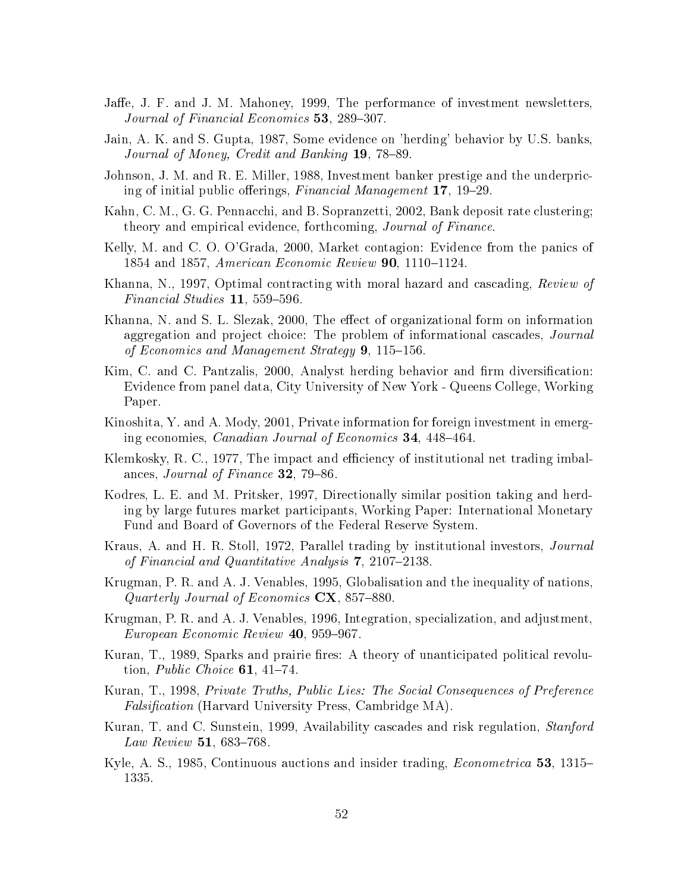Jaffe, J. F. and J. M. Mahoney, 1999, The performance of investment newsletters, *Journal of Financial Economics* **53**, 289–307.

Jain, A. K. and S. Gupta, 1987, Some evidence on 'herding' behavior by U.S. banks, *Journal of Money, Credit and Banking* **19**, 78–89.

Johnson, J. M. and R. E. Miller, 1988, Investment banker prestige and the underpricing of initial public offerings, *Financial Management* **17**, 19–29.

Kahn, C. M., G. G. Pennacchi, and B. Sopranzetti, 2002, Bank deposit rate clustering; theory and empirical evidence, forthcoming, *Journal of Finance*.

Kelly, M. and C. O. O'Grada, 2000, Market contagion: Evidence from the panics of 1854 and 1857, *American Economic Review* **90**, 1110–1124.

Khanna, N., 1997, Optimal contracting with moral hazard and cascading, *Review of Financial Studies* **11**, 559–596.

Khanna, N. and S. L. Slezak, 2000, The effect of organizational form on information aggregation and project choice: The problem of informational cascades, *Journal of Economics and Management Strategy* **9**, 115–156.

Kim, C. and C. Pantzalis, 2000, Analyst herding behavior and firm diversification: Evidence from panel data, City University of New York - Queens College, Working Paper.

Kinoshita, Y. and A. Mody, 2001, Private information for foreign investment in emerging economies, *Canadian Journal of Economics* **34**, 448–464.

Klemkosky, R. C., 1977, The impact and efficiency of institutional net trading imbalances, *Journal of Finance* **32**, 79–86.

Kodres, L. E. and M. Pritsker, 1997, Directionally similar position taking and herding by large futures market participants, Working Paper: International Monetary Fund and Board of Governors of the Federal Reserve System.

Kraus, A. and H. R. Stoll, 1972, Parallel trading by institutional investors, *Journal of Financial and Quantitative Analysis* **7**, 2107–2138.

Krugman, P. R. and A. J. Venables, 1995, Globalisation and the inequality of nations, *Quarterly Journal of Economics* **CX**, 857–880.

Krugman, P. R. and A. J. Venables, 1996, Integration, specialization, and adjustment, *European Economic Review* **40**, 959–967.

Kuran, T., 1989, Sparks and prairie fires: A theory of unanticipated political revolution, *Public Choice* **61**, 41–74.

Kuran, T., 1998, *Private Truths, Public Lies: The Social Consequences of Preference Falsification* (Harvard University Press, Cambridge MA).

Kuran, T. and C. Sunstein, 1999, Availability cascades and risk regulation, *Stanford Law Review* **51**, 683–768.

Kyle, A. S., 1985, Continuous auctions and insider trading, *Econometrica* **53**, 1315–1335.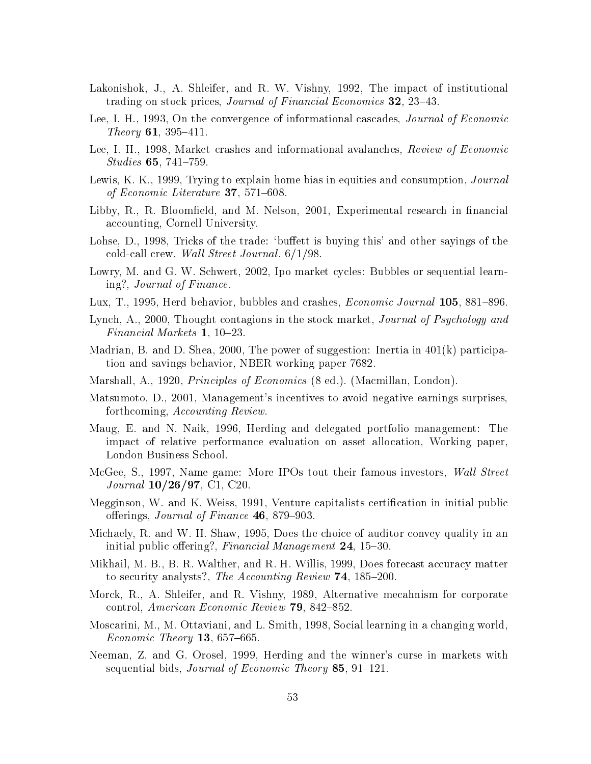Lakonishok, J., A. Shleifer, and R. W. Vishny, 1992, The impact of institutional trading on stock prices, *Journal of Financial Economics* **32**, 23–43.

Lee, I. H., 1993, On the convergence of informational cascades, *Journal of Economic Theory* **61**, 395–411.

Lee, I. H., 1998, Market crashes and informational avalanches, *Review of Economic Studies* **65**, 741–759.

Lewis, K. K., 1999, Trying to explain home bias in equities and consumption, *Journal of Economic Literature* **37**, 571–608.

Libby, R., R. Bloomfield, and M. Nelson, 2001, Experimental research in financial accounting, Cornell University.

Lohse, D., 1998, Tricks of the trade: 'buffett is buying this' and other sayings of the cold-call crew, *Wall Street Journal*. 6/1/98.

Lowry, M. and G. W. Schwert, 2002, Ipo market cycles: Bubbles or sequential learning?, *Journal of Finance*.

Lux, T., 1995, Herd behavior, bubbles and crashes, *Economic Journal* **105**, 881–896.

Lynch, A., 2000, Thought contagions in the stock market, *Journal of Psychology and Financial Markets* **1**, 10–23.

Madrian, B. and D. Shea, 2000, The power of suggestion: Inertia in 401(k) participation and savings behavior, NBER working paper 7682.

Marshall, A., 1920, *Principles of Economics* (8 ed.). (Macmillan, London).

Matsumoto, D., 2001, Management's incentives to avoid negative earnings surprises, forthcoming, *Accounting Review*.

Maug, E. and N. Naik, 1996, Herding and delegated portfolio management: The impact of relative performance evaluation on asset allocation, Working paper, London Business School.

McGee, S., 1997, Name game: More IPOs tout their famous investors, *Wall Street Journal* **10/26/97**, C1, C20.

Megginson, W. and K. Weiss, 1991, Venture capitalists certification in initial public offerings, *Journal of Finance* **46**, 879–903.

Michaely, R. and W. H. Shaw, 1995, Does the choice of auditor convey quality in an initial public offering?, *Financial Management* **24**, 15–30.

Mikhail, M. B., B. R. Walther, and R. H. Willis, 1999, Does forecast accuracy matter to security analysts?, *The Accounting Review* **74**, 185–200.

Morck, R., A. Shleifer, and R. Vishny, 1989, Alternative mecahnism for corporate control, *American Economic Review* **79**, 842–852.

Moscarini, M., M. Ottaviani, and L. Smith, 1998, Social learning in a changing world, *Economic Theory* **13**, 657–665.

Neeman, Z. and G. Orosel, 1999, Herding and the winner's curse in markets with sequential bids, *Journal of Economic Theory* **85**, 91–121.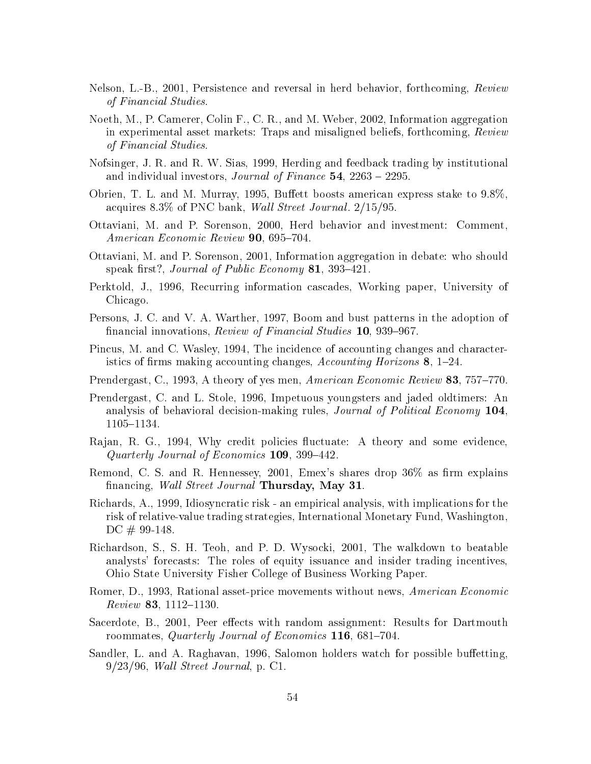Nelson, L.-B., 2001, Persistence and reversal in herd behavior, forthcoming, *Review of Financial Studies*.

Noeth, M., P. Camerer, Colin F., C. R., and M. Weber, 2002, Information aggregation in experimental asset markets: Traps and misaligned beliefs, forthcoming, *Review of Financial Studies*.

Nofsinger, J. R. and R. W. Sias, 1999, Herding and feedback trading by institutional and individual investors, *Journal of Finance* **54**, 2263 – 2295.

Obrien, T. L. and M. Murray, 1995, Buffett boosts american express stake to 9.8%, acquires 8.3% of PNC bank, *Wall Street Journal*. 2/15/95.

Ottaviani, M. and P. Sorenson, 2000, Herd behavior and investment: Comment, *American Economic Review* **90**, 695–704.

Ottaviani, M. and P. Sorenson, 2001, Information aggregation in debate: who should speak first?, *Journal of Public Economy* **81**, 393–421.

Perktold, J., 1996, Recurring information cascades, Working paper, University of Chicago.

Persons, J. C. and V. A. Warther, 1997, Boom and bust patterns in the adoption of financial innovations, *Review of Financial Studies* **10**, 939–967.

Pincus, M. and C. Wasley, 1994, The incidence of accounting changes and characteristics of firms making accounting changes, *Accounting Horizons* **8**, 1–24.

Prendergast, C., 1993, A theory of yes men, *American Economic Review* **83**, 757–770.

Prendergast, C. and L. Stole, 1996, Impetuous youngsters and jaded oldtimers: An analysis of behavioral decision-making rules, *Journal of Political Economy* **104**, 1105–1134.

Rajan, R. G., 1994, Why credit policies fluctuate: A theory and some evidence, *Quarterly Journal of Economics* **109**, 399–442.

Remond, C. S. and R. Hennessey, 2001, Emex's shares drop 36% as firm explains financing, *Wall Street Journal* **Thursday, May 31**.

Richards, A., 1999, Idiosyncratic risk - an empirical analysis, with implications for the risk of relative-value trading strategies, International Monetary Fund, Washington, DC # 99-148.

Richardson, S., S. H. Teoh, and P. D. Wysocki, 2001, The walkdown to beatable analysts' forecasts: The roles of equity issuance and insider trading incentives, Ohio State University Fisher College of Business Working Paper.

Romer, D., 1993, Rational asset-price movements without news, *American Economic Review* **83**, 1112–1130.

Sacerdote, B., 2001, Peer effects with random assignment: Results for Dartmouth roommates, *Quarterly Journal of Economics* **116**, 681–704.

Sandler, L. and A. Raghavan, 1996, Salomon holders watch for possible buffetting, 9/23/96, *Wall Street Journal*, p. C1.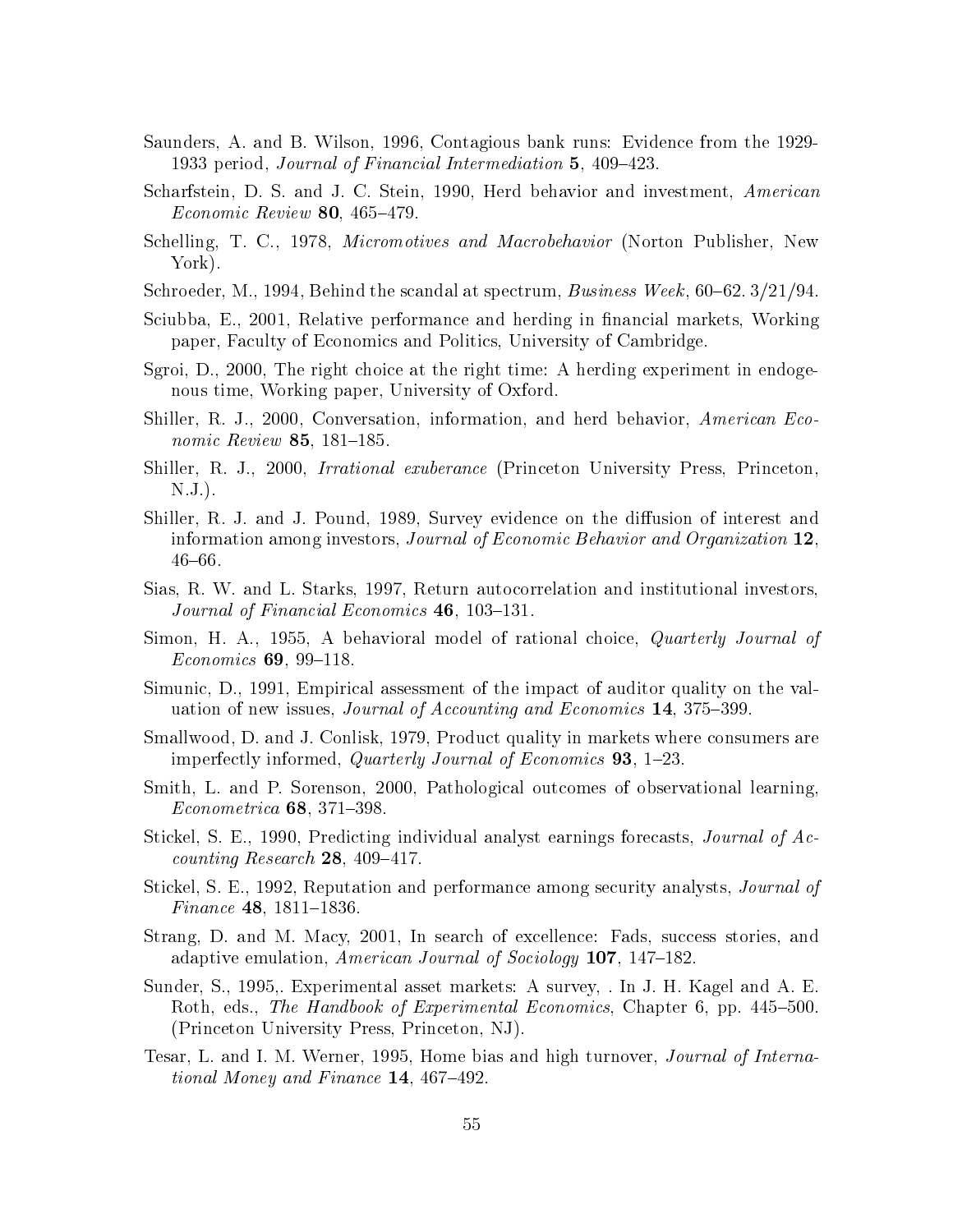Saunders, A. and B. Wilson, 1996, Contagious bank runs: Evidence from the 1929-1933 period, *Journal of Financial Intermediation* **5**, 409–423.

Scharfstein, D. S. and J. C. Stein, 1990, Herd behavior and investment, *American Economic Review* **80**, 465–479.

Schelling, T. C., 1978, *Micromotives and Macrobehavior* (Norton Publisher, New York).

Schroeder, M., 1994, Behind the scandal at spectrum, *Business Week*, 60–62. 3/21/94.

Sciubba, E., 2001, Relative performance and herding in financial markets, Working paper, Faculty of Economics and Politics, University of Cambridge.

Sgroi, D., 2000, The right choice at the right time: A herding experiment in endogenous time, Working paper, University of Oxford.

Shiller, R. J., 2000, Conversation, information, and herd behavior, *American Economic Review* **85**, 181–185.

Shiller, R. J., 2000, *Irrational exuberance* (Princeton University Press, Princeton, N.J.).

Shiller, R. J. and J. Pound, 1989, Survey evidence on the diffusion of interest and information among investors, *Journal of Economic Behavior and Organization* **12**, 46–66.

Sias, R. W. and L. Starks, 1997, Return autocorrelation and institutional investors, *Journal of Financial Economics* **46**, 103–131.

Simon, H. A., 1955, A behavioral model of rational choice, *Quarterly Journal of Economics* **69**, 99–118.

Simunic, D., 1991, Empirical assessment of the impact of auditor quality on the valuation of new issues, *Journal of Accounting and Economics* **14**, 375–399.

Smallwood, D. and J. Conlisk, 1979, Product quality in markets where consumers are imperfectly informed, *Quarterly Journal of Economics* **93**, 1–23.

Smith, L. and P. Sorenson, 2000, Pathological outcomes of observational learning, *Econometrica* **68**, 371–398.

Stickel, S. E., 1990, Predicting individual analyst earnings forecasts, *Journal of Accounting Research* **28**, 409–417.

Stickel, S. E., 1992, Reputation and performance among security analysts, *Journal of Finance* **48**, 1811–1836.

Strang, D. and M. Macy, 2001, In search of excellence: Fads, success stories, and adaptive emulation, *American Journal of Sociology* **107**, 147–182.

Sunder, S., 1995,. Experimental asset markets: A survey, . In J. H. Kagel and A. E. Roth, eds., *The Handbook of Experimental Economics*, Chapter 6, pp. 445–500. (Princeton University Press, Princeton, NJ).

Tesar, L. and I. M. Werner, 1995, Home bias and high turnover, *Journal of International Money and Finance* **14**, 467–492.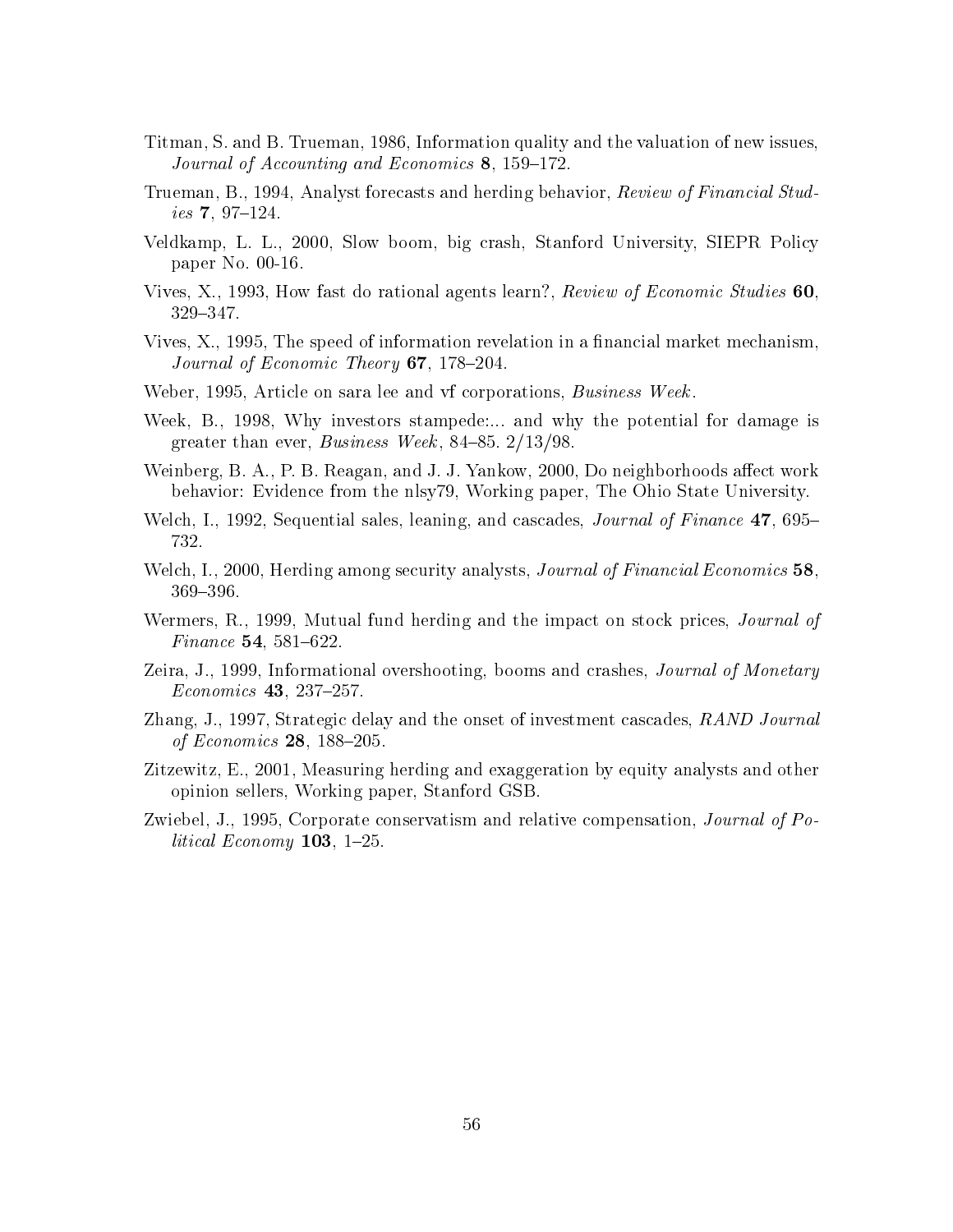Titman, S. and B. Trueman, 1986, Information quality and the valuation of new issues, *Journal of Accounting and Economics* **8**, 159–172.

Trueman, B., 1994, Analyst forecasts and herding behavior, *Review of Financial Studies* **7**, 97–124.

Veldkamp, L. L., 2000, Slow boom, big crash, Stanford University, SIEPR Policy paper No. 00-16.

Vives, X., 1993, How fast do rational agents learn?, *Review of Economic Studies* **60**, 329–347.

Vives, X., 1995, The speed of information revelation in a financial market mechanism, *Journal of Economic Theory* **67**, 178–204.

Weber, 1995, Article on sara lee and vf corporations, *Business Week*.

Week, B., 1998, Why investors stampede:... and why the potential for damage is greater than ever, *Business Week*, 84–85. 2/13/98.

Weinberg, B. A., P. B. Reagan, and J. J. Yankow, 2000, Do neighborhoods affect work behavior: Evidence from the nlsy79, Working paper, The Ohio State University.

Welch, I., 1992, Sequential sales, leaning, and cascades, *Journal of Finance* **47**, 695–732.

Welch, I., 2000, Herding among security analysts, *Journal of Financial Economics* **58**, 369–396.

Wermers, R., 1999, Mutual fund herding and the impact on stock prices, *Journal of Finance* **54**, 581–622.

Zeira, J., 1999, Informational overshooting, booms and crashes, *Journal of Monetary Economics* **43**, 237–257.

Zhang, J., 1997, Strategic delay and the onset of investment cascades, *RAND Journal of Economics* **28**, 188–205.

Zitzewitz, E., 2001, Measuring herding and exaggeration by equity analysts and other opinion sellers, Working paper, Stanford GSB.

Zwiebel, J., 1995, Corporate conservatism and relative compensation, *Journal of Political Economy* **103**, 1–25.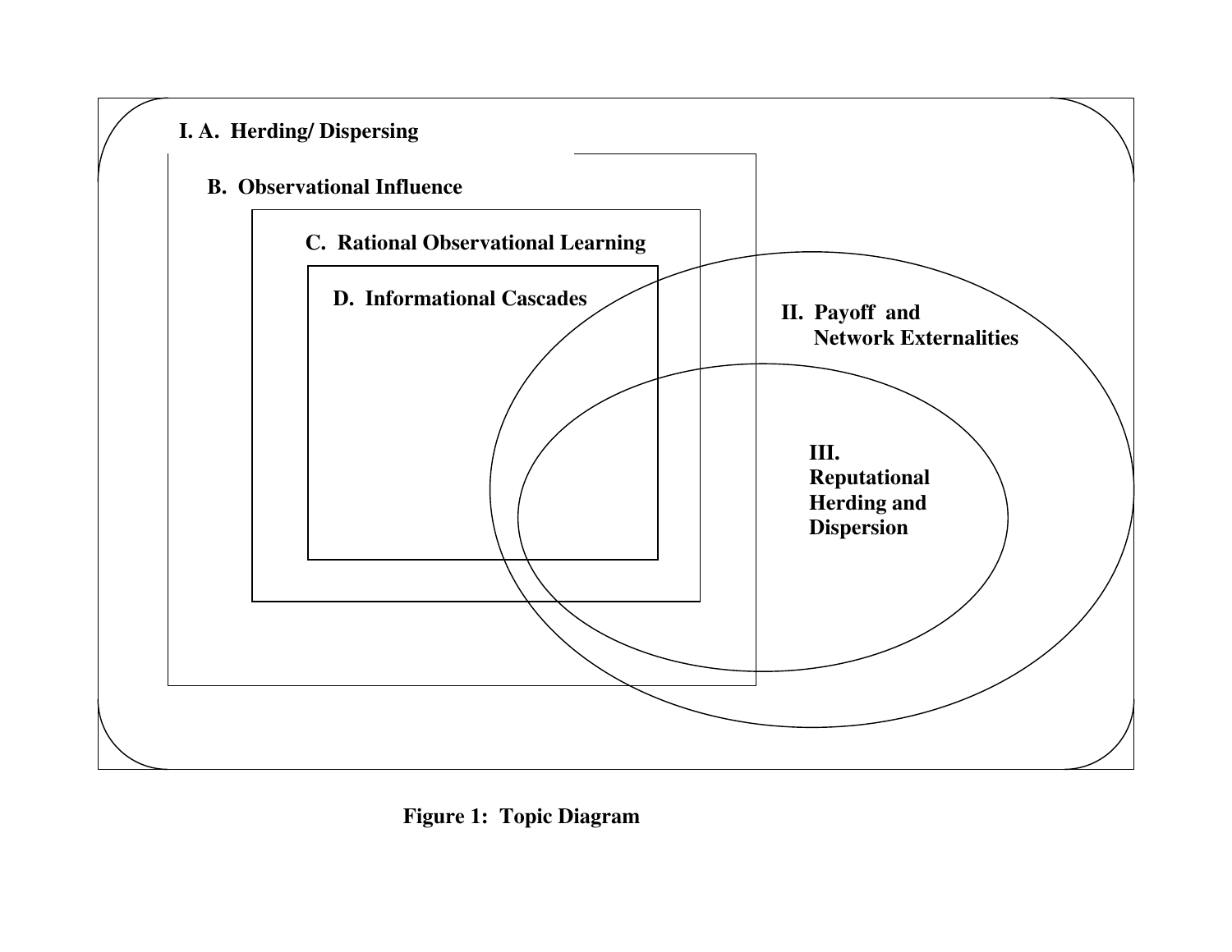I. A. Herding/ Dispersing

B. Observational Influence

C. Rational Observational Learning

D. Informational Cascades

II. Payoff and Network Externalities

III. Reputational Herding and Dispersion

**Figure 1: Topic Diagram**